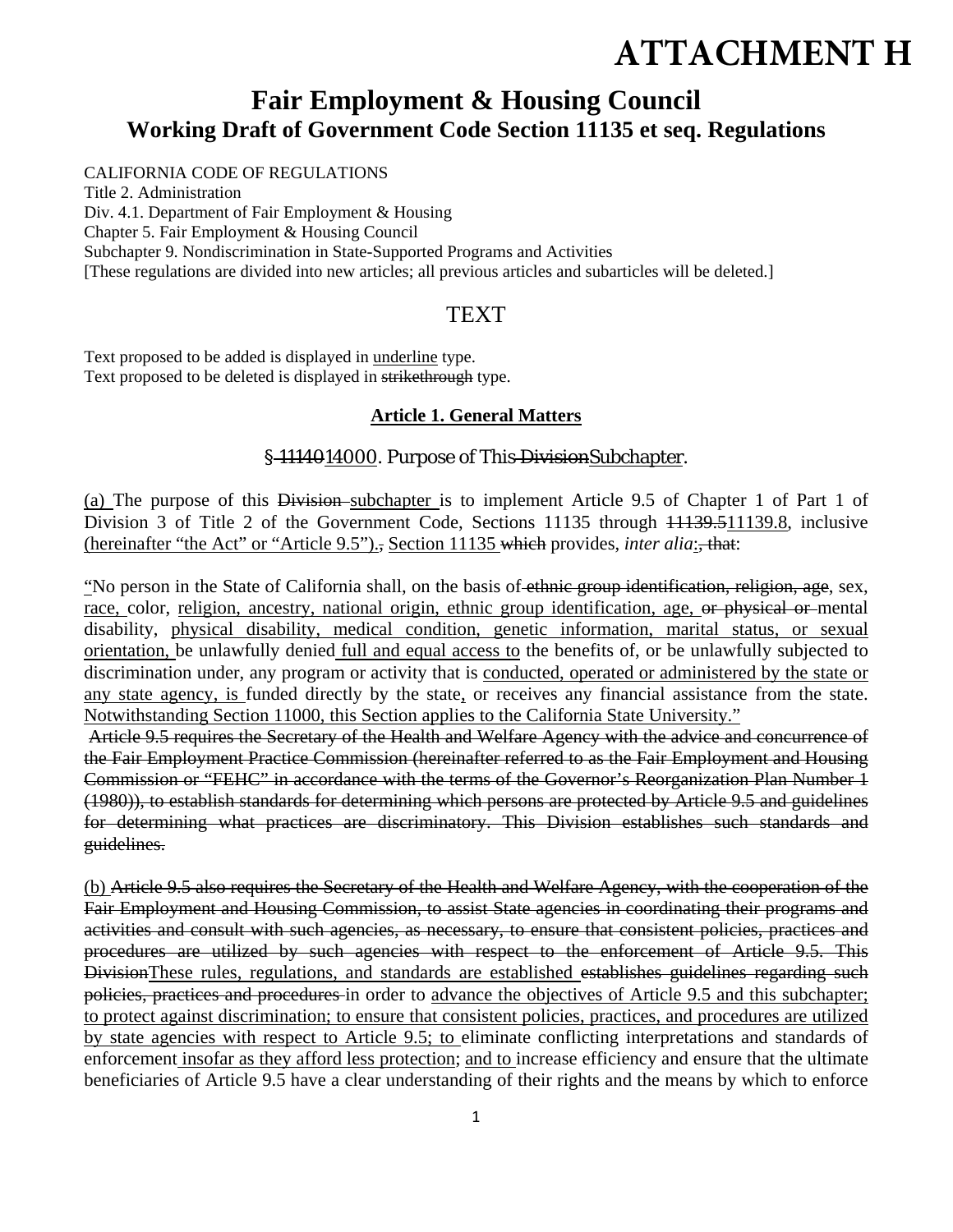# ATTACHMENT H

## Fair Employment & Housing Council
### Working Draft of Government Code Section 11135 et seq. Regulations

CALIFORNIA CODE OF REGULATIONS
Title 2. Administration
Div. 4.1. Department of Fair Employment & Housing
Chapter 5. Fair Employment & Housing Council
Subchapter 9. Nondiscrimination in State-Supported Programs and Activities
[These regulations are divided into new articles; all previous articles and subarticles will be deleted.]

## TEXT

Text proposed to be added is displayed in <u>underline</u> type.
Text proposed to be deleted is displayed in ~~strikethrough~~ type.

**<u>Article 1. General Matters</u>**

### § ~~11140~~<u>14000</u>. Purpose of This ~~Division~~<u>Subchapter</u>.

<u>(a)</u> The purpose of this ~~Division~~ <u>subchapter</u> is to implement Article 9.5 of Chapter 1 of Part 1 of Division 3 of Title 2 of the Government Code, Sections 11135 through ~~11139.5~~<u>11139.8</u>, inclusive <u>(hereinafter "the Act" or "Article 9.5").</u>~~,~~ <u>Section 11135</u> ~~which~~ provides, *inter alia*:~~, that~~:

<u>"</u>No person in the State of California shall, on the basis of ~~ethnic group identification, religion, age~~, sex, <u>race,</u> color, <u>religion, ancestry, national origin, ethnic group identification, age,</u> ~~or physical or~~ mental disability, <u>physical disability, medical condition, genetic information, marital status, or sexual orientation,</u> be unlawfully denied <u>full and equal access to</u> the benefits of, or be unlawfully subjected to discrimination under, any program or activity that is <u>conducted, operated or administered by the state or any state agency, is</u> funded directly by the state<u>,</u> or receives any financial assistance from the state. <u>Notwithstanding Section 11000, this Section applies to the California State University."</u>

~~Article 9.5 requires the Secretary of the Health and Welfare Agency with the advice and concurrence of the Fair Employment Practice Commission (hereinafter referred to as the Fair Employment and Housing Commission or "FEHC" in accordance with the terms of the Governor's Reorganization Plan Number 1 (1980)), to establish standards for determining which persons are protected by Article 9.5 and guidelines for determining what practices are discriminatory. This Division establishes such standards and guidelines.~~

<u>(b)</u> ~~Article 9.5 also requires the Secretary of the Health and Welfare Agency, with the cooperation of the Fair Employment and Housing Commission, to assist State agencies in coordinating their programs and activities and consult with such agencies, as necessary, to ensure that consistent policies, practices and procedures are utilized by such agencies with respect to the enforcement of Article 9.5. This Division~~<u>These rules, regulations, and standards are established</u> ~~establishes guidelines regarding such policies, practices and procedures~~ in order to <u>advance the objectives of Article 9.5 and this subchapter; to protect against discrimination; to ensure that consistent policies, practices, and procedures are utilized by state agencies with respect to Article 9.5; to</u> eliminate conflicting interpretations and standards of enforcement <u>insofar as they afford less protection</u>; <u>and to</u> increase efficiency and ensure that the ultimate beneficiaries of Article 9.5 have a clear understanding of their rights and the means by which to enforce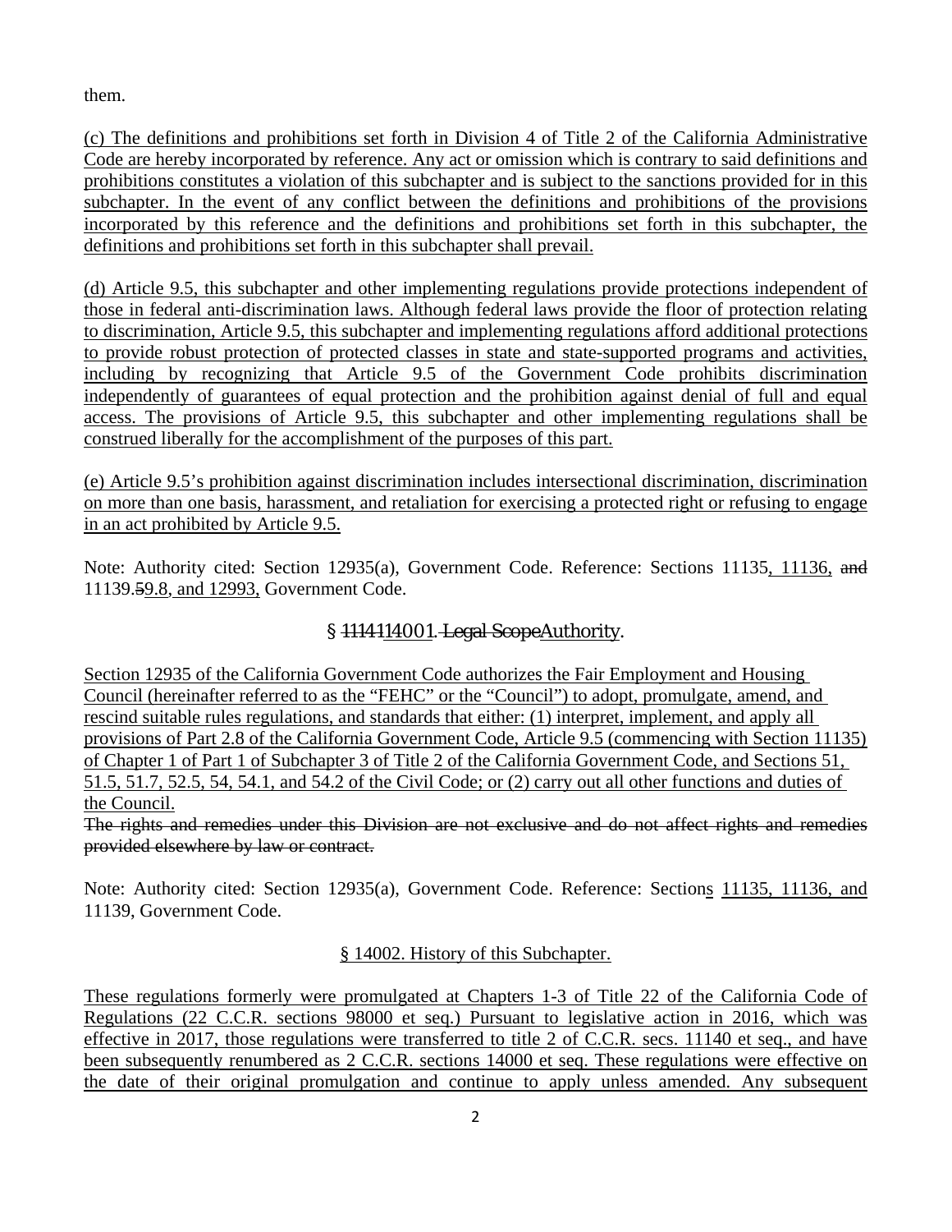them.

(c) The definitions and prohibitions set forth in Division 4 of Title 2 of the California Administrative Code are hereby incorporated by reference. Any act or omission which is contrary to said definitions and prohibitions constitutes a violation of this subchapter and is subject to the sanctions provided for in this subchapter. In the event of any conflict between the definitions and prohibitions of the provisions incorporated by this reference and the definitions and prohibitions set forth in this subchapter, the definitions and prohibitions set forth in this subchapter shall prevail.

(d) Article 9.5, this subchapter and other implementing regulations provide protections independent of those in federal anti-discrimination laws. Although federal laws provide the floor of protection relating to discrimination, Article 9.5, this subchapter and implementing regulations afford additional protections to provide robust protection of protected classes in state and state-supported programs and activities, including by recognizing that Article 9.5 of the Government Code prohibits discrimination independently of guarantees of equal protection and the prohibition against denial of full and equal access. The provisions of Article 9.5, this subchapter and other implementing regulations shall be construed liberally for the accomplishment of the purposes of this part.

(e) Article 9.5's prohibition against discrimination includes intersectional discrimination, discrimination on more than one basis, harassment, and retaliation for exercising a protected right or refusing to engage in an act prohibited by Article 9.5.

Note: Authority cited: Section 12935(a), Government Code. Reference: Sections 11135, 11136, ~~and~~ 11139.~~5~~9.8, and 12993, Government Code.

### § ~~11141~~14001. ~~Legal Scope~~Authority.

Section 12935 of the California Government Code authorizes the Fair Employment and Housing Council (hereinafter referred to as the "FEHC" or the "Council") to adopt, promulgate, amend, and rescind suitable rules regulations, and standards that either: (1) interpret, implement, and apply all provisions of Part 2.8 of the California Government Code, Article 9.5 (commencing with Section 11135) of Chapter 1 of Part 1 of Subchapter 3 of Title 2 of the California Government Code, and Sections 51, 51.5, 51.7, 52.5, 54, 54.1, and 54.2 of the Civil Code; or (2) carry out all other functions and duties of the Council.

~~The rights and remedies under this Division are not exclusive and do not affect rights and remedies provided elsewhere by law or contract.~~

Note: Authority cited: Section 12935(a), Government Code. Reference: Sections 11135, 11136, and 11139, Government Code.

### § 14002. History of this Subchapter.

These regulations formerly were promulgated at Chapters 1-3 of Title 22 of the California Code of Regulations (22 C.C.R. sections 98000 et seq.) Pursuant to legislative action in 2016, which was effective in 2017, those regulations were transferred to title 2 of C.C.R. secs. 11140 et seq., and have been subsequently renumbered as 2 C.C.R. sections 14000 et seq. These regulations were effective on the date of their original promulgation and continue to apply unless amended. Any subsequent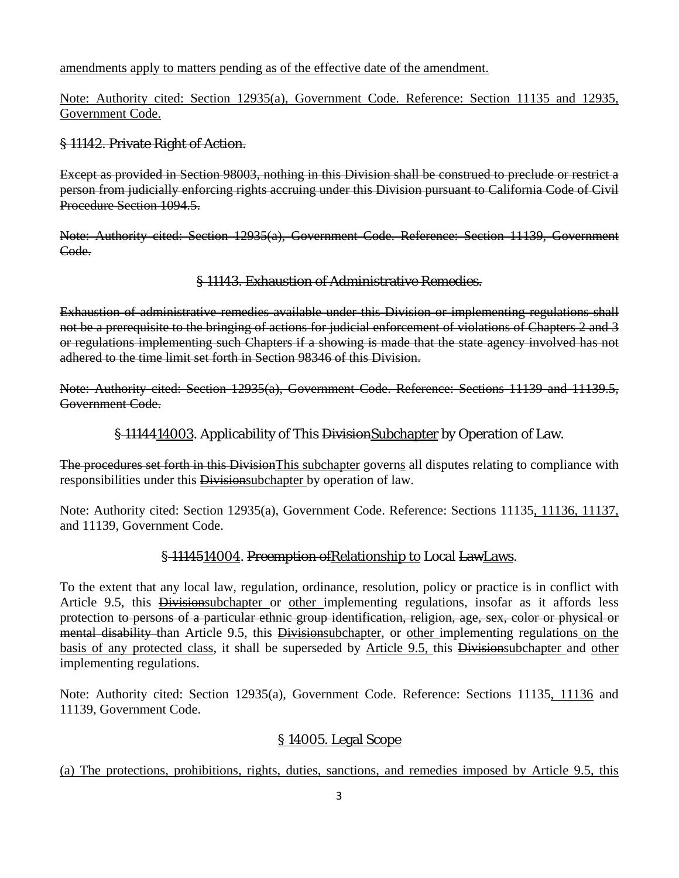<u>amendments apply to matters pending as of the effective date of the amendment.</u>

<u>Note: Authority cited: Section 12935(a), Government Code. Reference: Section 11135 and 12935, Government Code.</u>

~~§ 11142. Private Right of Action.~~

~~Except as provided in Section 98003, nothing in this Division shall be construed to preclude or restrict a person from judicially enforcing rights accruing under this Division pursuant to California Code of Civil Procedure Section 1094.5.~~

~~Note: Authority cited: Section 12935(a), Government Code. Reference: Section 11139, Government Code.~~

### ~~§ 11143. Exhaustion of Administrative Remedies.~~

~~Exhaustion of administrative remedies available under this Division or implementing regulations shall not be a prerequisite to the bringing of actions for judicial enforcement of violations of Chapters 2 and 3 or regulations implementing such Chapters if a showing is made that the state agency involved has not adhered to the time limit set forth in Section 98346 of this Division.~~

~~Note: Authority cited: Section 12935(a), Government Code. Reference: Sections 11139 and 11139.5, Government Code.~~

### § ~~11144~~<u>14003</u>. Applicability of This ~~Division~~<u>Subchapter</u> by Operation of Law.

~~The procedures set forth in this Division~~<u>This subchapter</u> govern<u>s</u> all disputes relating to compliance with responsibilities under this ~~Division~~<u>subchapter</u> by operation of law.

Note: Authority cited: Section 12935(a), Government Code. Reference: Sections 11135<u>, 11136, 11137,</u> and 11139, Government Code.

### § ~~11145~~<u>14004</u>. ~~Preemption of~~<u>Relationship to</u> Local ~~Law~~<u>Laws</u>.

To the extent that any local law, regulation, ordinance, resolution, policy or practice is in conflict with Article 9.5, this ~~Division~~<u>subchapter</u> or <u>other</u> implementing regulations, insofar as it affords less protection ~~to persons of a particular ethnic group identification, religion, age, sex, color or physical or mental disability~~ than Article 9.5, this ~~Division~~<u>subchapter</u>, or <u>other</u> implementing regulations <u>on the basis of any protected class</u>, it shall be superseded by <u>Article 9.5,</u> this ~~Division~~<u>subchapter</u> and <u>other</u> implementing regulations.

Note: Authority cited: Section 12935(a), Government Code. Reference: Sections 11135<u>, 11136</u> and 11139, Government Code.

### <u>§ 14005. Legal Scope</u>

<u>(a) The protections, prohibitions, rights, duties, sanctions, and remedies imposed by Article 9.5, this</u>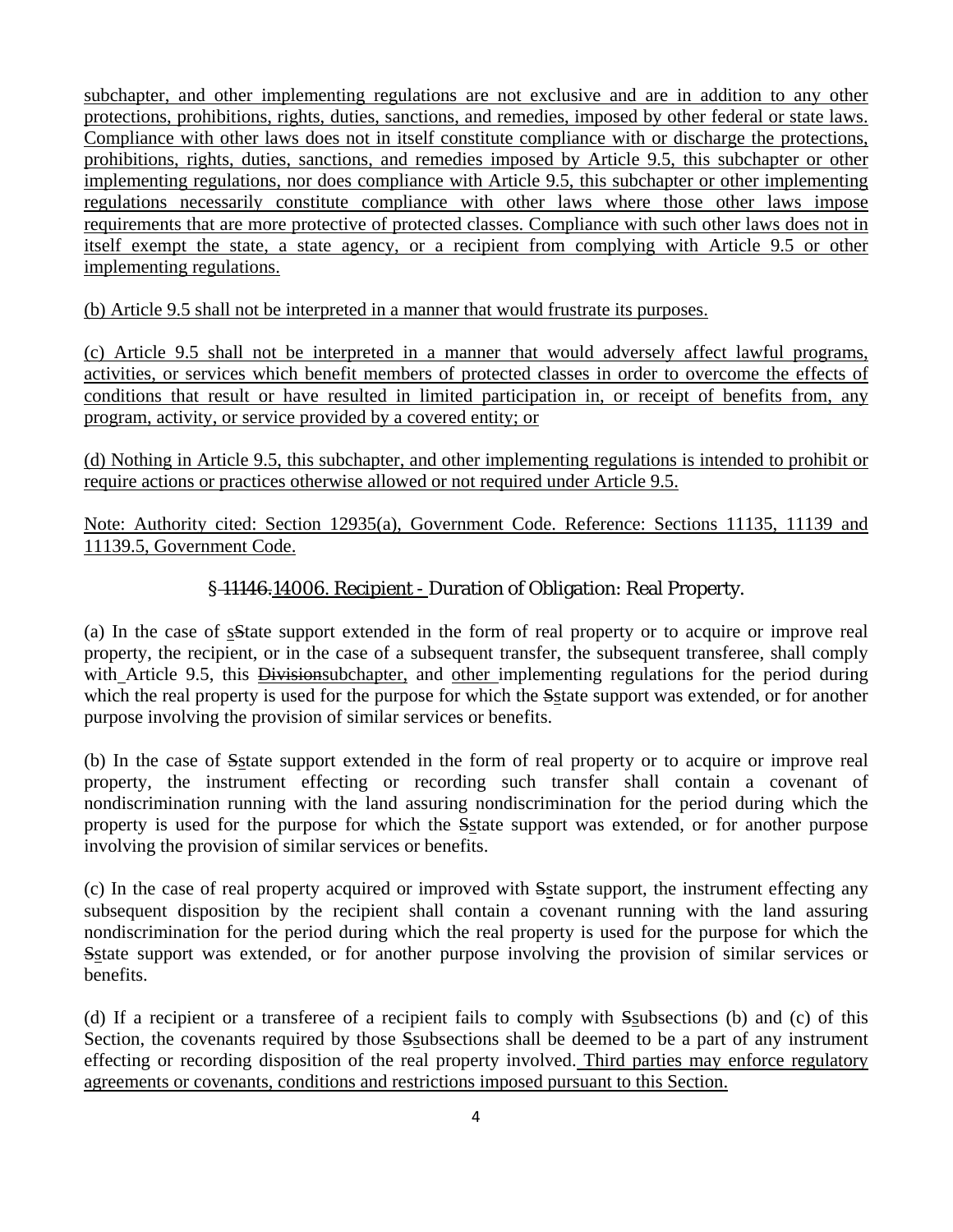subchapter, and other implementing regulations are not exclusive and are in addition to any other protections, prohibitions, rights, duties, sanctions, and remedies, imposed by other federal or state laws. Compliance with other laws does not in itself constitute compliance with or discharge the protections, prohibitions, rights, duties, sanctions, and remedies imposed by Article 9.5, this subchapter or other implementing regulations, nor does compliance with Article 9.5, this subchapter or other implementing regulations necessarily constitute compliance with other laws where those other laws impose requirements that are more protective of protected classes. Compliance with such other laws does not in itself exempt the state, a state agency, or a recipient from complying with Article 9.5 or other implementing regulations.

(b) Article 9.5 shall not be interpreted in a manner that would frustrate its purposes.

(c) Article 9.5 shall not be interpreted in a manner that would adversely affect lawful programs, activities, or services which benefit members of protected classes in order to overcome the effects of conditions that result or have resulted in limited participation in, or receipt of benefits from, any program, activity, or service provided by a covered entity; or

(d) Nothing in Article 9.5, this subchapter, and other implementing regulations is intended to prohibit or require actions or practices otherwise allowed or not required under Article 9.5.

Note: Authority cited: Section 12935(a), Government Code. Reference: Sections 11135, 11139 and 11139.5, Government Code.

## § ~~11146.~~14006. Recipient - Duration of Obligation: Real Property.

(a) In the case of s~~S~~tate support extended in the form of real property or to acquire or improve real property, the recipient, or in the case of a subsequent transfer, the subsequent transferee, shall comply with Article 9.5, this ~~Division~~subchapter, and other implementing regulations for the period during which the real property is used for the purpose for which the ~~S~~state support was extended, or for another purpose involving the provision of similar services or benefits.

(b) In the case of ~~S~~state support extended in the form of real property or to acquire or improve real property, the instrument effecting or recording such transfer shall contain a covenant of nondiscrimination running with the land assuring nondiscrimination for the period during which the property is used for the purpose for which the ~~S~~state support was extended, or for another purpose involving the provision of similar services or benefits.

(c) In the case of real property acquired or improved with ~~S~~state support, the instrument effecting any subsequent disposition by the recipient shall contain a covenant running with the land assuring nondiscrimination for the period during which the real property is used for the purpose for which the ~~S~~state support was extended, or for another purpose involving the provision of similar services or benefits.

(d) If a recipient or a transferee of a recipient fails to comply with ~~S~~subsections (b) and (c) of this Section, the covenants required by those ~~S~~subsections shall be deemed to be a part of any instrument effecting or recording disposition of the real property involved. Third parties may enforce regulatory agreements or covenants, conditions and restrictions imposed pursuant to this Section.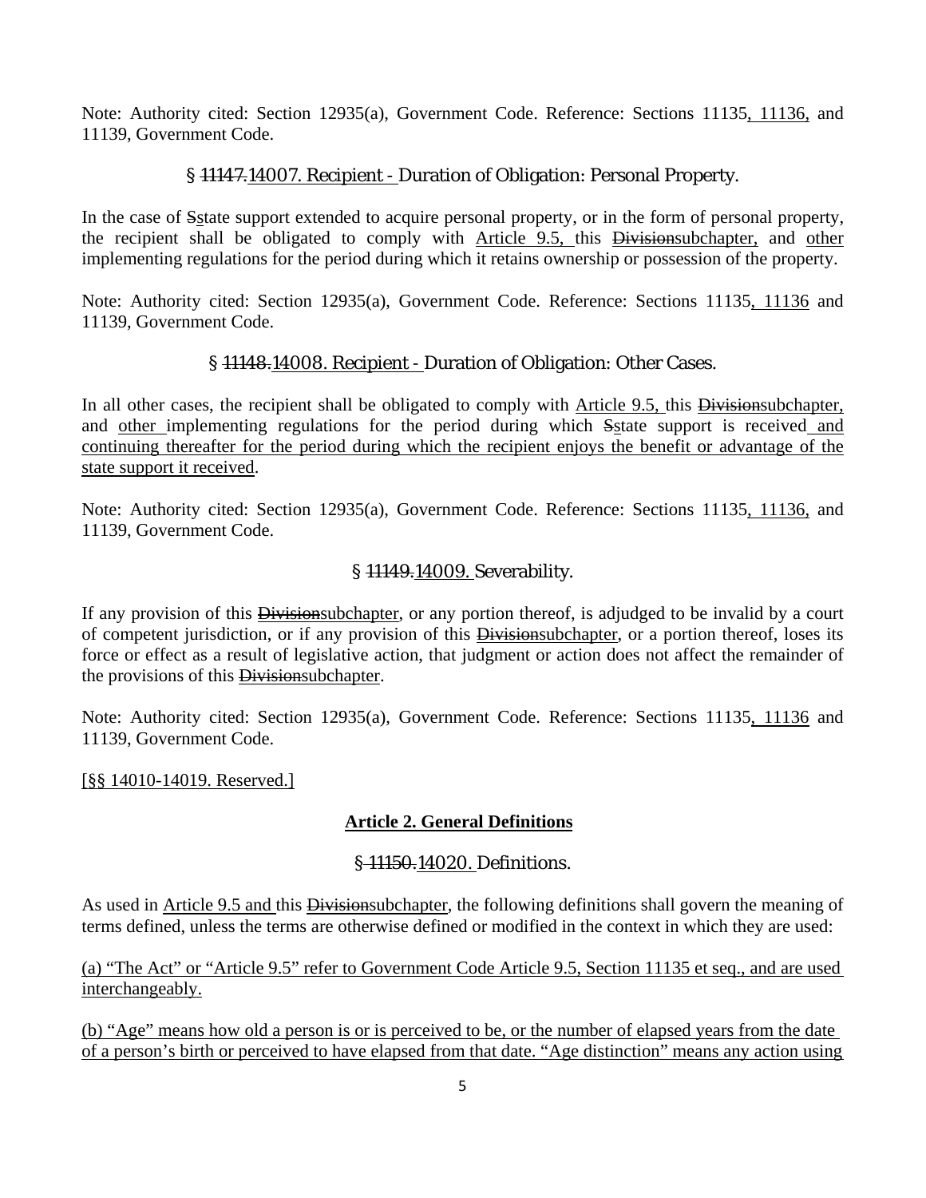Note: Authority cited: Section 12935(a), Government Code. Reference: Sections 11135, 11136, and 11139, Government Code.

### § ~~11147.~~14007. Recipient - Duration of Obligation: Personal Property.

In the case of ~~S~~state support extended to acquire personal property, or in the form of personal property, the recipient shall be obligated to comply with Article 9.5, this ~~Division~~subchapter, and other implementing regulations for the period during which it retains ownership or possession of the property.

Note: Authority cited: Section 12935(a), Government Code. Reference: Sections 11135, 11136 and 11139, Government Code.

### § ~~11148.~~14008. Recipient - Duration of Obligation: Other Cases.

In all other cases, the recipient shall be obligated to comply with Article 9.5, this ~~Division~~subchapter, and other implementing regulations for the period during which ~~S~~state support is received and continuing thereafter for the period during which the recipient enjoys the benefit or advantage of the state support it received.

Note: Authority cited: Section 12935(a), Government Code. Reference: Sections 11135, 11136, and 11139, Government Code.

### § ~~11149.~~14009. Severability.

If any provision of this ~~Division~~subchapter, or any portion thereof, is adjudged to be invalid by a court of competent jurisdiction, or if any provision of this ~~Division~~subchapter, or a portion thereof, loses its force or effect as a result of legislative action, that judgment or action does not affect the remainder of the provisions of this ~~Division~~subchapter.

Note: Authority cited: Section 12935(a), Government Code. Reference: Sections 11135, 11136 and 11139, Government Code.

[§§ 14010-14019. Reserved.]

## Article 2. General Definitions

### § ~~11150.~~14020. Definitions.

As used in Article 9.5 and this ~~Division~~subchapter, the following definitions shall govern the meaning of terms defined, unless the terms are otherwise defined or modified in the context in which they are used:

(a) "The Act" or "Article 9.5" refer to Government Code Article 9.5, Section 11135 et seq., and are used interchangeably.

(b) "Age" means how old a person is or is perceived to be, or the number of elapsed years from the date of a person's birth or perceived to have elapsed from that date. "Age distinction" means any action using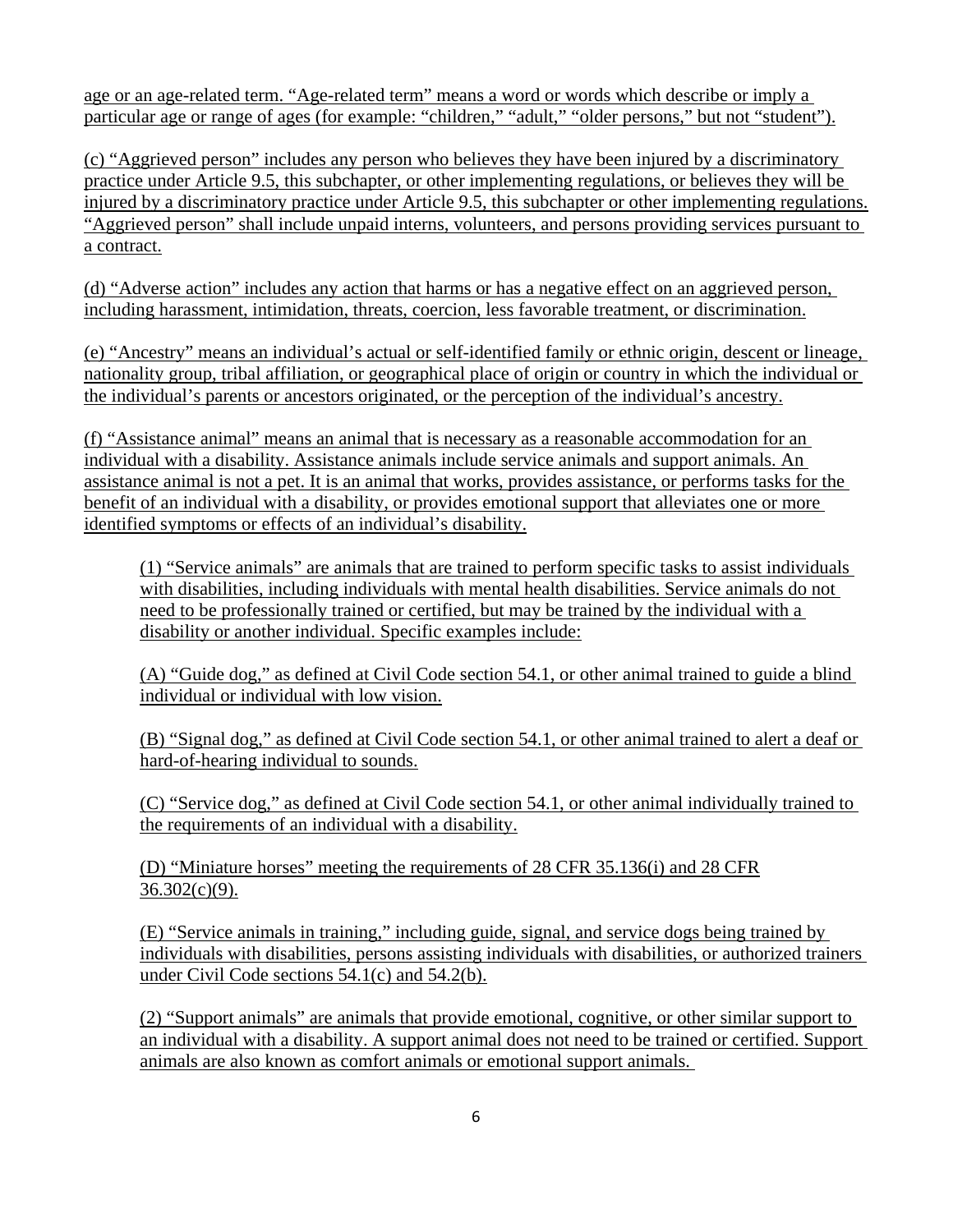age or an age-related term. "Age-related term" means a word or words which describe or imply a particular age or range of ages (for example: "children," "adult," "older persons," but not "student").

(c) "Aggrieved person" includes any person who believes they have been injured by a discriminatory practice under Article 9.5, this subchapter, or other implementing regulations, or believes they will be injured by a discriminatory practice under Article 9.5, this subchapter or other implementing regulations. "Aggrieved person" shall include unpaid interns, volunteers, and persons providing services pursuant to a contract.

(d) "Adverse action" includes any action that harms or has a negative effect on an aggrieved person, including harassment, intimidation, threats, coercion, less favorable treatment, or discrimination.

(e) "Ancestry" means an individual's actual or self-identified family or ethnic origin, descent or lineage, nationality group, tribal affiliation, or geographical place of origin or country in which the individual or the individual's parents or ancestors originated, or the perception of the individual's ancestry.

(f) "Assistance animal" means an animal that is necessary as a reasonable accommodation for an individual with a disability. Assistance animals include service animals and support animals. An assistance animal is not a pet. It is an animal that works, provides assistance, or performs tasks for the benefit of an individual with a disability, or provides emotional support that alleviates one or more identified symptoms or effects of an individual's disability.

(1) "Service animals" are animals that are trained to perform specific tasks to assist individuals with disabilities, including individuals with mental health disabilities. Service animals do not need to be professionally trained or certified, but may be trained by the individual with a disability or another individual. Specific examples include:

(A) "Guide dog," as defined at Civil Code section 54.1, or other animal trained to guide a blind individual or individual with low vision.

(B) "Signal dog," as defined at Civil Code section 54.1, or other animal trained to alert a deaf or hard-of-hearing individual to sounds.

(C) "Service dog," as defined at Civil Code section 54.1, or other animal individually trained to the requirements of an individual with a disability.

(D) "Miniature horses" meeting the requirements of 28 CFR 35.136(i) and 28 CFR 36.302(c)(9).

(E) "Service animals in training," including guide, signal, and service dogs being trained by individuals with disabilities, persons assisting individuals with disabilities, or authorized trainers under Civil Code sections 54.1(c) and 54.2(b).

(2) "Support animals" are animals that provide emotional, cognitive, or other similar support to an individual with a disability. A support animal does not need to be trained or certified. Support animals are also known as comfort animals or emotional support animals.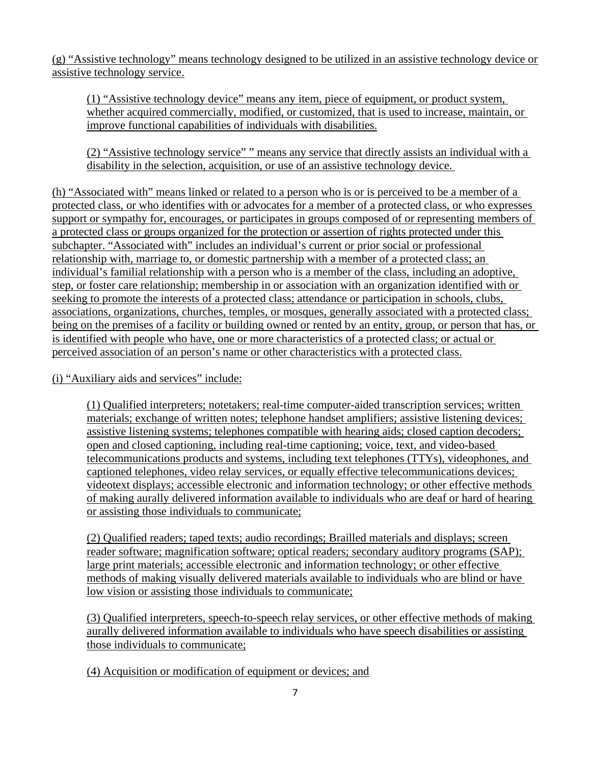(g) "Assistive technology" means technology designed to be utilized in an assistive technology device or assistive technology service.

(1) "Assistive technology device" means any item, piece of equipment, or product system, whether acquired commercially, modified, or customized, that is used to increase, maintain, or improve functional capabilities of individuals with disabilities.

(2) "Assistive technology service" " means any service that directly assists an individual with a disability in the selection, acquisition, or use of an assistive technology device.

(h) "Associated with" means linked or related to a person who is or is perceived to be a member of a protected class, or who identifies with or advocates for a member of a protected class, or who expresses support or sympathy for, encourages, or participates in groups composed of or representing members of a protected class or groups organized for the protection or assertion of rights protected under this subchapter. "Associated with" includes an individual's current or prior social or professional relationship with, marriage to, or domestic partnership with a member of a protected class; an individual's familial relationship with a person who is a member of the class, including an adoptive, step, or foster care relationship; membership in or association with an organization identified with or seeking to promote the interests of a protected class; attendance or participation in schools, clubs, associations, organizations, churches, temples, or mosques, generally associated with a protected class; being on the premises of a facility or building owned or rented by an entity, group, or person that has, or is identified with people who have, one or more characteristics of a protected class; or actual or perceived association of an person's name or other characteristics with a protected class.

(i) "Auxiliary aids and services" include:

(1) Qualified interpreters; notetakers; real-time computer-aided transcription services; written materials; exchange of written notes; telephone handset amplifiers; assistive listening devices; assistive listening systems; telephones compatible with hearing aids; closed caption decoders; open and closed captioning, including real-time captioning; voice, text, and video-based telecommunications products and systems, including text telephones (TTYs), videophones, and captioned telephones, video relay services, or equally effective telecommunications devices; videotext displays; accessible electronic and information technology; or other effective methods of making aurally delivered information available to individuals who are deaf or hard of hearing or assisting those individuals to communicate;

(2) Qualified readers; taped texts; audio recordings; Brailled materials and displays; screen reader software; magnification software; optical readers; secondary auditory programs (SAP); large print materials; accessible electronic and information technology; or other effective methods of making visually delivered materials available to individuals who are blind or have low vision or assisting those individuals to communicate;

(3) Qualified interpreters, speech-to-speech relay services, or other effective methods of making aurally delivered information available to individuals who have speech disabilities or assisting those individuals to communicate;

(4) Acquisition or modification of equipment or devices; and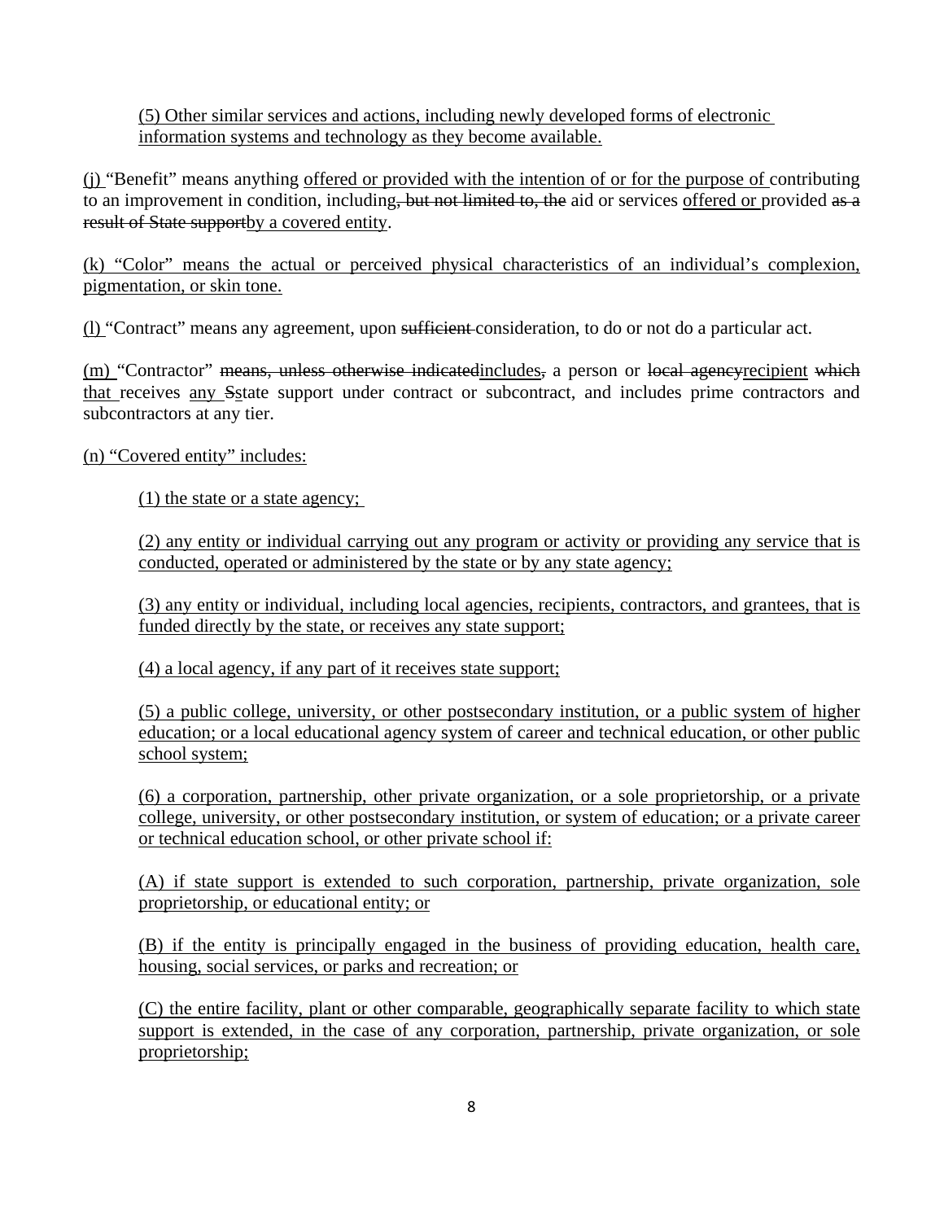(5) Other similar services and actions, including newly developed forms of electronic information systems and technology as they become available.

(j) "Benefit" means anything offered or provided with the intention of or for the purpose of contributing to an improvement in condition, including~~, but not limited to, the~~ aid or services offered or provided ~~as a result of State support~~by a covered entity.

(k) "Color" means the actual or perceived physical characteristics of an individual's complexion, pigmentation, or skin tone.

(l) "Contract" means any agreement, upon ~~sufficient~~ consideration, to do or not do a particular act.

(m) "Contractor" ~~means, unless otherwise indicated~~includes~~,~~ a person or ~~local agency~~recipient ~~which~~ that receives any ~~S~~state support under contract or subcontract, and includes prime contractors and subcontractors at any tier.

(n) "Covered entity" includes:

(1) the state or a state agency;

(2) any entity or individual carrying out any program or activity or providing any service that is conducted, operated or administered by the state or by any state agency;

(3) any entity or individual, including local agencies, recipients, contractors, and grantees, that is funded directly by the state, or receives any state support;

(4) a local agency, if any part of it receives state support;

(5) a public college, university, or other postsecondary institution, or a public system of higher education; or a local educational agency system of career and technical education, or other public school system;

(6) a corporation, partnership, other private organization, or a sole proprietorship, or a private college, university, or other postsecondary institution, or system of education; or a private career or technical education school, or other private school if:

(A) if state support is extended to such corporation, partnership, private organization, sole proprietorship, or educational entity; or

(B) if the entity is principally engaged in the business of providing education, health care, housing, social services, or parks and recreation; or

(C) the entire facility, plant or other comparable, geographically separate facility to which state support is extended, in the case of any corporation, partnership, private organization, or sole proprietorship;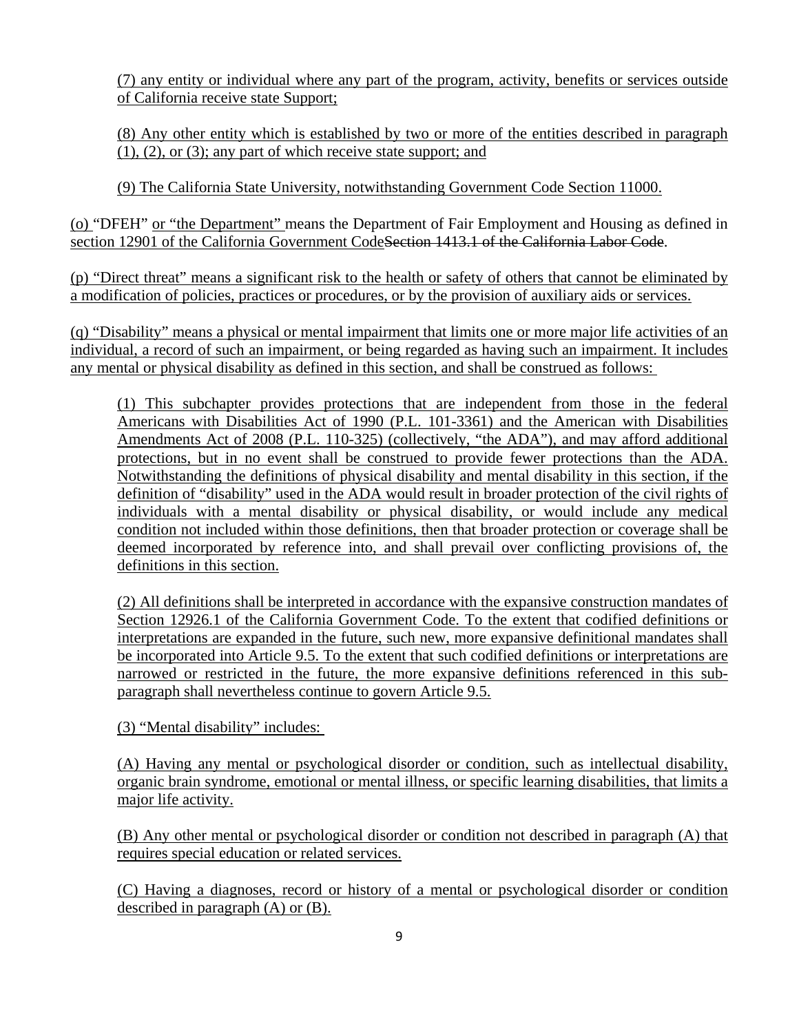(7) any entity or individual where any part of the program, activity, benefits or services outside of California receive state Support;

(8) Any other entity which is established by two or more of the entities described in paragraph (1), (2), or (3); any part of which receive state support; and

(9) The California State University, notwithstanding Government Code Section 11000.

(o) "DFEH" or "the Department" means the Department of Fair Employment and Housing as defined in section 12901 of the California Government Code~~Section 1413.1 of the California Labor Code~~.

(p) "Direct threat" means a significant risk to the health or safety of others that cannot be eliminated by a modification of policies, practices or procedures, or by the provision of auxiliary aids or services.

(q) "Disability" means a physical or mental impairment that limits one or more major life activities of an individual, a record of such an impairment, or being regarded as having such an impairment. It includes any mental or physical disability as defined in this section, and shall be construed as follows:

(1) This subchapter provides protections that are independent from those in the federal Americans with Disabilities Act of 1990 (P.L. 101-3361) and the American with Disabilities Amendments Act of 2008 (P.L. 110-325) (collectively, "the ADA"), and may afford additional protections, but in no event shall be construed to provide fewer protections than the ADA. Notwithstanding the definitions of physical disability and mental disability in this section, if the definition of "disability" used in the ADA would result in broader protection of the civil rights of individuals with a mental disability or physical disability, or would include any medical condition not included within those definitions, then that broader protection or coverage shall be deemed incorporated by reference into, and shall prevail over conflicting provisions of, the definitions in this section.

(2) All definitions shall be interpreted in accordance with the expansive construction mandates of Section 12926.1 of the California Government Code. To the extent that codified definitions or interpretations are expanded in the future, such new, more expansive definitional mandates shall be incorporated into Article 9.5. To the extent that such codified definitions or interpretations are narrowed or restricted in the future, the more expansive definitions referenced in this sub-paragraph shall nevertheless continue to govern Article 9.5.

(3) "Mental disability" includes:

(A) Having any mental or psychological disorder or condition, such as intellectual disability, organic brain syndrome, emotional or mental illness, or specific learning disabilities, that limits a major life activity.

(B) Any other mental or psychological disorder or condition not described in paragraph (A) that requires special education or related services.

(C) Having a diagnoses, record or history of a mental or psychological disorder or condition described in paragraph (A) or (B).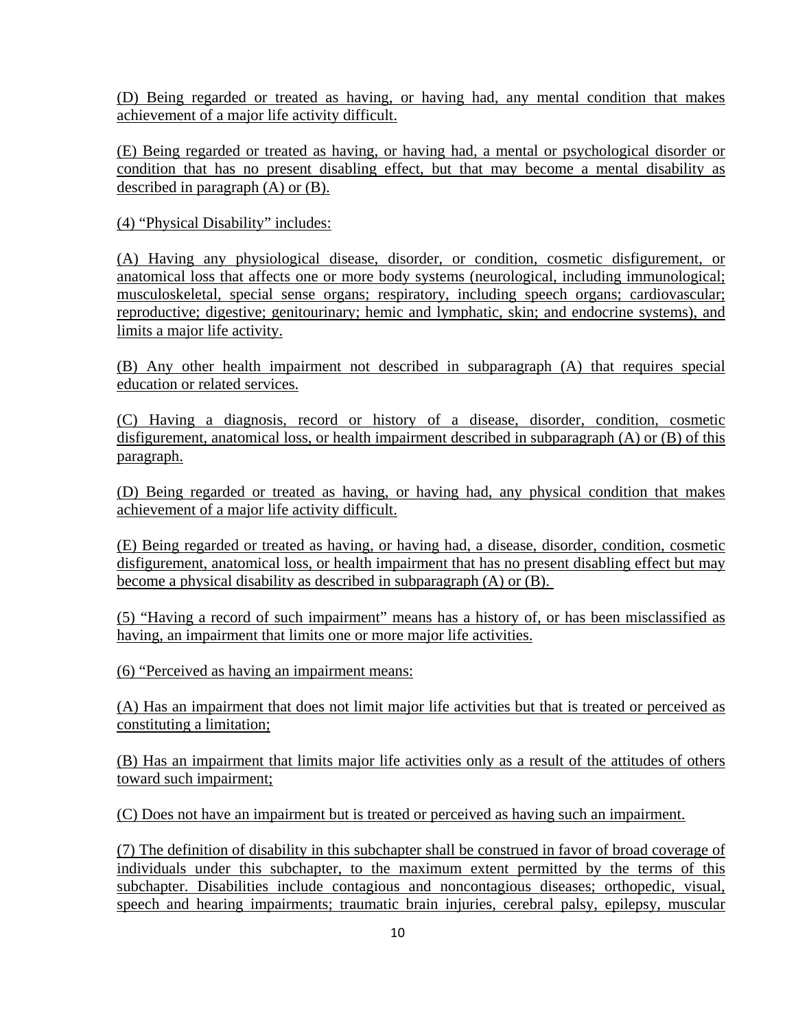(D) Being regarded or treated as having, or having had, any mental condition that makes achievement of a major life activity difficult.

(E) Being regarded or treated as having, or having had, a mental or psychological disorder or condition that has no present disabling effect, but that may become a mental disability as described in paragraph (A) or (B).

(4) “Physical Disability” includes:

(A) Having any physiological disease, disorder, or condition, cosmetic disfigurement, or anatomical loss that affects one or more body systems (neurological, including immunological; musculoskeletal, special sense organs; respiratory, including speech organs; cardiovascular; reproductive; digestive; genitourinary; hemic and lymphatic, skin; and endocrine systems), and limits a major life activity.

(B) Any other health impairment not described in subparagraph (A) that requires special education or related services.

(C) Having a diagnosis, record or history of a disease, disorder, condition, cosmetic disfigurement, anatomical loss, or health impairment described in subparagraph (A) or (B) of this paragraph.

(D) Being regarded or treated as having, or having had, any physical condition that makes achievement of a major life activity difficult.

(E) Being regarded or treated as having, or having had, a disease, disorder, condition, cosmetic disfigurement, anatomical loss, or health impairment that has no present disabling effect but may become a physical disability as described in subparagraph (A) or (B).

(5) “Having a record of such impairment” means has a history of, or has been misclassified as having, an impairment that limits one or more major life activities.

(6) “Perceived as having an impairment means:

(A) Has an impairment that does not limit major life activities but that is treated or perceived as constituting a limitation;

(B) Has an impairment that limits major life activities only as a result of the attitudes of others toward such impairment;

(C) Does not have an impairment but is treated or perceived as having such an impairment.

(7) The definition of disability in this subchapter shall be construed in favor of broad coverage of individuals under this subchapter, to the maximum extent permitted by the terms of this subchapter. Disabilities include contagious and noncontagious diseases; orthopedic, visual, speech and hearing impairments; traumatic brain injuries, cerebral palsy, epilepsy, muscular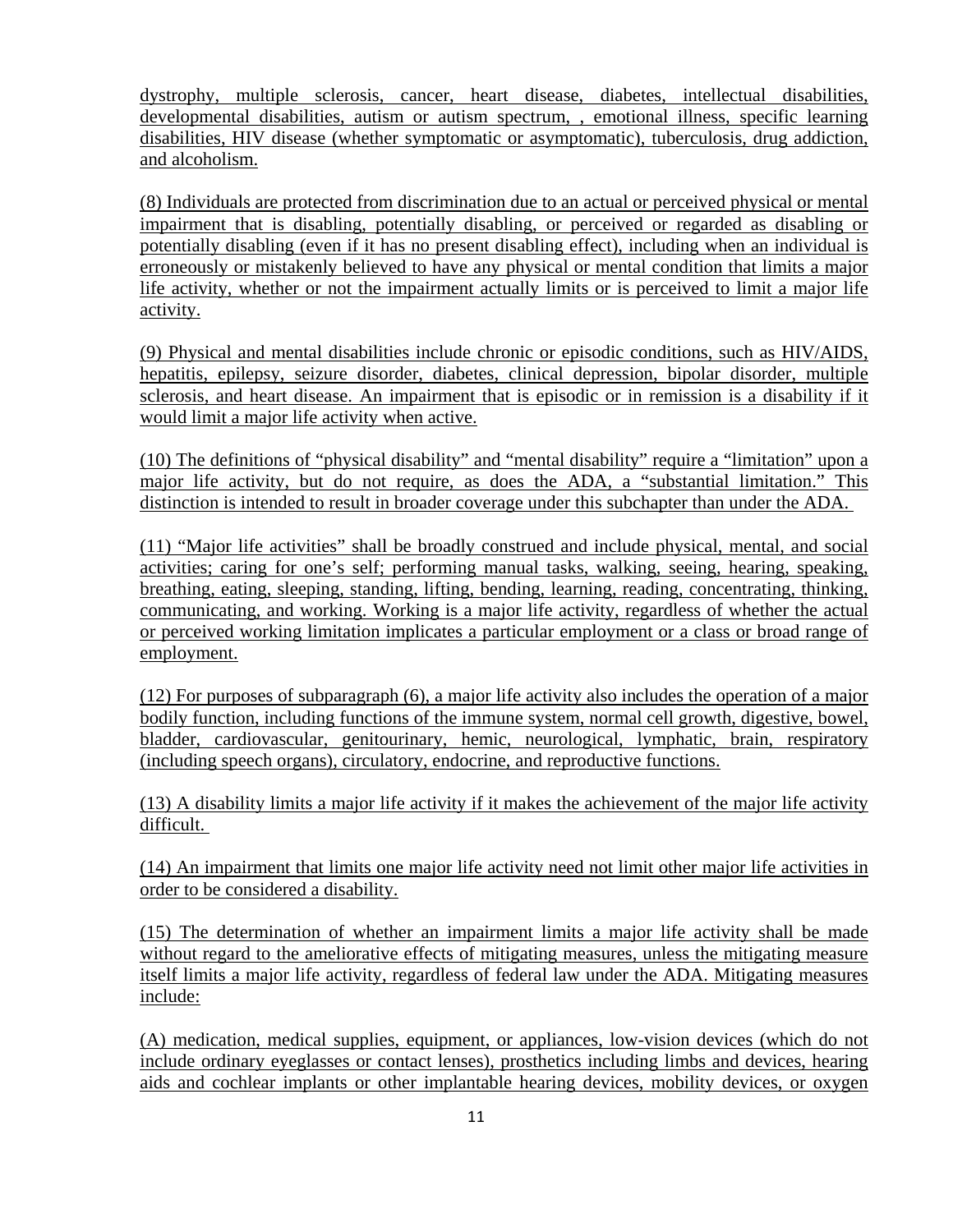dystrophy, multiple sclerosis, cancer, heart disease, diabetes, intellectual disabilities, developmental disabilities, autism or autism spectrum, , emotional illness, specific learning disabilities, HIV disease (whether symptomatic or asymptomatic), tuberculosis, drug addiction, and alcoholism.

(8) Individuals are protected from discrimination due to an actual or perceived physical or mental impairment that is disabling, potentially disabling, or perceived or regarded as disabling or potentially disabling (even if it has no present disabling effect), including when an individual is erroneously or mistakenly believed to have any physical or mental condition that limits a major life activity, whether or not the impairment actually limits or is perceived to limit a major life activity.

(9) Physical and mental disabilities include chronic or episodic conditions, such as HIV/AIDS, hepatitis, epilepsy, seizure disorder, diabetes, clinical depression, bipolar disorder, multiple sclerosis, and heart disease. An impairment that is episodic or in remission is a disability if it would limit a major life activity when active.

(10) The definitions of "physical disability" and "mental disability" require a "limitation" upon a major life activity, but do not require, as does the ADA, a "substantial limitation." This distinction is intended to result in broader coverage under this subchapter than under the ADA.

(11) "Major life activities" shall be broadly construed and include physical, mental, and social activities; caring for one's self; performing manual tasks, walking, seeing, hearing, speaking, breathing, eating, sleeping, standing, lifting, bending, learning, reading, concentrating, thinking, communicating, and working. Working is a major life activity, regardless of whether the actual or perceived working limitation implicates a particular employment or a class or broad range of employment.

(12) For purposes of subparagraph (6), a major life activity also includes the operation of a major bodily function, including functions of the immune system, normal cell growth, digestive, bowel, bladder, cardiovascular, genitourinary, hemic, neurological, lymphatic, brain, respiratory (including speech organs), circulatory, endocrine, and reproductive functions.

(13) A disability limits a major life activity if it makes the achievement of the major life activity difficult.

(14) An impairment that limits one major life activity need not limit other major life activities in order to be considered a disability.

(15) The determination of whether an impairment limits a major life activity shall be made without regard to the ameliorative effects of mitigating measures, unless the mitigating measure itself limits a major life activity, regardless of federal law under the ADA. Mitigating measures include:

(A) medication, medical supplies, equipment, or appliances, low-vision devices (which do not include ordinary eyeglasses or contact lenses), prosthetics including limbs and devices, hearing aids and cochlear implants or other implantable hearing devices, mobility devices, or oxygen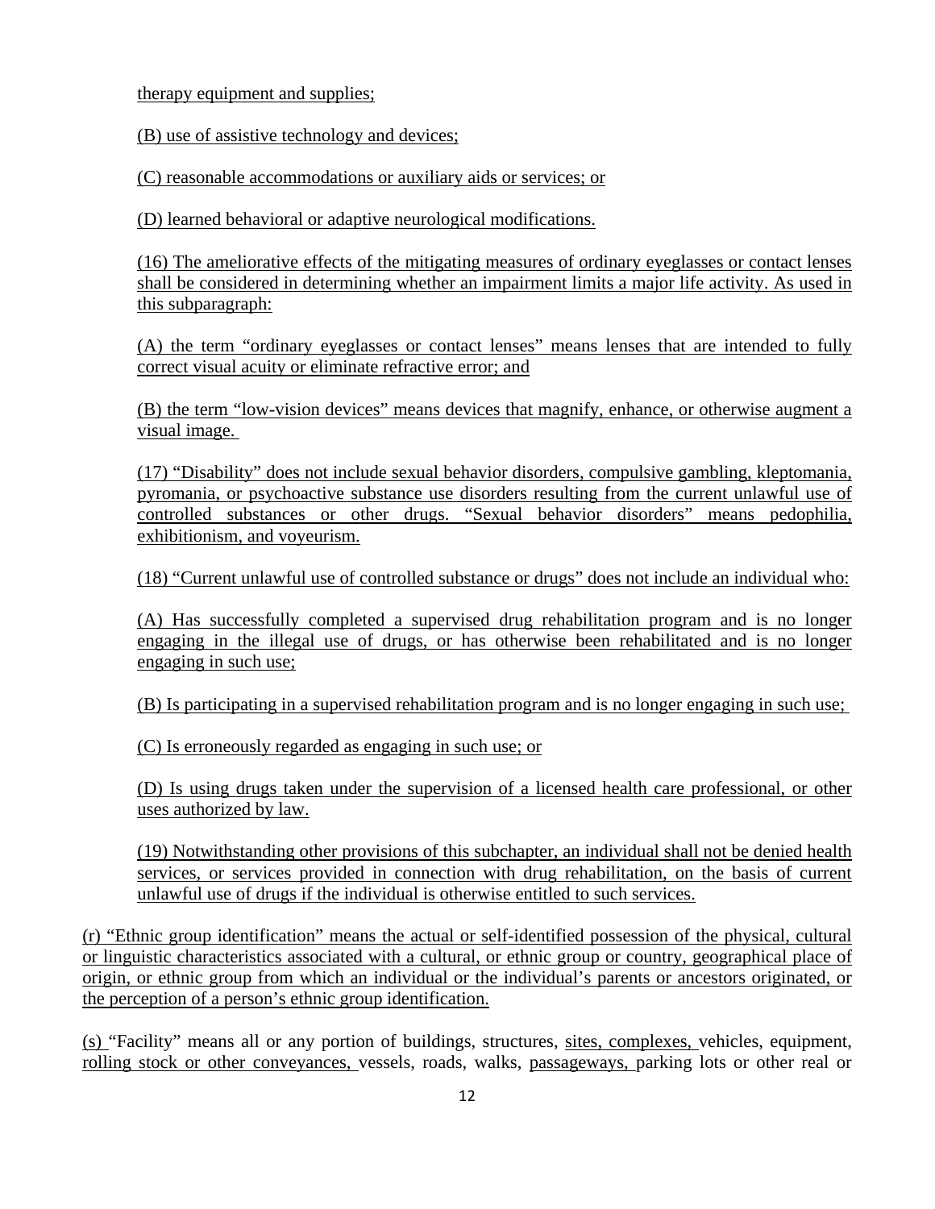therapy equipment and supplies;

(B) use of assistive technology and devices;

(C) reasonable accommodations or auxiliary aids or services; or

(D) learned behavioral or adaptive neurological modifications.

(16) The ameliorative effects of the mitigating measures of ordinary eyeglasses or contact lenses shall be considered in determining whether an impairment limits a major life activity. As used in this subparagraph:

(A) the term "ordinary eyeglasses or contact lenses" means lenses that are intended to fully correct visual acuity or eliminate refractive error; and

(B) the term "low-vision devices" means devices that magnify, enhance, or otherwise augment a visual image.

(17) "Disability" does not include sexual behavior disorders, compulsive gambling, kleptomania, pyromania, or psychoactive substance use disorders resulting from the current unlawful use of controlled substances or other drugs. "Sexual behavior disorders" means pedophilia, exhibitionism, and voyeurism.

(18) "Current unlawful use of controlled substance or drugs" does not include an individual who:

(A) Has successfully completed a supervised drug rehabilitation program and is no longer engaging in the illegal use of drugs, or has otherwise been rehabilitated and is no longer engaging in such use;

(B) Is participating in a supervised rehabilitation program and is no longer engaging in such use;

(C) Is erroneously regarded as engaging in such use; or

(D) Is using drugs taken under the supervision of a licensed health care professional, or other uses authorized by law.

(19) Notwithstanding other provisions of this subchapter, an individual shall not be denied health services, or services provided in connection with drug rehabilitation, on the basis of current unlawful use of drugs if the individual is otherwise entitled to such services.

(r) "Ethnic group identification" means the actual or self-identified possession of the physical, cultural or linguistic characteristics associated with a cultural, or ethnic group or country, geographical place of origin, or ethnic group from which an individual or the individual's parents or ancestors originated, or the perception of a person's ethnic group identification.

(s) "Facility" means all or any portion of buildings, structures, sites, complexes, vehicles, equipment, rolling stock or other conveyances, vessels, roads, walks, passageways, parking lots or other real or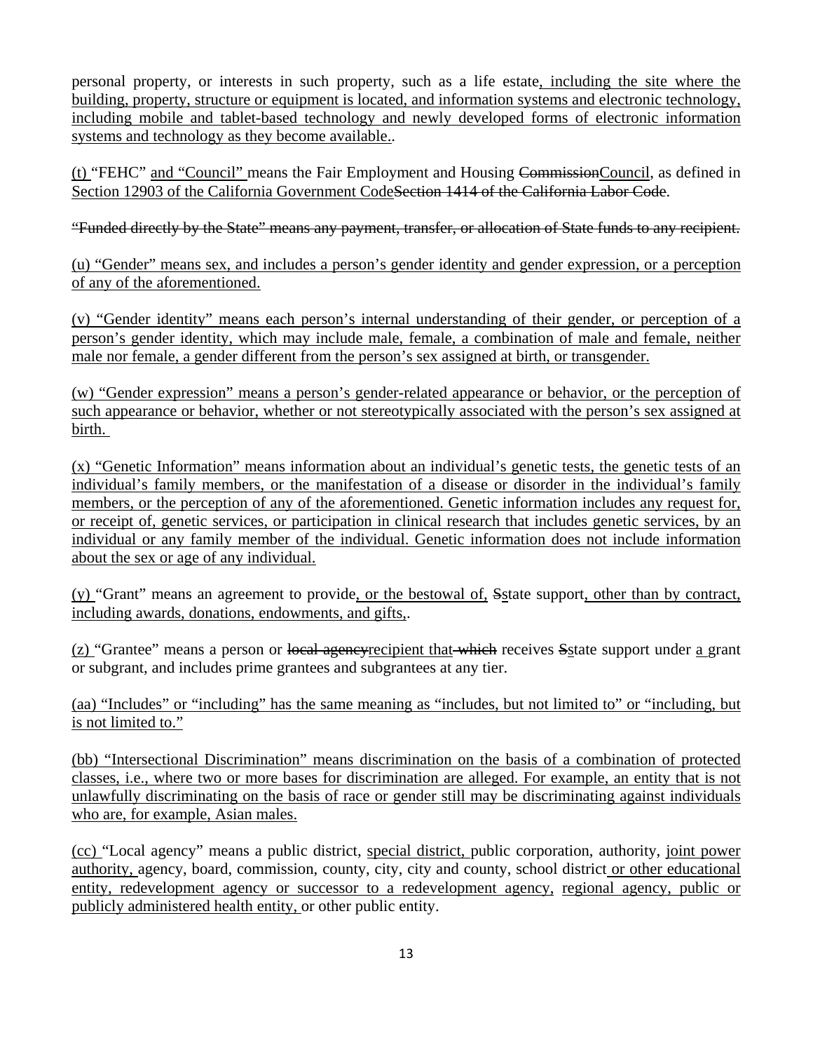personal property, or interests in such property, such as a life estate, including the site where the building, property, structure or equipment is located, and information systems and electronic technology, including mobile and tablet-based technology and newly developed forms of electronic information systems and technology as they become available..

(t) "FEHC" and "Council" means the Fair Employment and Housing CommissionCouncil, as defined in Section 12903 of the California Government CodeSection 1414 of the California Labor Code.

~~"Funded directly by the State" means any payment, transfer, or allocation of State funds to any recipient.~~

(u) "Gender" means sex, and includes a person's gender identity and gender expression, or a perception of any of the aforementioned.

(v) "Gender identity" means each person's internal understanding of their gender, or perception of a person's gender identity, which may include male, female, a combination of male and female, neither male nor female, a gender different from the person's sex assigned at birth, or transgender.

(w) "Gender expression" means a person's gender-related appearance or behavior, or the perception of such appearance or behavior, whether or not stereotypically associated with the person's sex assigned at birth.

(x) "Genetic Information" means information about an individual's genetic tests, the genetic tests of an individual's family members, or the manifestation of a disease or disorder in the individual's family members, or the perception of any of the aforementioned. Genetic information includes any request for, or receipt of, genetic services, or participation in clinical research that includes genetic services, by an individual or any family member of the individual. Genetic information does not include information about the sex or age of any individual.

(y) "Grant" means an agreement to provide, or the bestowal of, Sstate support, other than by contract, including awards, donations, endowments, and gifts,.

(z) "Grantee" means a person or ~~local agency~~recipient that ~~which~~ receives Sstate support under a grant or subgrant, and includes prime grantees and subgrantees at any tier.

(aa) "Includes" or "including" has the same meaning as "includes, but not limited to" or "including, but is not limited to."

(bb) "Intersectional Discrimination" means discrimination on the basis of a combination of protected classes, i.e., where two or more bases for discrimination are alleged. For example, an entity that is not unlawfully discriminating on the basis of race or gender still may be discriminating against individuals who are, for example, Asian males.

(cc) "Local agency" means a public district, special district, public corporation, authority, joint power authority, agency, board, commission, county, city, city and county, school district or other educational entity, redevelopment agency or successor to a redevelopment agency, regional agency, public or publicly administered health entity, or other public entity.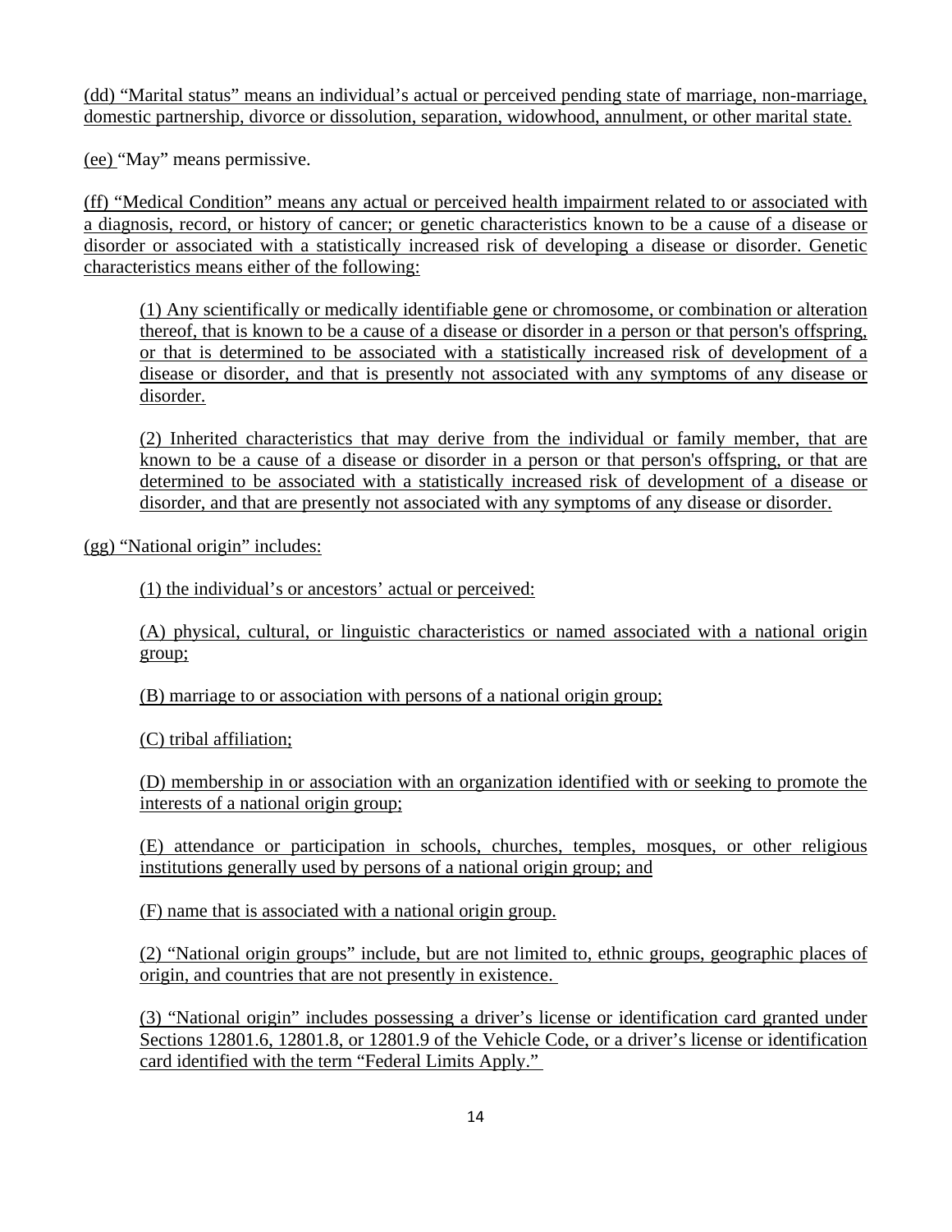(dd) "Marital status" means an individual's actual or perceived pending state of marriage, non-marriage, domestic partnership, divorce or dissolution, separation, widowhood, annulment, or other marital state.

(ee) "May" means permissive.

(ff) "Medical Condition" means any actual or perceived health impairment related to or associated with a diagnosis, record, or history of cancer; or genetic characteristics known to be a cause of a disease or disorder or associated with a statistically increased risk of developing a disease or disorder. Genetic characteristics means either of the following:

> (1) Any scientifically or medically identifiable gene or chromosome, or combination or alteration thereof, that is known to be a cause of a disease or disorder in a person or that person's offspring, or that is determined to be associated with a statistically increased risk of development of a disease or disorder, and that is presently not associated with any symptoms of any disease or disorder.
>
> (2) Inherited characteristics that may derive from the individual or family member, that are known to be a cause of a disease or disorder in a person or that person's offspring, or that are determined to be associated with a statistically increased risk of development of a disease or disorder, and that are presently not associated with any symptoms of any disease or disorder.

(gg) "National origin" includes:

> (1) the individual's or ancestors' actual or perceived:
>
> (A) physical, cultural, or linguistic characteristics or named associated with a national origin group;
>
> (B) marriage to or association with persons of a national origin group;
>
> (C) tribal affiliation;
>
> (D) membership in or association with an organization identified with or seeking to promote the interests of a national origin group;
>
> (E) attendance or participation in schools, churches, temples, mosques, or other religious institutions generally used by persons of a national origin group; and
>
> (F) name that is associated with a national origin group.
>
> (2) "National origin groups" include, but are not limited to, ethnic groups, geographic places of origin, and countries that are not presently in existence.
>
> (3) "National origin" includes possessing a driver's license or identification card granted under Sections 12801.6, 12801.8, or 12801.9 of the Vehicle Code, or a driver's license or identification card identified with the term "Federal Limits Apply."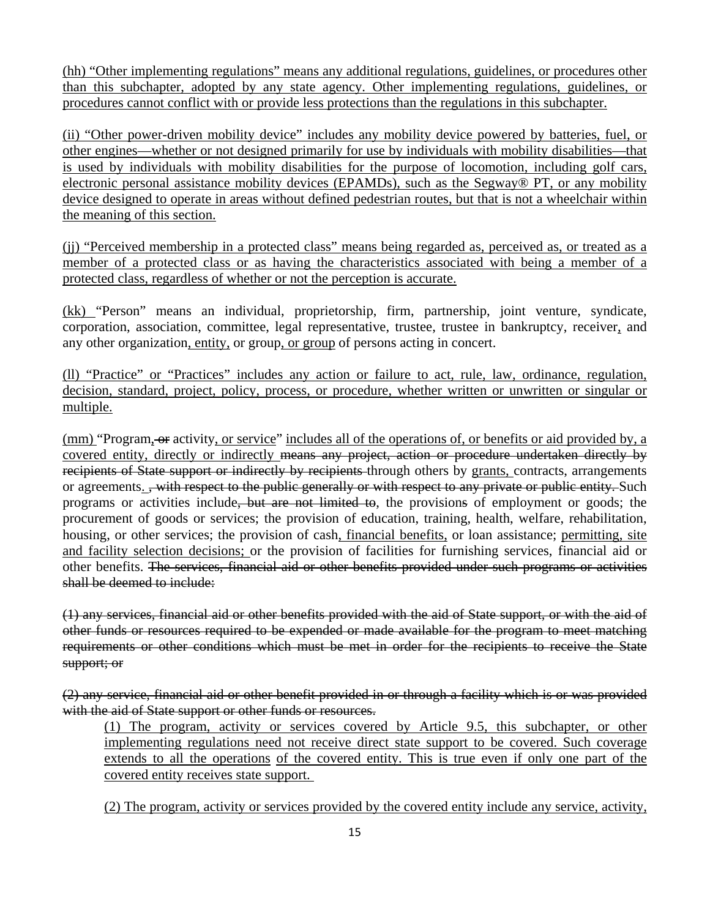<u>(hh) “Other implementing regulations” means any additional regulations, guidelines, or procedures other than this subchapter, adopted by any state agency. Other implementing regulations, guidelines, or procedures cannot conflict with or provide less protections than the regulations in this subchapter.</u>

<u>(ii) “Other power-driven mobility device” includes any mobility device powered by batteries, fuel, or other engines—whether or not designed primarily for use by individuals with mobility disabilities—that is used by individuals with mobility disabilities for the purpose of locomotion, including golf cars, electronic personal assistance mobility devices (EPAMDs), such as the Segway® PT, or any mobility device designed to operate in areas without defined pedestrian routes, but that is not a wheelchair within the meaning of this section.</u>

<u>(jj) “Perceived membership in a protected class” means being regarded as, perceived as, or treated as a member of a protected class or as having the characteristics associated with being a member of a protected class, regardless of whether or not the perception is accurate.</u>

<u>(kk) </u>“Person” means an individual, proprietorship, firm, partnership, joint venture, syndicate, corporation, association, committee, legal representative, trustee, trustee in bankruptcy, receiver<u>,</u> and any other organization<u>, entity,</u> or group<u>, or group</u> of persons acting in concert.

<u>(ll) “Practice” or “Practices” includes any action or failure to act, rule, law, ordinance, regulation, decision, standard, project, policy, process, or procedure, whether written or unwritten or singular or multiple.</u>

<u>(mm) </u>“Program<u>,</u> ~~or~~ activity<u>, or service</u>” <u>includes all of the operations of, or benefits or aid provided by, a covered entity, directly or indirectly</u> ~~means any project, action or procedure undertaken directly by recipients of State support or indirectly by recipients~~ through others by <u>grants,</u> contracts, arrangements or agreements<u>.</u> ~~, with respect to the public generally or with respect to any private or public entity.~~ Such programs or activities include~~, but are not limited to~~, the provision~~s~~ of employment or goods; the procurement of goods or services; the provision of education, training, health, welfare, rehabilitation, housing, or other services; the provision of cash<u>, financial benefits,</u> or loan assistance; <u>permitting, site and facility selection decisions;</u> or the provision of facilities for furnishing services, financial aid or other benefits. ~~The services, financial aid or other benefits provided under such programs or activities shall be deemed to include:~~

~~(1) any services, financial aid or other benefits provided with the aid of State support, or with the aid of other funds or resources required to be expended or made available for the program to meet matching requirements or other conditions which must be met in order for the recipients to receive the State support; or~~

~~(2) any service, financial aid or other benefit provided in or through a facility which is or was provided with the aid of State support or other funds or resources.~~

<u>(1) The program, activity or services covered by Article 9.5, this subchapter, or other implementing regulations need not receive direct state support to be covered. Such coverage extends to all the operations of the covered entity. This is true even if only one part of the covered entity receives state support.</u>

<u>(2) The program, activity or services provided by the covered entity include any service, activity,</u>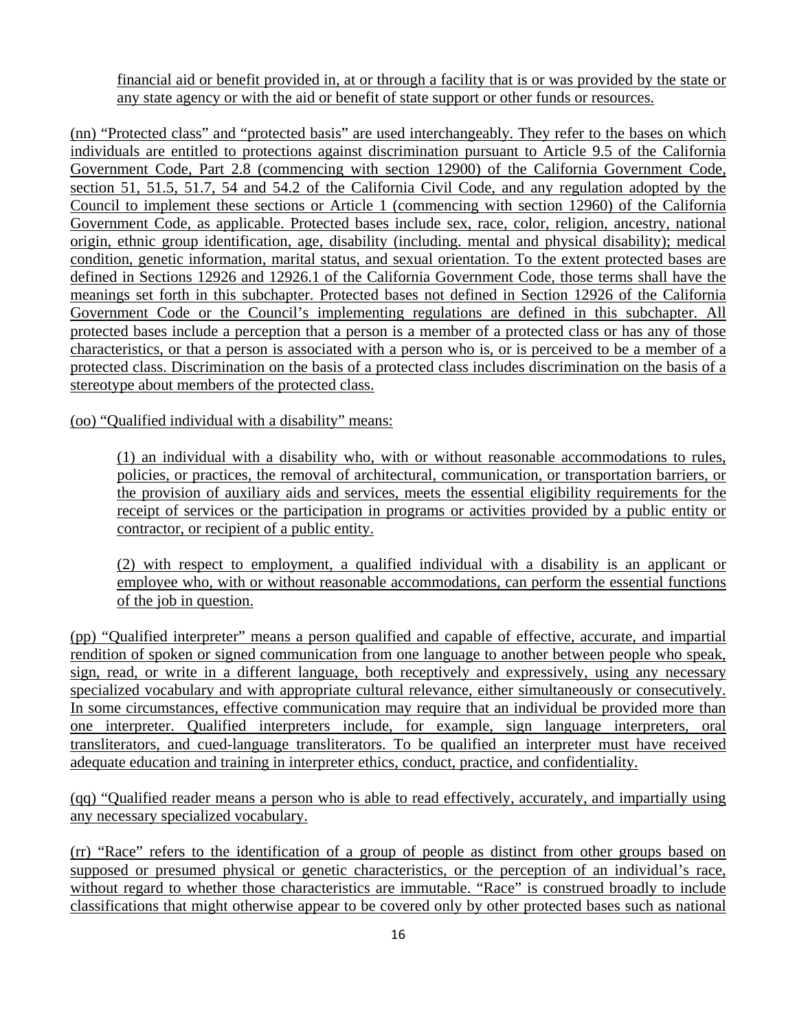financial aid or benefit provided in, at or through a facility that is or was provided by the state or any state agency or with the aid or benefit of state support or other funds or resources.

(nn) "Protected class" and "protected basis" are used interchangeably. They refer to the bases on which individuals are entitled to protections against discrimination pursuant to Article 9.5 of the California Government Code, Part 2.8 (commencing with section 12900) of the California Government Code, section 51, 51.5, 51.7, 54 and 54.2 of the California Civil Code, and any regulation adopted by the Council to implement these sections or Article 1 (commencing with section 12960) of the California Government Code, as applicable. Protected bases include sex, race, color, religion, ancestry, national origin, ethnic group identification, age, disability (including. mental and physical disability); medical condition, genetic information, marital status, and sexual orientation. To the extent protected bases are defined in Sections 12926 and 12926.1 of the California Government Code, those terms shall have the meanings set forth in this subchapter. Protected bases not defined in Section 12926 of the California Government Code or the Council's implementing regulations are defined in this subchapter. All protected bases include a perception that a person is a member of a protected class or has any of those characteristics, or that a person is associated with a person who is, or is perceived to be a member of a protected class. Discrimination on the basis of a protected class includes discrimination on the basis of a stereotype about members of the protected class.

(oo) "Qualified individual with a disability" means:

(1) an individual with a disability who, with or without reasonable accommodations to rules, policies, or practices, the removal of architectural, communication, or transportation barriers, or the provision of auxiliary aids and services, meets the essential eligibility requirements for the receipt of services or the participation in programs or activities provided by a public entity or contractor, or recipient of a public entity.

(2) with respect to employment, a qualified individual with a disability is an applicant or employee who, with or without reasonable accommodations, can perform the essential functions of the job in question.

(pp) "Qualified interpreter" means a person qualified and capable of effective, accurate, and impartial rendition of spoken or signed communication from one language to another between people who speak, sign, read, or write in a different language, both receptively and expressively, using any necessary specialized vocabulary and with appropriate cultural relevance, either simultaneously or consecutively. In some circumstances, effective communication may require that an individual be provided more than one interpreter. Qualified interpreters include, for example, sign language interpreters, oral transliterators, and cued-language transliterators. To be qualified an interpreter must have received adequate education and training in interpreter ethics, conduct, practice, and confidentiality.

(qq) "Qualified reader means a person who is able to read effectively, accurately, and impartially using any necessary specialized vocabulary.

(rr) "Race" refers to the identification of a group of people as distinct from other groups based on supposed or presumed physical or genetic characteristics, or the perception of an individual's race, without regard to whether those characteristics are immutable. "Race" is construed broadly to include classifications that might otherwise appear to be covered only by other protected bases such as national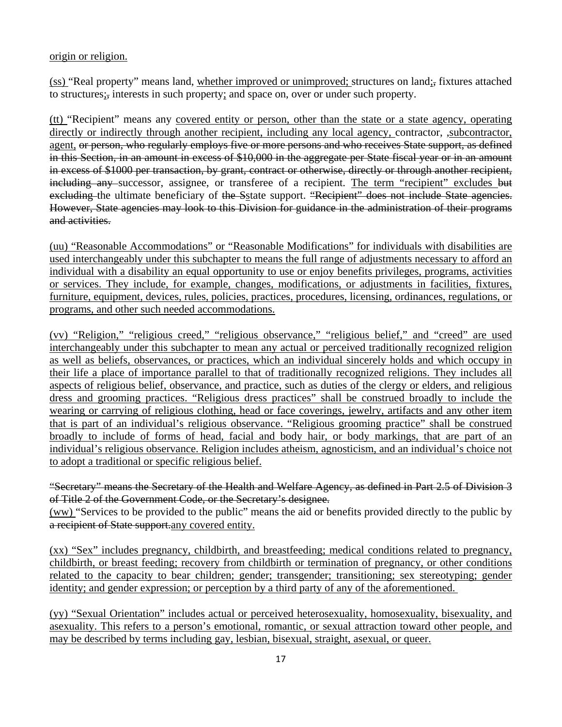origin or religion.

(ss) "Real property" means land, whether improved or unimproved; structures on land;, fixtures attached to structures;, interests in such property; and space on, over or under such property.

(tt) "Recipient" means any covered entity or person, other than the state or a state agency, operating directly or indirectly through another recipient, including any local agency, contractor, ,subcontractor, agent, or person, who regularly employs five or more persons and who receives State support, as defined in this Section, in an amount in excess of $10,000 in the aggregate per State fiscal year or in an amount in excess of $1000 per transaction, by grant, contract or otherwise, directly or through another recipient, including any successor, assignee, or transferee of a recipient. The term "recipient" excludes but excluding the ultimate beneficiary of the Sstate support. "Recipient" does not include State agencies. However, State agencies may look to this Division for guidance in the administration of their programs and activities.

(uu) "Reasonable Accommodations" or "Reasonable Modifications" for individuals with disabilities are used interchangeably under this subchapter to means the full range of adjustments necessary to afford an individual with a disability an equal opportunity to use or enjoy benefits privileges, programs, activities or services. They include, for example, changes, modifications, or adjustments in facilities, fixtures, furniture, equipment, devices, rules, policies, practices, procedures, licensing, ordinances, regulations, or programs, and other such needed accommodations.

(vv) "Religion," "religious creed," "religious observance," "religious belief," and "creed" are used interchangeably under this subchapter to mean any actual or perceived traditionally recognized religion as well as beliefs, observances, or practices, which an individual sincerely holds and which occupy in their life a place of importance parallel to that of traditionally recognized religions. They includes all aspects of religious belief, observance, and practice, such as duties of the clergy or elders, and religious dress and grooming practices. "Religious dress practices" shall be construed broadly to include the wearing or carrying of religious clothing, head or face coverings, jewelry, artifacts and any other item that is part of an individual's religious observance. "Religious grooming practice" shall be construed broadly to include of forms of head, facial and body hair, or body markings, that are part of an individual's religious observance. Religion includes atheism, agnosticism, and an individual's choice not to adopt a traditional or specific religious belief.

"Secretary" means the Secretary of the Health and Welfare Agency, as defined in Part 2.5 of Division 3 of Title 2 of the Government Code, or the Secretary's designee.

(ww) "Services to be provided to the public" means the aid or benefits provided directly to the public by a recipient of State support.any covered entity.

(xx) "Sex" includes pregnancy, childbirth, and breastfeeding; medical conditions related to pregnancy, childbirth, or breast feeding; recovery from childbirth or termination of pregnancy, or other conditions related to the capacity to bear children; gender; transgender; transitioning; sex stereotyping; gender identity; and gender expression; or perception by a third party of any of the aforementioned.

(yy) "Sexual Orientation" includes actual or perceived heterosexuality, homosexuality, bisexuality, and asexuality. This refers to a person's emotional, romantic, or sexual attraction toward other people, and may be described by terms including gay, lesbian, bisexual, straight, asexual, or queer.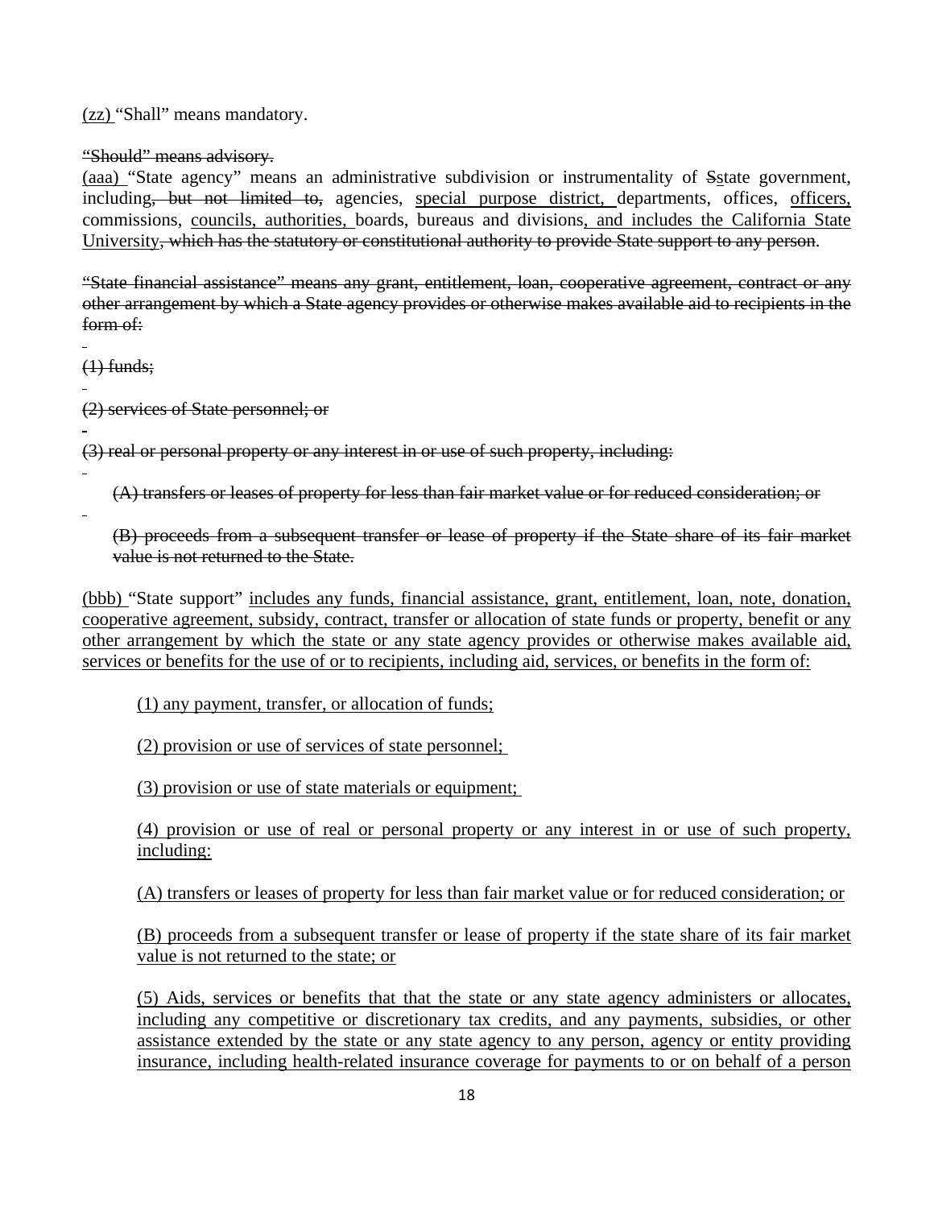<u>(zz)</u> "Shall" means mandatory.

~~"Should" means advisory.~~

<u>(aaa)</u> "State agency" means an administrative subdivision or instrumentality of ~~S~~<u>s</u>tate government, including~~, but not limited to,~~ agencies, <u>special purpose district,</u> departments, offices, <u>officers,</u> commissions, <u>councils, authorities,</u> boards, bureaus and divisions<u>, and includes the California State University</u>~~, which has the statutory or constitutional authority to provide State support to any person~~.

~~"State financial assistance" means any grant, entitlement, loan, cooperative agreement, contract or any other arrangement by which a State agency provides or otherwise makes available aid to recipients in the form of:~~

~~(1) funds;~~

~~(2) services of State personnel; or~~

~~(3) real or personal property or any interest in or use of such property, including:~~

> ~~(A) transfers or leases of property for less than fair market value or for reduced consideration; or~~
>
> ~~(B) proceeds from a subsequent transfer or lease of property if the State share of its fair market value is not returned to the State.~~

<u>(bbb)</u> "State support" <u>includes any funds, financial assistance, grant, entitlement, loan, note, donation, cooperative agreement, subsidy, contract, transfer or allocation of state funds or property, benefit or any other arrangement by which the state or any state agency provides or otherwise makes available aid, services or benefits for the use of or to recipients, including aid, services, or benefits in the form of:</u>

> <u>(1) any payment, transfer, or allocation of funds;</u>
>
> <u>(2) provision or use of services of state personnel;</u>
>
> <u>(3) provision or use of state materials or equipment;</u>
>
> <u>(4) provision or use of real or personal property or any interest in or use of such property, including:</u>
>
> <u>(A) transfers or leases of property for less than fair market value or for reduced consideration; or</u>
>
> <u>(B) proceeds from a subsequent transfer or lease of property if the state share of its fair market value is not returned to the state; or</u>
>
> <u>(5) Aids, services or benefits that that the state or any state agency administers or allocates, including any competitive or discretionary tax credits, and any payments, subsidies, or other assistance extended by the state or any state agency to any person, agency or entity providing insurance, including health-related insurance coverage for payments to or on behalf of a person</u>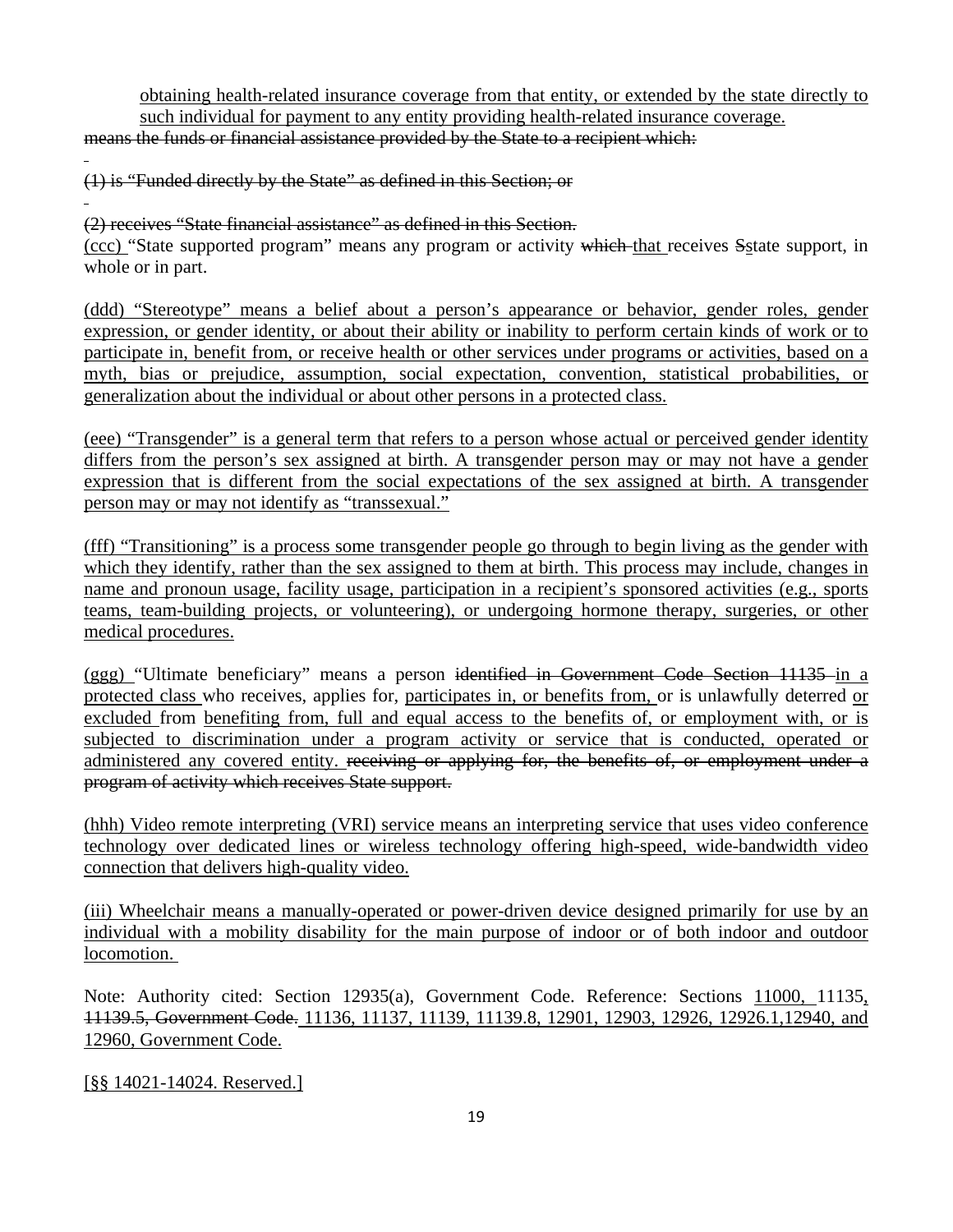obtaining health-related insurance coverage from that entity, or extended by the state directly to such individual for payment to any entity providing health-related insurance coverage.

~~means the funds or financial assistance provided by the State to a recipient which:~~

~~(1) is "Funded directly by the State" as defined in this Section; or~~

~~(2) receives "State financial assistance" as defined in this Section.~~

(ccc) "State supported program" means any program or activity ~~which~~ that receives ~~S~~state support, in whole or in part.

(ddd) "Stereotype" means a belief about a person's appearance or behavior, gender roles, gender expression, or gender identity, or about their ability or inability to perform certain kinds of work or to participate in, benefit from, or receive health or other services under programs or activities, based on a myth, bias or prejudice, assumption, social expectation, convention, statistical probabilities, or generalization about the individual or about other persons in a protected class.

(eee) "Transgender" is a general term that refers to a person whose actual or perceived gender identity differs from the person's sex assigned at birth. A transgender person may or may not have a gender expression that is different from the social expectations of the sex assigned at birth. A transgender person may or may not identify as "transsexual."

(fff) "Transitioning" is a process some transgender people go through to begin living as the gender with which they identify, rather than the sex assigned to them at birth. This process may include, changes in name and pronoun usage, facility usage, participation in a recipient's sponsored activities (e.g., sports teams, team-building projects, or volunteering), or undergoing hormone therapy, surgeries, or other medical procedures.

(ggg) "Ultimate beneficiary" means a person ~~identified in Government Code Section 11135~~ in a protected class who receives, applies for, participates in, or benefits from, or is unlawfully deterred or excluded from benefiting from, full and equal access to the benefits of, or employment with, or is subjected to discrimination under a program activity or service that is conducted, operated or administered any covered entity. ~~receiving or applying for, the benefits of, or employment under a program of activity which receives State support.~~

(hhh) Video remote interpreting (VRI) service means an interpreting service that uses video conference technology over dedicated lines or wireless technology offering high-speed, wide-bandwidth video connection that delivers high-quality video.

(iii) Wheelchair means a manually-operated or power-driven device designed primarily for use by an individual with a mobility disability for the main purpose of indoor or of both indoor and outdoor locomotion.

Note: Authority cited: Section 12935(a), Government Code. Reference: Sections 11000, 11135, ~~11139.5, Government Code.~~ 11136, 11137, 11139, 11139.8, 12901, 12903, 12926, 12926.1,12940, and 12960, Government Code.

[§§ 14021-14024. Reserved.]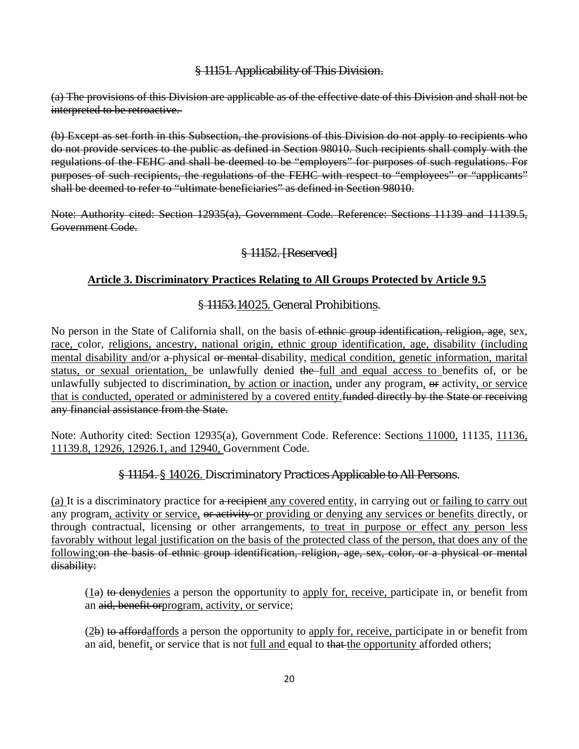§ 11151. Applicability of This Division.

(a) The provisions of this Division are applicable as of the effective date of this Division and shall not be interpreted to be retroactive.

(b) Except as set forth in this Subsection, the provisions of this Division do not apply to recipients who do not provide services to the public as defined in Section 98010. Such recipients shall comply with the regulations of the FEHC and shall be deemed to be "employers" for purposes of such regulations. For purposes of such recipients, the regulations of the FEHC with respect to "employees" or "applicants" shall be deemed to refer to "ultimate beneficiaries" as defined in Section 98010.

Note: Authority cited: Section 12935(a), Government Code. Reference: Sections 11139 and 11139.5, Government Code.

§ 11152. [Reserved]

**Article 3. Discriminatory Practices Relating to All Groups Protected by Article 9.5**

§ 11153.14025. General Prohibitions.

No person in the State of California shall, on the basis of ethnic group identification, religion, age, sex, race, color, religions, ancestry, national origin, ethnic group identification, age, disability (including mental disability and/or a physical or mental disability, medical condition, genetic information, marital status, or sexual orientation, be unlawfully denied the full and equal access to benefits of, or be unlawfully subjected to discrimination, by action or inaction, under any program, or activity, or service that is conducted, operated or administered by a covered entity.funded directly by the State or receiving any financial assistance from the State.

Note: Authority cited: Section 12935(a), Government Code. Reference: Sections 11000, 11135, 11136, 11139.8, 12926, 12926.1, and 12940, Government Code.

§ 11154. § 14026. Discriminatory Practices Applicable to All Persons.

(a) It is a discriminatory practice for a recipient any covered entity, in carrying out or failing to carry out any program, activity or service, or activity or providing or denying any services or benefits directly, or through contractual, licensing or other arrangements, to treat in purpose or effect any person less favorably without legal justification on the basis of the protected class of the person, that does any of the following:on the basis of ethnic group identification, religion, age, sex, color, or a physical or mental disability:

(1a) to denydenies a person the opportunity to apply for, receive, participate in, or benefit from an aid, benefit orprogram, activity, or service;

(2b) to affordaffords a person the opportunity to apply for, receive, participate in or benefit from an aid, benefit, or service that is not full and equal to that the opportunity afforded others;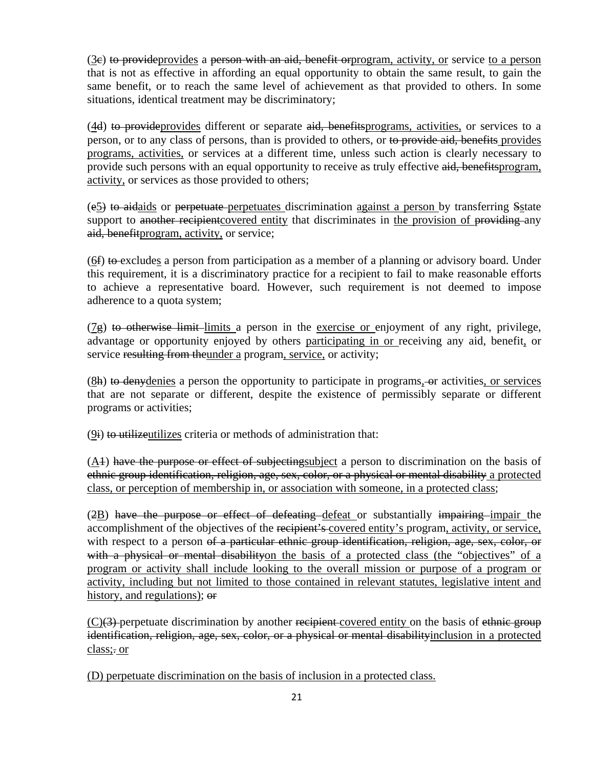(<u>3</u>~~c~~) ~~to provide~~<u>provides</u> a ~~person with an aid, benefit or~~<u>program, activity, or</u> service <u>to a person</u> that is not as effective in affording an equal opportunity to obtain the same result, to gain the same benefit, or to reach the same level of achievement as that provided to others. In some situations, identical treatment may be discriminatory;

(<u>4</u>~~d~~) ~~to provide~~<u>provides</u> different or separate ~~aid, benefits~~<u>programs, activities,</u> or services to a person, or to any class of persons, than is provided to others, or ~~to provide aid, benefits~~ <u>provides programs, activities,</u> or services at a different time, unless such action is clearly necessary to provide such persons with an equal opportunity to receive as truly effective ~~aid, benefits~~<u>program, activity,</u> or services as those provided to others;

(~~e~~<u>5</u>) ~~to aid~~<u>aids</u> or ~~perpetuate~~ <u>perpetuates</u> discrimination <u>against a person</u> by transferring ~~S~~<u>s</u>tate support to ~~another recipient~~<u>covered entity</u> that discriminates in <u>the provision of</u> ~~providing~~ any ~~aid, benefit~~<u>program, activity,</u> or service;

(<u>6</u>~~f~~) ~~to~~ exclude<u>s</u> a person from participation as a member of a planning or advisory board. Under this requirement, it is a discriminatory practice for a recipient to fail to make reasonable efforts to achieve a representative board. However, such requirement is not deemed to impose adherence to a quota system;

(<u>7</u>~~g~~) ~~to otherwise limit~~ <u>limits</u> a person in the <u>exercise or</u> enjoyment of any right, privilege, advantage or opportunity enjoyed by others <u>participating in or</u> receiving any aid, benefit<u>,</u> or service ~~resulting from the~~<u>under a</u> program<u>, service,</u> or activity;

(<u>8</u>~~h~~) ~~to deny~~<u>denies</u> a person the opportunity to participate in programs<u>,</u> ~~or~~ activities<u>, or services</u> that are not separate or different, despite the existence of permissibly separate or different programs or activities;

(<u>9</u>~~i~~) ~~to utilize~~<u>utilizes</u> criteria or methods of administration that:

(<u>A</u>~~1~~) ~~have the purpose or effect of subjecting~~<u>subject</u> a person to discrimination on the basis of ~~ethnic group identification, religion, age, sex, color, or a physical or mental disability~~ <u>a protected class, or perception of membership in, or association with someone, in a protected class</u>;

(~~2~~<u>B</u>) ~~have the purpose or effect of defeating~~ <u>defeat</u> or substantially ~~impairing~~ <u>impair</u> the accomplishment of the objectives of the ~~recipient's~~ <u>covered entity's</u> program<u>, activity, or service,</u> with respect to a person ~~of a particular ethnic group identification, religion, age, sex, color, or with a physical or mental disability~~<u>on the basis of a protected class (the "objectives" of a program or activity shall include looking to the overall mission or purpose of a program or activity, including but not limited to those contained in relevant statutes, legislative intent and history, and regulations)</u>; ~~or~~

<u>(C)</u>~~(3)~~ perpetuate discrimination by another ~~recipient~~ <u>covered entity</u> on the basis of ~~ethnic group identification, religion, age, sex, color, or a physical or mental disability~~<u>inclusion in a protected class</u>;~~.~~ <u>or</u>

<u>(D) perpetuate discrimination on the basis of inclusion in a protected class.</u>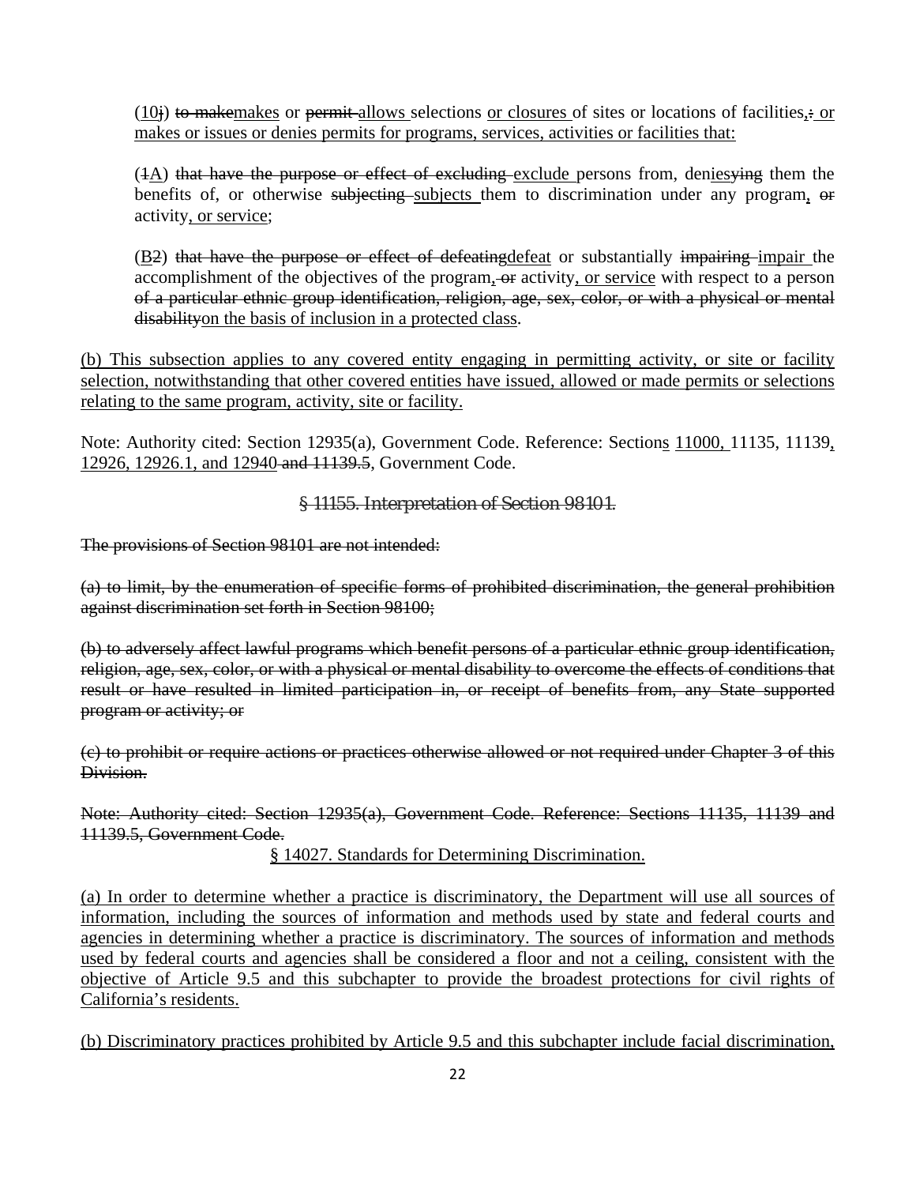(<u>10</u>~~j~~) ~~to make~~<u>makes</u> or ~~permit~~ <u>allows</u> selections <u>or closures</u> of sites or locations of facilities<u>,</u>~~:~~ <u>or makes or issues or denies permits for programs, services, activities or facilities that:</u>

(~~1~~<u>A</u>) ~~that have the purpose or effect of excluding~~ <u>exclude</u> persons from, den<u>ies</u>~~ying~~ them the benefits of, or otherwise ~~subjecting~~ <u>subjects</u> them to discrimination under any program<u>,</u> ~~or~~ activity<u>, or service</u>;

(<u>B</u>~~2~~) ~~that have the purpose or effect of defeating~~<u>defeat</u> or substantially ~~impairing~~ <u>impair</u> the accomplishment of the objectives of the program<u>,</u> ~~or~~ activity<u>, or service</u> with respect to a person ~~of a particular ethnic group identification, religion, age, sex, color, or with a physical or mental disability~~<u>on the basis of inclusion in a protected class</u>.

<u>(b) This subsection applies to any covered entity engaging in permitting activity, or site or facility selection, notwithstanding that other covered entities have issued, allowed or made permits or selections relating to the same program, activity, site or facility.</u>

Note: Authority cited: Section 12935(a), Government Code. Reference: Section<u>s</u> <u>11000,</u> 11135, 11139<u>, 12926, 12926.1, and 12940</u> ~~and 11139.5~~, Government Code.

~~§ 11155. Interpretation of Section 98101.~~

~~The provisions of Section 98101 are not intended:~~

~~(a) to limit, by the enumeration of specific forms of prohibited discrimination, the general prohibition against discrimination set forth in Section 98100;~~

~~(b) to adversely affect lawful programs which benefit persons of a particular ethnic group identification, religion, age, sex, color, or with a physical or mental disability to overcome the effects of conditions that result or have resulted in limited participation in, or receipt of benefits from, any State supported program or activity; or~~

~~(c) to prohibit or require actions or practices otherwise allowed or not required under Chapter 3 of this Division.~~

~~Note: Authority cited: Section 12935(a), Government Code. Reference: Sections 11135, 11139 and 11139.5, Government Code.~~

<u>§ 14027. Standards for Determining Discrimination.</u>

<u>(a) In order to determine whether a practice is discriminatory, the Department will use all sources of information, including the sources of information and methods used by state and federal courts and agencies in determining whether a practice is discriminatory. The sources of information and methods used by federal courts and agencies shall be considered a floor and not a ceiling, consistent with the objective of Article 9.5 and this subchapter to provide the broadest protections for civil rights of California's residents.</u>

<u>(b) Discriminatory practices prohibited by Article 9.5 and this subchapter include facial discrimination,</u>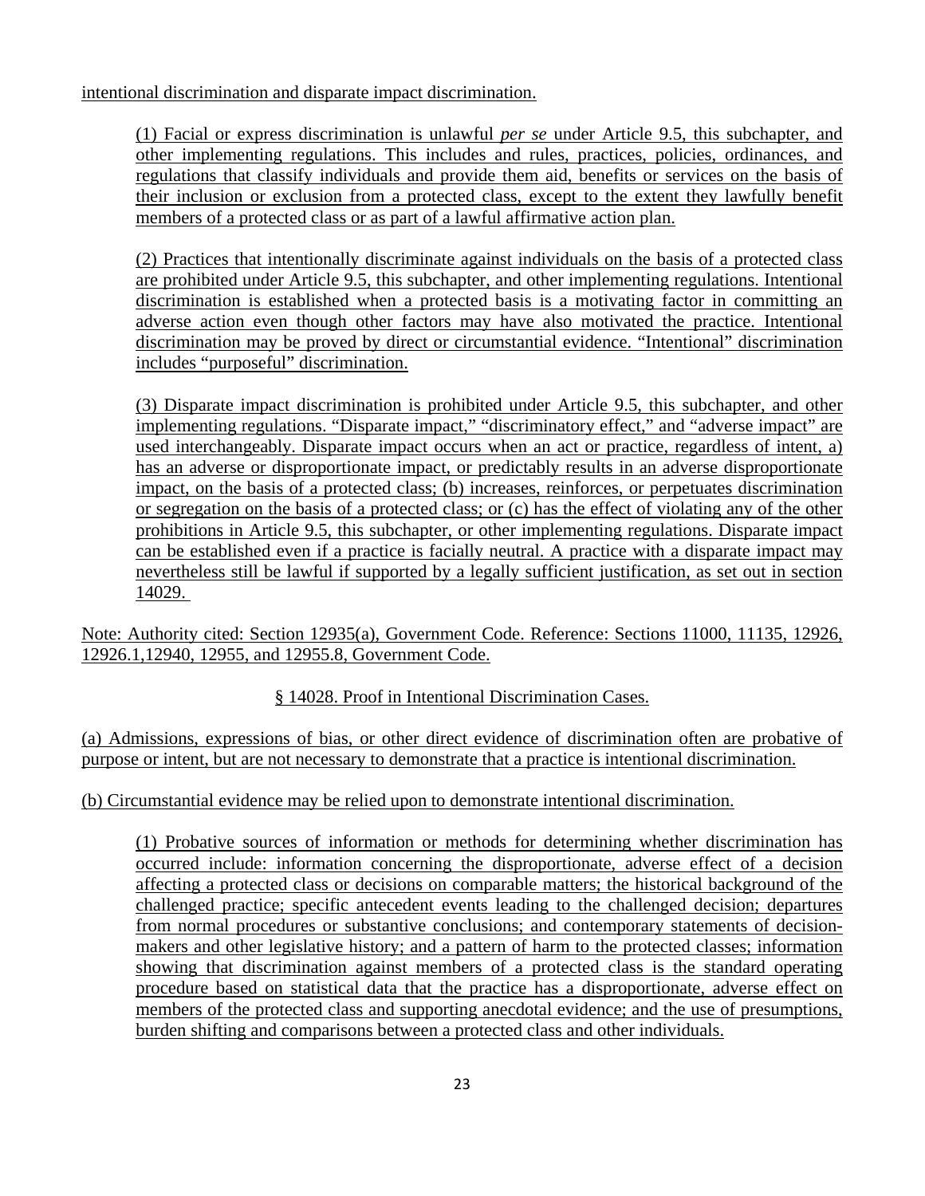intentional discrimination and disparate impact discrimination.

(1) Facial or express discrimination is unlawful *per se* under Article 9.5, this subchapter, and other implementing regulations. This includes and rules, practices, policies, ordinances, and regulations that classify individuals and provide them aid, benefits or services on the basis of their inclusion or exclusion from a protected class, except to the extent they lawfully benefit members of a protected class or as part of a lawful affirmative action plan.

(2) Practices that intentionally discriminate against individuals on the basis of a protected class are prohibited under Article 9.5, this subchapter, and other implementing regulations. Intentional discrimination is established when a protected basis is a motivating factor in committing an adverse action even though other factors may have also motivated the practice. Intentional discrimination may be proved by direct or circumstantial evidence. "Intentional" discrimination includes "purposeful" discrimination.

(3) Disparate impact discrimination is prohibited under Article 9.5, this subchapter, and other implementing regulations. "Disparate impact," "discriminatory effect," and "adverse impact" are used interchangeably. Disparate impact occurs when an act or practice, regardless of intent, a) has an adverse or disproportionate impact, or predictably results in an adverse disproportionate impact, on the basis of a protected class; (b) increases, reinforces, or perpetuates discrimination or segregation on the basis of a protected class; or (c) has the effect of violating any of the other prohibitions in Article 9.5, this subchapter, or other implementing regulations. Disparate impact can be established even if a practice is facially neutral. A practice with a disparate impact may nevertheless still be lawful if supported by a legally sufficient justification, as set out in section 14029.

Note: Authority cited: Section 12935(a), Government Code. Reference: Sections 11000, 11135, 12926, 12926.1,12940, 12955, and 12955.8, Government Code.

§ 14028. Proof in Intentional Discrimination Cases.

(a) Admissions, expressions of bias, or other direct evidence of discrimination often are probative of purpose or intent, but are not necessary to demonstrate that a practice is intentional discrimination.

(b) Circumstantial evidence may be relied upon to demonstrate intentional discrimination.

(1) Probative sources of information or methods for determining whether discrimination has occurred include: information concerning the disproportionate, adverse effect of a decision affecting a protected class or decisions on comparable matters; the historical background of the challenged practice; specific antecedent events leading to the challenged decision; departures from normal procedures or substantive conclusions; and contemporary statements of decision-makers and other legislative history; and a pattern of harm to the protected classes; information showing that discrimination against members of a protected class is the standard operating procedure based on statistical data that the practice has a disproportionate, adverse effect on members of the protected class and supporting anecdotal evidence; and the use of presumptions, burden shifting and comparisons between a protected class and other individuals.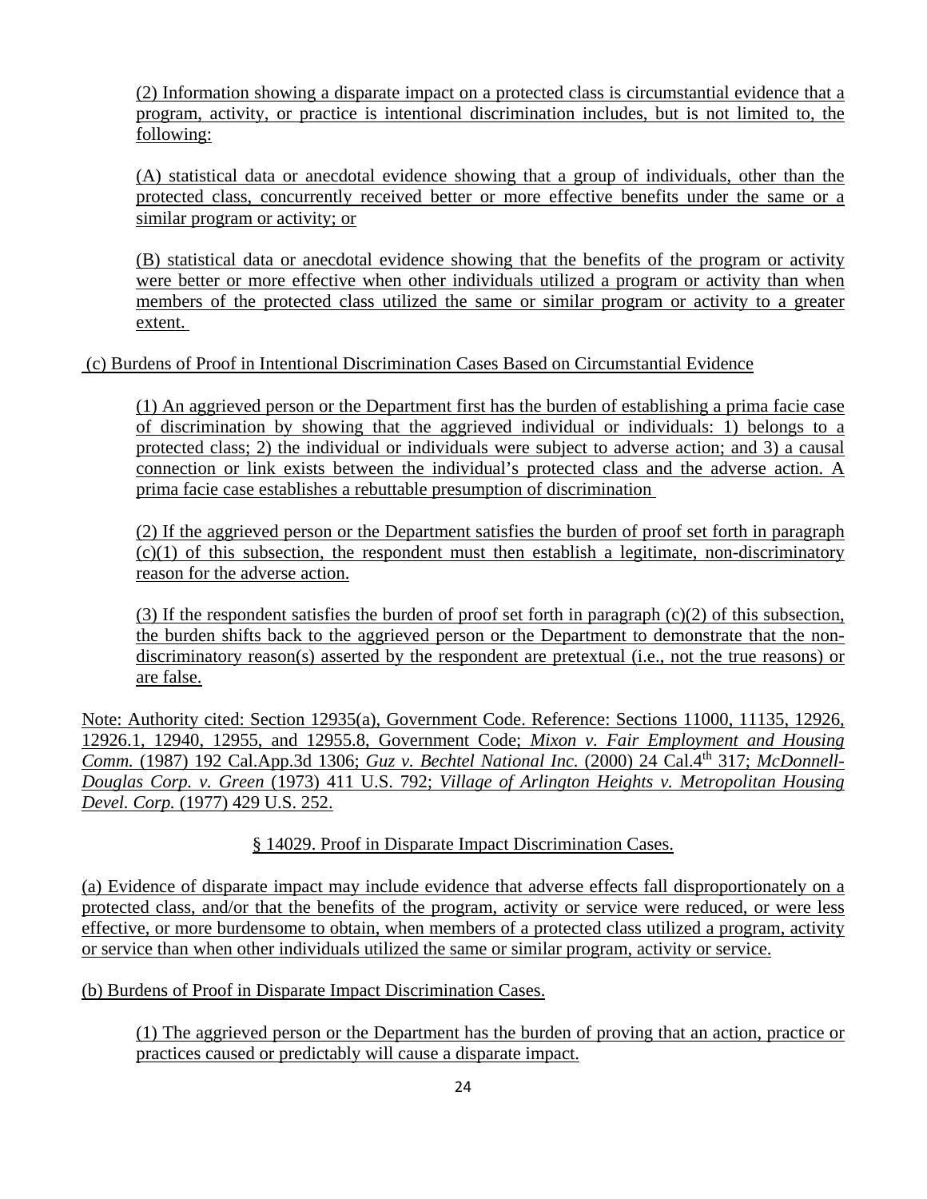(2) Information showing a disparate impact on a protected class is circumstantial evidence that a program, activity, or practice is intentional discrimination includes, but is not limited to, the following:

(A) statistical data or anecdotal evidence showing that a group of individuals, other than the protected class, concurrently received better or more effective benefits under the same or a similar program or activity; or

(B) statistical data or anecdotal evidence showing that the benefits of the program or activity were better or more effective when other individuals utilized a program or activity than when members of the protected class utilized the same or similar program or activity to a greater extent.

(c) Burdens of Proof in Intentional Discrimination Cases Based on Circumstantial Evidence

(1) An aggrieved person or the Department first has the burden of establishing a prima facie case of discrimination by showing that the aggrieved individual or individuals: 1) belongs to a protected class; 2) the individual or individuals were subject to adverse action; and 3) a causal connection or link exists between the individual's protected class and the adverse action. A prima facie case establishes a rebuttable presumption of discrimination

(2) If the aggrieved person or the Department satisfies the burden of proof set forth in paragraph (c)(1) of this subsection, the respondent must then establish a legitimate, non-discriminatory reason for the adverse action.

(3) If the respondent satisfies the burden of proof set forth in paragraph (c)(2) of this subsection, the burden shifts back to the aggrieved person or the Department to demonstrate that the non-discriminatory reason(s) asserted by the respondent are pretextual (i.e., not the true reasons) or are false.

Note: Authority cited: Section 12935(a), Government Code. Reference: Sections 11000, 11135, 12926, 12926.1, 12940, 12955, and 12955.8, Government Code; *Mixon v. Fair Employment and Housing Comm.* (1987) 192 Cal.App.3d 1306; *Guz v. Bechtel National Inc.* (2000) 24 Cal.4th 317; *McDonnell-Douglas Corp. v. Green* (1973) 411 U.S. 792; *Village of Arlington Heights v. Metropolitan Housing Devel. Corp.* (1977) 429 U.S. 252.

§ 14029. Proof in Disparate Impact Discrimination Cases.

(a) Evidence of disparate impact may include evidence that adverse effects fall disproportionately on a protected class, and/or that the benefits of the program, activity or service were reduced, or were less effective, or more burdensome to obtain, when members of a protected class utilized a program, activity or service than when other individuals utilized the same or similar program, activity or service.

(b) Burdens of Proof in Disparate Impact Discrimination Cases.

(1) The aggrieved person or the Department has the burden of proving that an action, practice or practices caused or predictably will cause a disparate impact.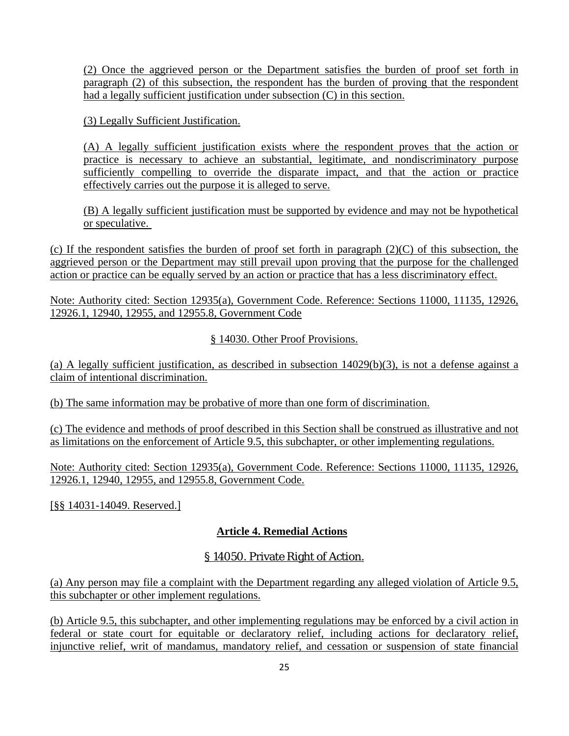(2) Once the aggrieved person or the Department satisfies the burden of proof set forth in paragraph (2) of this subsection, the respondent has the burden of proving that the respondent had a legally sufficient justification under subsection (C) in this section.

(3) Legally Sufficient Justification.

(A) A legally sufficient justification exists where the respondent proves that the action or practice is necessary to achieve an substantial, legitimate, and nondiscriminatory purpose sufficiently compelling to override the disparate impact, and that the action or practice effectively carries out the purpose it is alleged to serve.

(B) A legally sufficient justification must be supported by evidence and may not be hypothetical or speculative.

(c) If the respondent satisfies the burden of proof set forth in paragraph (2)(C) of this subsection, the aggrieved person or the Department may still prevail upon proving that the purpose for the challenged action or practice can be equally served by an action or practice that has a less discriminatory effect.

Note: Authority cited: Section 12935(a), Government Code. Reference: Sections 11000, 11135, 12926, 12926.1, 12940, 12955, and 12955.8, Government Code

§ 14030. Other Proof Provisions.

(a) A legally sufficient justification, as described in subsection 14029(b)(3), is not a defense against a claim of intentional discrimination.

(b) The same information may be probative of more than one form of discrimination.

(c) The evidence and methods of proof described in this Section shall be construed as illustrative and not as limitations on the enforcement of Article 9.5, this subchapter, or other implementing regulations.

Note: Authority cited: Section 12935(a), Government Code. Reference: Sections 11000, 11135, 12926, 12926.1, 12940, 12955, and 12955.8, Government Code.

[§§ 14031-14049. Reserved.]

## Article 4. Remedial Actions

### § 14050. Private Right of Action.

(a) Any person may file a complaint with the Department regarding any alleged violation of Article 9.5, this subchapter or other implement regulations.

(b) Article 9.5, this subchapter, and other implementing regulations may be enforced by a civil action in federal or state court for equitable or declaratory relief, including actions for declaratory relief, injunctive relief, writ of mandamus, mandatory relief, and cessation or suspension of state financial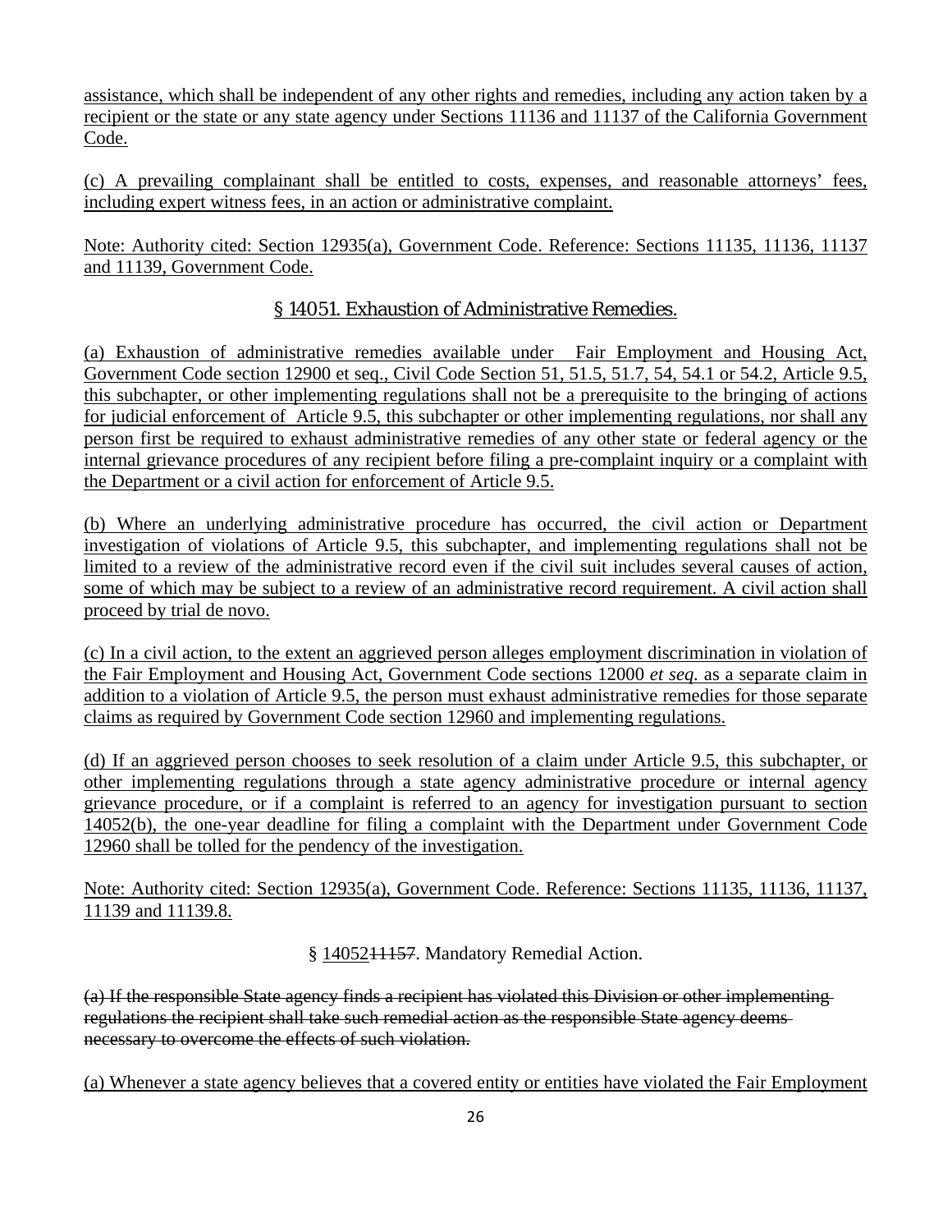assistance, which shall be independent of any other rights and remedies, including any action taken by a recipient or the state or any state agency under Sections 11136 and 11137 of the California Government Code.

(c) A prevailing complainant shall be entitled to costs, expenses, and reasonable attorneys' fees, including expert witness fees, in an action or administrative complaint.

Note: Authority cited: Section 12935(a), Government Code. Reference: Sections 11135, 11136, 11137 and 11139, Government Code.

## § 14051. Exhaustion of Administrative Remedies.

(a) Exhaustion of administrative remedies available under Fair Employment and Housing Act, Government Code section 12900 et seq., Civil Code Section 51, 51.5, 51.7, 54, 54.1 or 54.2, Article 9.5, this subchapter, or other implementing regulations shall not be a prerequisite to the bringing of actions for judicial enforcement of Article 9.5, this subchapter or other implementing regulations, nor shall any person first be required to exhaust administrative remedies of any other state or federal agency or the internal grievance procedures of any recipient before filing a pre-complaint inquiry or a complaint with the Department or a civil action for enforcement of Article 9.5.

(b) Where an underlying administrative procedure has occurred, the civil action or Department investigation of violations of Article 9.5, this subchapter, and implementing regulations shall not be limited to a review of the administrative record even if the civil suit includes several causes of action, some of which may be subject to a review of an administrative record requirement. A civil action shall proceed by trial de novo.

(c) In a civil action, to the extent an aggrieved person alleges employment discrimination in violation of the Fair Employment and Housing Act, Government Code sections 12000 *et seq.* as a separate claim in addition to a violation of Article 9.5, the person must exhaust administrative remedies for those separate claims as required by Government Code section 12960 and implementing regulations.

(d) If an aggrieved person chooses to seek resolution of a claim under Article 9.5, this subchapter, or other implementing regulations through a state agency administrative procedure or internal agency grievance procedure, or if a complaint is referred to an agency for investigation pursuant to section 14052(b), the one-year deadline for filing a complaint with the Department under Government Code 12960 shall be tolled for the pendency of the investigation.

Note: Authority cited: Section 12935(a), Government Code. Reference: Sections 11135, 11136, 11137, 11139 and 11139.8.

## § 14052~~11157~~. Mandatory Remedial Action.

~~(a) If the responsible State agency finds a recipient has violated this Division or other implementing regulations the recipient shall take such remedial action as the responsible State agency deems necessary to overcome the effects of such violation.~~

(a) Whenever a state agency believes that a covered entity or entities have violated the Fair Employment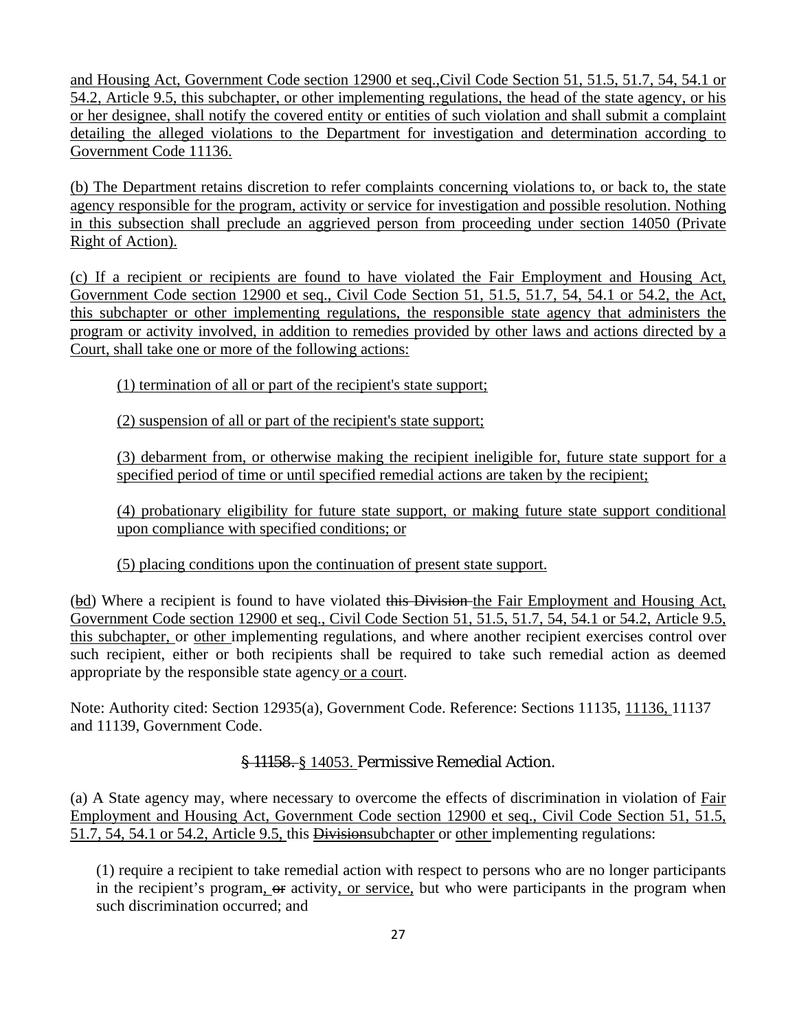and Housing Act, Government Code section 12900 et seq.,Civil Code Section 51, 51.5, 51.7, 54, 54.1 or 54.2, Article 9.5, this subchapter, or other implementing regulations, the head of the state agency, or his or her designee, shall notify the covered entity or entities of such violation and shall submit a complaint detailing the alleged violations to the Department for investigation and determination according to Government Code 11136.

(b) The Department retains discretion to refer complaints concerning violations to, or back to, the state agency responsible for the program, activity or service for investigation and possible resolution. Nothing in this subsection shall preclude an aggrieved person from proceeding under section 14050 (Private Right of Action).

(c) If a recipient or recipients are found to have violated the Fair Employment and Housing Act, Government Code section 12900 et seq., Civil Code Section 51, 51.5, 51.7, 54, 54.1 or 54.2, the Act, this subchapter or other implementing regulations, the responsible state agency that administers the program or activity involved, in addition to remedies provided by other laws and actions directed by a Court, shall take one or more of the following actions:

(1) termination of all or part of the recipient's state support;

(2) suspension of all or part of the recipient's state support;

(3) debarment from, or otherwise making the recipient ineligible for, future state support for a specified period of time or until specified remedial actions are taken by the recipient;

(4) probationary eligibility for future state support, or making future state support conditional upon compliance with specified conditions; or

(5) placing conditions upon the continuation of present state support.

(~~b~~d) Where a recipient is found to have violated ~~this Division~~ the Fair Employment and Housing Act, Government Code section 12900 et seq., Civil Code Section 51, 51.5, 51.7, 54, 54.1 or 54.2, Article 9.5, this subchapter, or other implementing regulations, and where another recipient exercises control over such recipient, either or both recipients shall be required to take such remedial action as deemed appropriate by the responsible state agency or a court.

Note: Authority cited: Section 12935(a), Government Code. Reference: Sections 11135, 11136, 11137 and 11139, Government Code.

## ~~§ 11158.~~ § 14053. Permissive Remedial Action.

(a) A State agency may, where necessary to overcome the effects of discrimination in violation of Fair Employment and Housing Act, Government Code section 12900 et seq., Civil Code Section 51, 51.5, 51.7, 54, 54.1 or 54.2, Article 9.5, this ~~Division~~subchapter or other implementing regulations:

(1) require a recipient to take remedial action with respect to persons who are no longer participants in the recipient's program, ~~or~~ activity, or service, but who were participants in the program when such discrimination occurred; and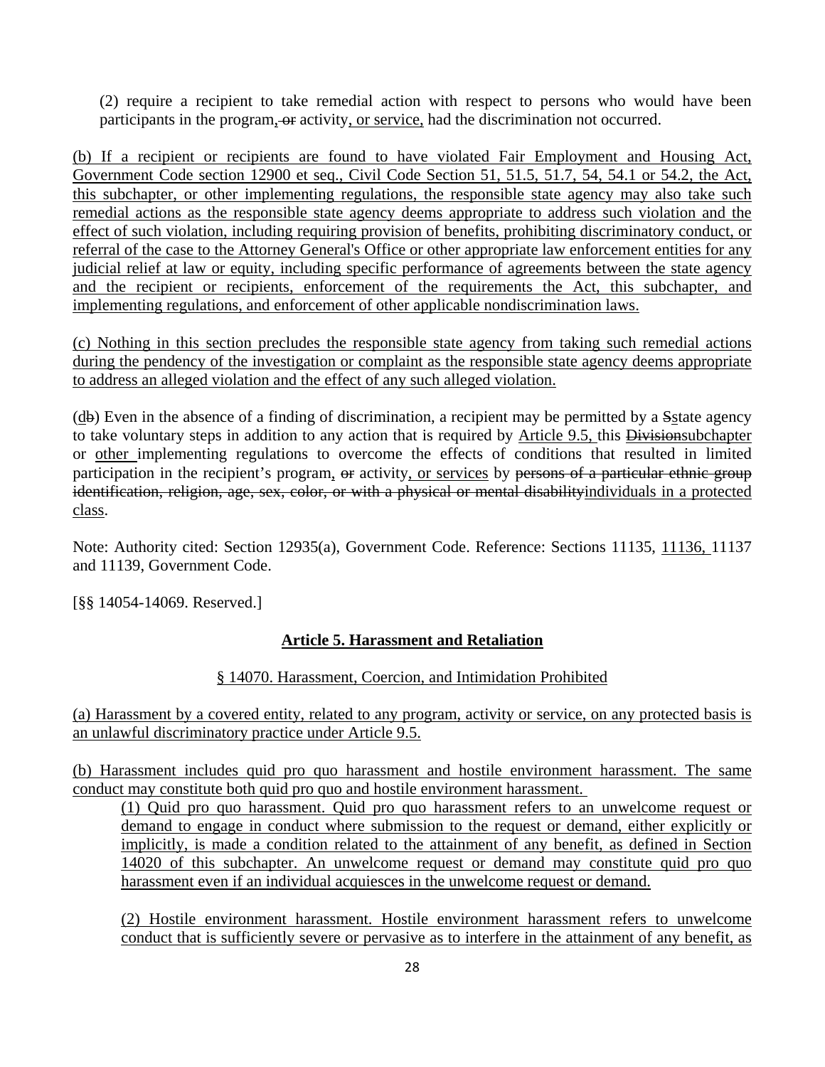(2) require a recipient to take remedial action with respect to persons who would have been participants in the program, ~~or~~ activity, or service, had the discrimination not occurred.

(b) If a recipient or recipients are found to have violated Fair Employment and Housing Act, Government Code section 12900 et seq., Civil Code Section 51, 51.5, 51.7, 54, 54.1 or 54.2, the Act, this subchapter, or other implementing regulations, the responsible state agency may also take such remedial actions as the responsible state agency deems appropriate to address such violation and the effect of such violation, including requiring provision of benefits, prohibiting discriminatory conduct, or referral of the case to the Attorney General's Office or other appropriate law enforcement entities for any judicial relief at law or equity, including specific performance of agreements between the state agency and the recipient or recipients, enforcement of the requirements the Act, this subchapter, and implementing regulations, and enforcement of other applicable nondiscrimination laws.

(c) Nothing in this section precludes the responsible state agency from taking such remedial actions during the pendency of the investigation or complaint as the responsible state agency deems appropriate to address an alleged violation and the effect of any such alleged violation.

(d~~b~~) Even in the absence of a finding of discrimination, a recipient may be permitted by a ~~S~~state agency to take voluntary steps in addition to any action that is required by Article 9.5, this ~~Division~~subchapter or other implementing regulations to overcome the effects of conditions that resulted in limited participation in the recipient's program, ~~or~~ activity, or services by ~~persons of a particular ethnic group identification, religion, age, sex, color, or with a physical or mental disability~~individuals in a protected class.

Note: Authority cited: Section 12935(a), Government Code. Reference: Sections 11135, 11136, 11137 and 11139, Government Code.

[§§ 14054-14069. Reserved.]

## Article 5. Harassment and Retaliation

### § 14070. Harassment, Coercion, and Intimidation Prohibited

(a) Harassment by a covered entity, related to any program, activity or service, on any protected basis is an unlawful discriminatory practice under Article 9.5.

(b) Harassment includes quid pro quo harassment and hostile environment harassment. The same conduct may constitute both quid pro quo and hostile environment harassment.

(1) Quid pro quo harassment. Quid pro quo harassment refers to an unwelcome request or demand to engage in conduct where submission to the request or demand, either explicitly or implicitly, is made a condition related to the attainment of any benefit, as defined in Section 14020 of this subchapter. An unwelcome request or demand may constitute quid pro quo harassment even if an individual acquiesces in the unwelcome request or demand.

(2) Hostile environment harassment. Hostile environment harassment refers to unwelcome conduct that is sufficiently severe or pervasive as to interfere in the attainment of any benefit, as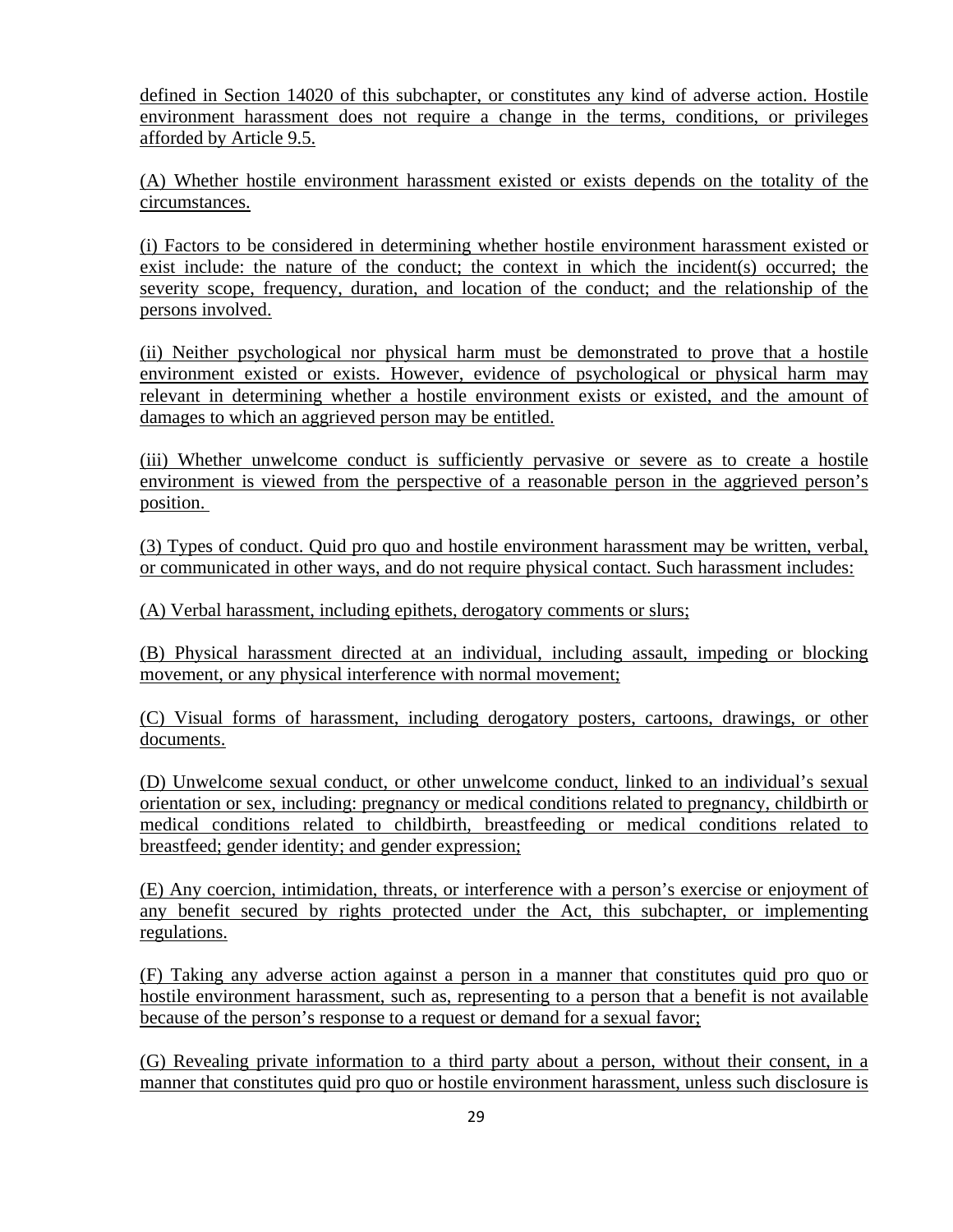defined in Section 14020 of this subchapter, or constitutes any kind of adverse action. Hostile environment harassment does not require a change in the terms, conditions, or privileges afforded by Article 9.5.

(A) Whether hostile environment harassment existed or exists depends on the totality of the circumstances.

(i) Factors to be considered in determining whether hostile environment harassment existed or exist include: the nature of the conduct; the context in which the incident(s) occurred; the severity scope, frequency, duration, and location of the conduct; and the relationship of the persons involved.

(ii) Neither psychological nor physical harm must be demonstrated to prove that a hostile environment existed or exists. However, evidence of psychological or physical harm may relevant in determining whether a hostile environment exists or existed, and the amount of damages to which an aggrieved person may be entitled.

(iii) Whether unwelcome conduct is sufficiently pervasive or severe as to create a hostile environment is viewed from the perspective of a reasonable person in the aggrieved person's position.

(3) Types of conduct. Quid pro quo and hostile environment harassment may be written, verbal, or communicated in other ways, and do not require physical contact. Such harassment includes:

(A) Verbal harassment, including epithets, derogatory comments or slurs;

(B) Physical harassment directed at an individual, including assault, impeding or blocking movement, or any physical interference with normal movement;

(C) Visual forms of harassment, including derogatory posters, cartoons, drawings, or other documents.

(D) Unwelcome sexual conduct, or other unwelcome conduct, linked to an individual's sexual orientation or sex, including: pregnancy or medical conditions related to pregnancy, childbirth or medical conditions related to childbirth, breastfeeding or medical conditions related to breastfeed; gender identity; and gender expression;

(E) Any coercion, intimidation, threats, or interference with a person's exercise or enjoyment of any benefit secured by rights protected under the Act, this subchapter, or implementing regulations.

(F) Taking any adverse action against a person in a manner that constitutes quid pro quo or hostile environment harassment, such as, representing to a person that a benefit is not available because of the person's response to a request or demand for a sexual favor;

(G) Revealing private information to a third party about a person, without their consent, in a manner that constitutes quid pro quo or hostile environment harassment, unless such disclosure is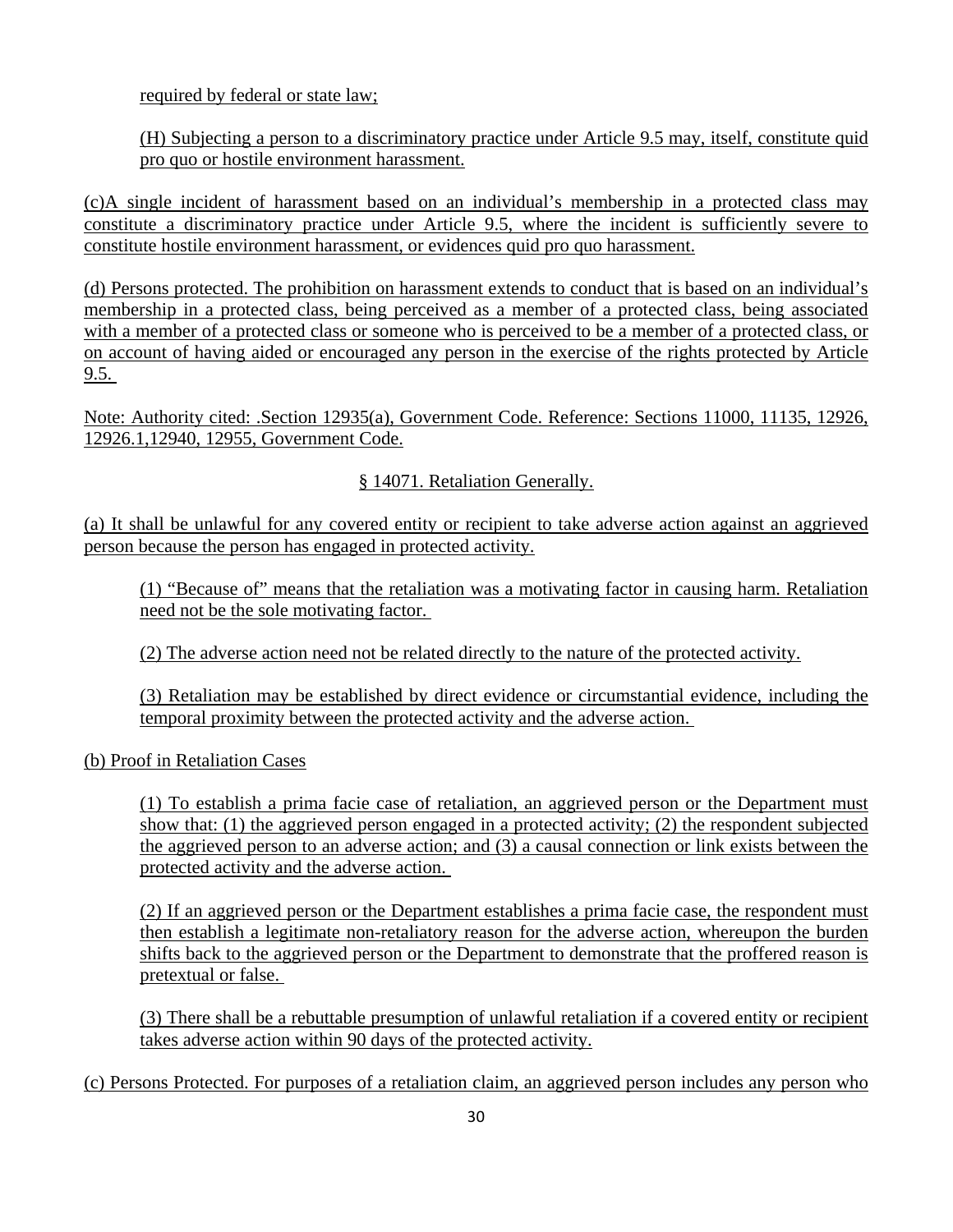required by federal or state law;

(H) Subjecting a person to a discriminatory practice under Article 9.5 may, itself, constitute quid pro quo or hostile environment harassment.

(c)A single incident of harassment based on an individual's membership in a protected class may constitute a discriminatory practice under Article 9.5, where the incident is sufficiently severe to constitute hostile environment harassment, or evidences quid pro quo harassment.

(d) Persons protected. The prohibition on harassment extends to conduct that is based on an individual's membership in a protected class, being perceived as a member of a protected class, being associated with a member of a protected class or someone who is perceived to be a member of a protected class, or on account of having aided or encouraged any person in the exercise of the rights protected by Article 9.5.

Note: Authority cited: .Section 12935(a), Government Code. Reference: Sections 11000, 11135, 12926, 12926.1,12940, 12955, Government Code.

## § 14071. Retaliation Generally.

(a) It shall be unlawful for any covered entity or recipient to take adverse action against an aggrieved person because the person has engaged in protected activity.

(1) "Because of" means that the retaliation was a motivating factor in causing harm. Retaliation need not be the sole motivating factor.

(2) The adverse action need not be related directly to the nature of the protected activity.

(3) Retaliation may be established by direct evidence or circumstantial evidence, including the temporal proximity between the protected activity and the adverse action.

(b) Proof in Retaliation Cases

(1) To establish a prima facie case of retaliation, an aggrieved person or the Department must show that: (1) the aggrieved person engaged in a protected activity; (2) the respondent subjected the aggrieved person to an adverse action; and (3) a causal connection or link exists between the protected activity and the adverse action.

(2) If an aggrieved person or the Department establishes a prima facie case, the respondent must then establish a legitimate non-retaliatory reason for the adverse action, whereupon the burden shifts back to the aggrieved person or the Department to demonstrate that the proffered reason is pretextual or false.

(3) There shall be a rebuttable presumption of unlawful retaliation if a covered entity or recipient takes adverse action within 90 days of the protected activity.

(c) Persons Protected. For purposes of a retaliation claim, an aggrieved person includes any person who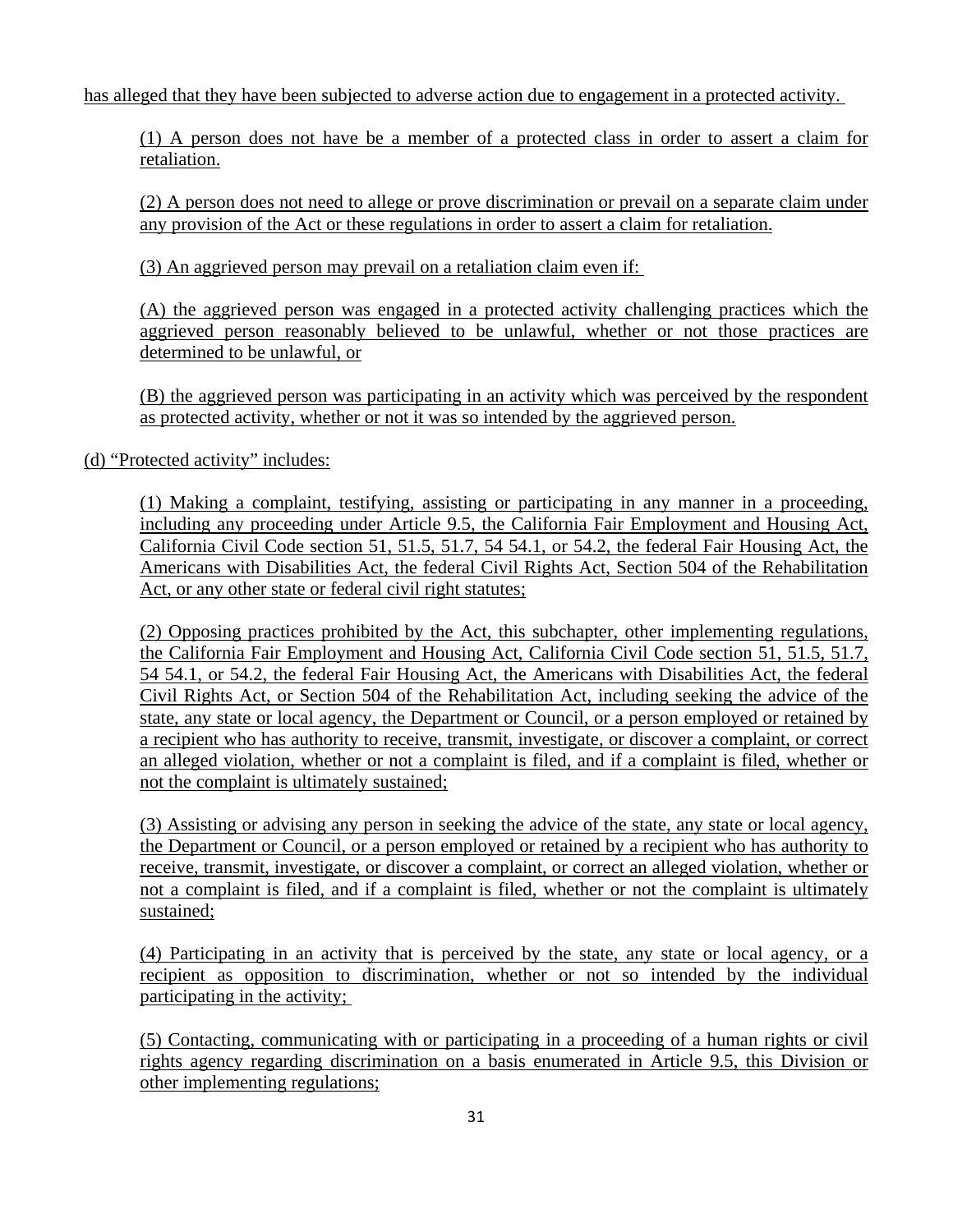has alleged that they have been subjected to adverse action due to engagement in a protected activity.

(1) A person does not have be a member of a protected class in order to assert a claim for retaliation.

(2) A person does not need to allege or prove discrimination or prevail on a separate claim under any provision of the Act or these regulations in order to assert a claim for retaliation.

(3) An aggrieved person may prevail on a retaliation claim even if:

(A) the aggrieved person was engaged in a protected activity challenging practices which the aggrieved person reasonably believed to be unlawful, whether or not those practices are determined to be unlawful, or

(B) the aggrieved person was participating in an activity which was perceived by the respondent as protected activity, whether or not it was so intended by the aggrieved person.

(d) "Protected activity" includes:

(1) Making a complaint, testifying, assisting or participating in any manner in a proceeding, including any proceeding under Article 9.5, the California Fair Employment and Housing Act, California Civil Code section 51, 51.5, 51.7, 54 54.1, or 54.2, the federal Fair Housing Act, the Americans with Disabilities Act, the federal Civil Rights Act, Section 504 of the Rehabilitation Act, or any other state or federal civil right statutes;

(2) Opposing practices prohibited by the Act, this subchapter, other implementing regulations, the California Fair Employment and Housing Act, California Civil Code section 51, 51.5, 51.7, 54 54.1, or 54.2, the federal Fair Housing Act, the Americans with Disabilities Act, the federal Civil Rights Act, or Section 504 of the Rehabilitation Act, including seeking the advice of the state, any state or local agency, the Department or Council, or a person employed or retained by a recipient who has authority to receive, transmit, investigate, or discover a complaint, or correct an alleged violation, whether or not a complaint is filed, and if a complaint is filed, whether or not the complaint is ultimately sustained;

(3) Assisting or advising any person in seeking the advice of the state, any state or local agency, the Department or Council, or a person employed or retained by a recipient who has authority to receive, transmit, investigate, or discover a complaint, or correct an alleged violation, whether or not a complaint is filed, and if a complaint is filed, whether or not the complaint is ultimately sustained;

(4) Participating in an activity that is perceived by the state, any state or local agency, or a recipient as opposition to discrimination, whether or not so intended by the individual participating in the activity;

(5) Contacting, communicating with or participating in a proceeding of a human rights or civil rights agency regarding discrimination on a basis enumerated in Article 9.5, this Division or other implementing regulations;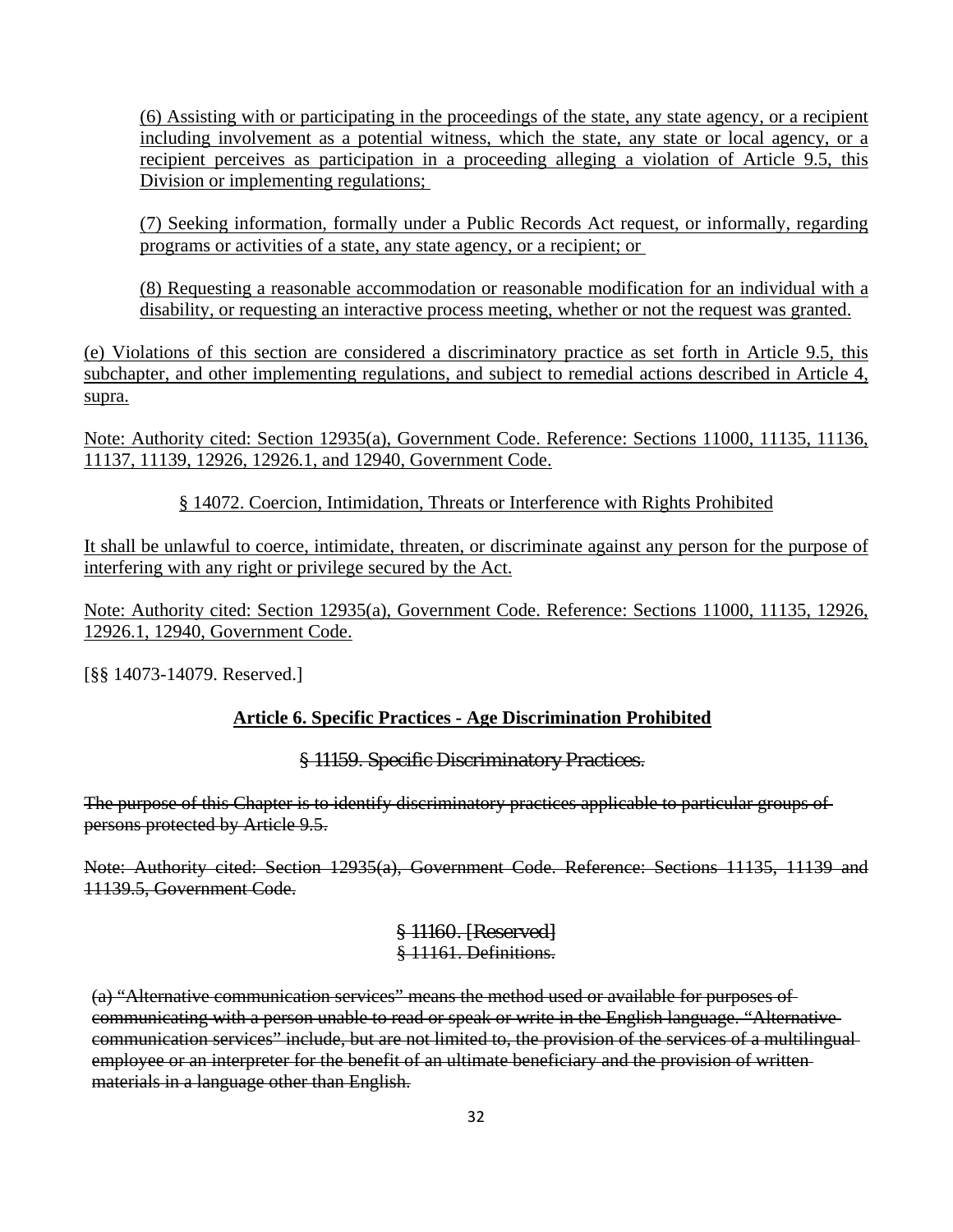(6) Assisting with or participating in the proceedings of the state, any state agency, or a recipient including involvement as a potential witness, which the state, any state or local agency, or a recipient perceives as participation in a proceeding alleging a violation of Article 9.5, this Division or implementing regulations;

(7) Seeking information, formally under a Public Records Act request, or informally, regarding programs or activities of a state, any state agency, or a recipient; or

(8) Requesting a reasonable accommodation or reasonable modification for an individual with a disability, or requesting an interactive process meeting, whether or not the request was granted.

(e) Violations of this section are considered a discriminatory practice as set forth in Article 9.5, this subchapter, and other implementing regulations, and subject to remedial actions described in Article 4, supra.

Note: Authority cited: Section 12935(a), Government Code. Reference: Sections 11000, 11135, 11136, 11137, 11139, 12926, 12926.1, and 12940, Government Code.

§ 14072. Coercion, Intimidation, Threats or Interference with Rights Prohibited

It shall be unlawful to coerce, intimidate, threaten, or discriminate against any person for the purpose of interfering with any right or privilege secured by the Act.

Note: Authority cited: Section 12935(a), Government Code. Reference: Sections 11000, 11135, 12926, 12926.1, 12940, Government Code.

[§§ 14073-14079. Reserved.]

**Article 6. Specific Practices - Age Discrimination Prohibited**

~~§ 11159. Specific Discriminatory Practices.~~

~~The purpose of this Chapter is to identify discriminatory practices applicable to particular groups of persons protected by Article 9.5.~~

~~Note: Authority cited: Section 12935(a), Government Code. Reference: Sections 11135, 11139 and 11139.5, Government Code.~~

~~§ 11160. [Reserved]~~
~~§ 11161. Definitions.~~

~~(a) "Alternative communication services" means the method used or available for purposes of communicating with a person unable to read or speak or write in the English language. "Alternative communication services" include, but are not limited to, the provision of the services of a multilingual employee or an interpreter for the benefit of an ultimate beneficiary and the provision of written materials in a language other than English.~~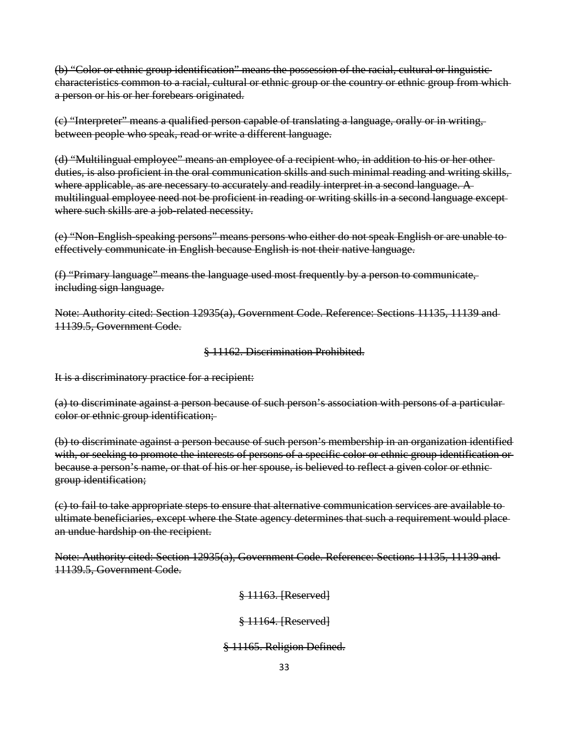~~(b) "Color or ethnic group identification" means the possession of the racial, cultural or linguistic characteristics common to a racial, cultural or ethnic group or the country or ethnic group from which a person or his or her forebears originated.~~

~~(c) "Interpreter" means a qualified person capable of translating a language, orally or in writing, between people who speak, read or write a different language.~~

~~(d) "Multilingual employee" means an employee of a recipient who, in addition to his or her other duties, is also proficient in the oral communication skills and such minimal reading and writing skills, where applicable, as are necessary to accurately and readily interpret in a second language. A multilingual employee need not be proficient in reading or writing skills in a second language except where such skills are a job-related necessity.~~

~~(e) "Non-English-speaking persons" means persons who either do not speak English or are unable to effectively communicate in English because English is not their native language.~~

~~(f) "Primary language" means the language used most frequently by a person to communicate, including sign language.~~

~~Note: Authority cited: Section 12935(a), Government Code. Reference: Sections 11135, 11139 and 11139.5, Government Code.~~

~~§ 11162. Discrimination Prohibited.~~

~~It is a discriminatory practice for a recipient:~~

~~(a) to discriminate against a person because of such person's association with persons of a particular color or ethnic group identification;~~

~~(b) to discriminate against a person because of such person's membership in an organization identified with, or seeking to promote the interests of persons of a specific color or ethnic group identification or because a person's name, or that of his or her spouse, is believed to reflect a given color or ethnic group identification;~~

~~(c) to fail to take appropriate steps to ensure that alternative communication services are available to ultimate beneficiaries, except where the State agency determines that such a requirement would place an undue hardship on the recipient.~~

~~Note: Authority cited: Section 12935(a), Government Code. Reference: Sections 11135, 11139 and 11139.5, Government Code.~~

~~§ 11163. [Reserved]~~

~~§ 11164. [Reserved]~~

~~§ 11165. Religion Defined.~~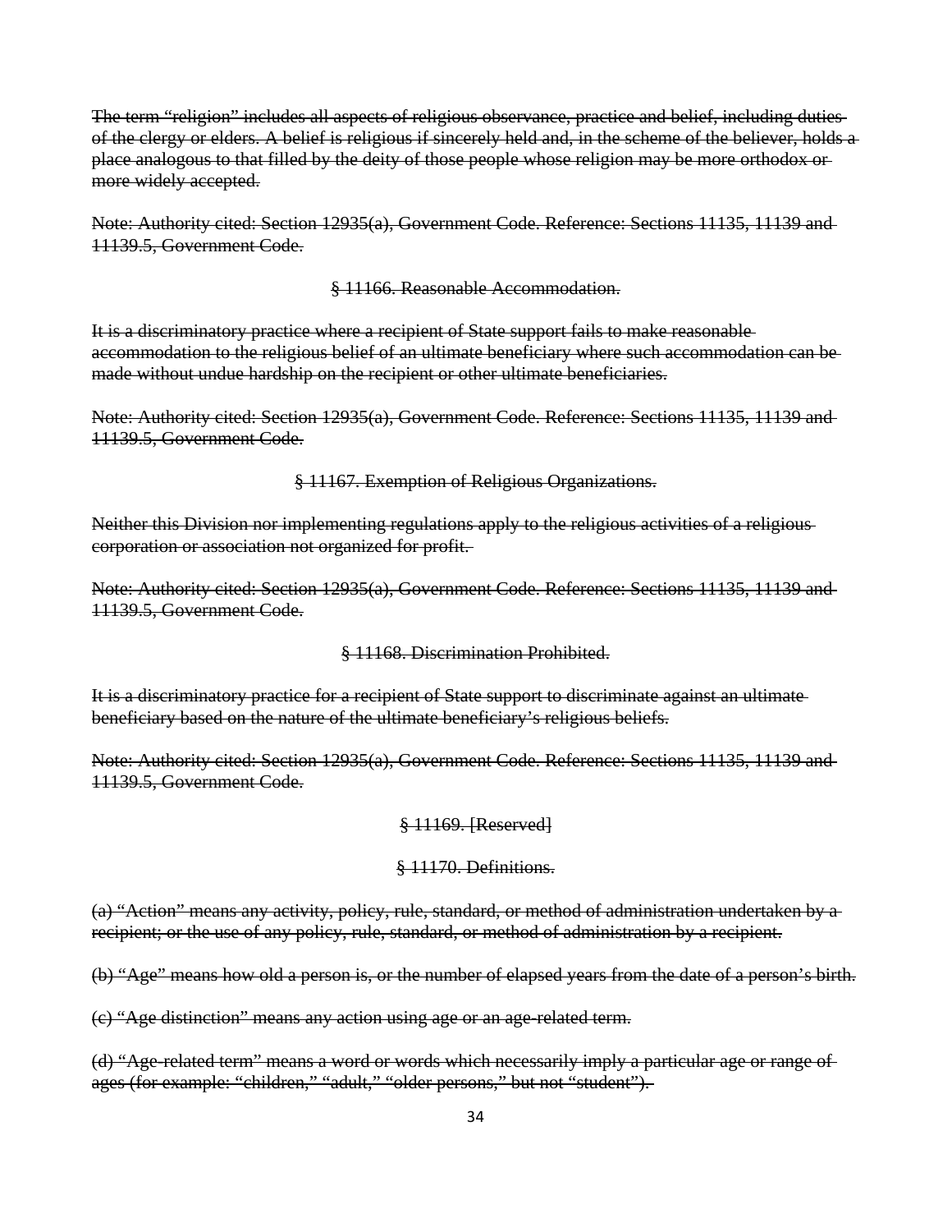~~The term "religion" includes all aspects of religious observance, practice and belief, including duties of the clergy or elders. A belief is religious if sincerely held and, in the scheme of the believer, holds a place analogous to that filled by the deity of those people whose religion may be more orthodox or more widely accepted.~~

~~Note: Authority cited: Section 12935(a), Government Code. Reference: Sections 11135, 11139 and 11139.5, Government Code.~~

~~§ 11166. Reasonable Accommodation.~~

~~It is a discriminatory practice where a recipient of State support fails to make reasonable accommodation to the religious belief of an ultimate beneficiary where such accommodation can be made without undue hardship on the recipient or other ultimate beneficiaries.~~

~~Note: Authority cited: Section 12935(a), Government Code. Reference: Sections 11135, 11139 and 11139.5, Government Code.~~

~~§ 11167. Exemption of Religious Organizations.~~

~~Neither this Division nor implementing regulations apply to the religious activities of a religious corporation or association not organized for profit.~~

~~Note: Authority cited: Section 12935(a), Government Code. Reference: Sections 11135, 11139 and 11139.5, Government Code.~~

~~§ 11168. Discrimination Prohibited.~~

~~It is a discriminatory practice for a recipient of State support to discriminate against an ultimate beneficiary based on the nature of the ultimate beneficiary's religious beliefs.~~

~~Note: Authority cited: Section 12935(a), Government Code. Reference: Sections 11135, 11139 and 11139.5, Government Code.~~

~~§ 11169. [Reserved]~~

~~§ 11170. Definitions.~~

~~(a) "Action" means any activity, policy, rule, standard, or method of administration undertaken by a recipient; or the use of any policy, rule, standard, or method of administration by a recipient.~~

~~(b) "Age" means how old a person is, or the number of elapsed years from the date of a person's birth.~~

~~(c) "Age distinction" means any action using age or an age-related term.~~

~~(d) "Age-related term" means a word or words which necessarily imply a particular age or range of ages (for example: "children," "adult," "older persons," but not "student").~~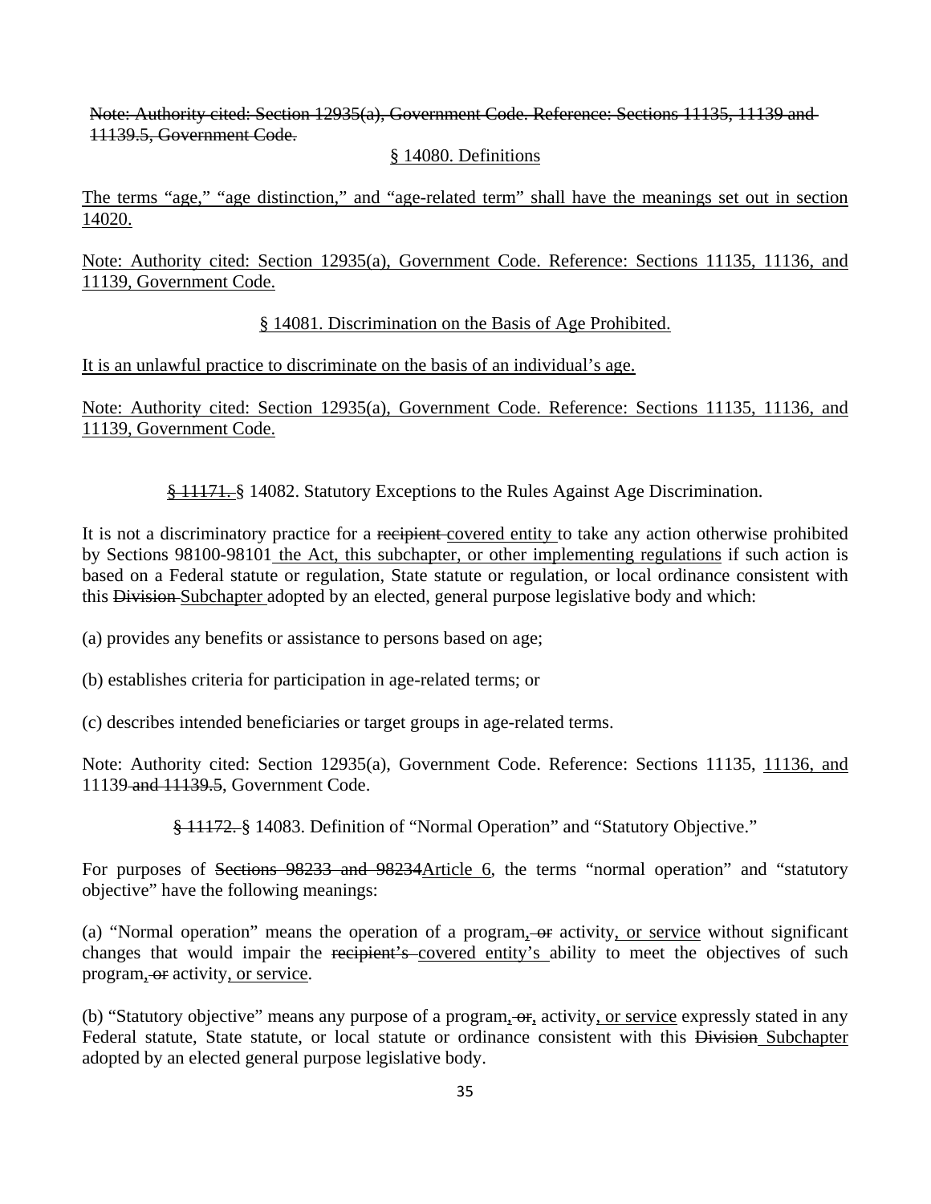~~Note: Authority cited: Section 12935(a), Government Code. Reference: Sections 11135, 11139 and 11139.5, Government Code.~~

<u>§ 14080. Definitions</u>

<u>The terms “age,” “age distinction,” and “age-related term” shall have the meanings set out in section 14020.</u>

<u>Note: Authority cited: Section 12935(a), Government Code. Reference: Sections 11135, 11136, and 11139, Government Code.</u>

<u>§ 14081. Discrimination on the Basis of Age Prohibited.</u>

<u>It is an unlawful practice to discriminate on the basis of an individual’s age.</u>

<u>Note: Authority cited: Section 12935(a), Government Code. Reference: Sections 11135, 11136, and 11139, Government Code.</u>

~~§ 11171.~~ § 14082. Statutory Exceptions to the Rules Against Age Discrimination.

It is not a discriminatory practice for a ~~recipient~~ <u>covered entity</u> to take any action otherwise prohibited by Sections 98100-98101 <u>the Act, this subchapter, or other implementing regulations</u> if such action is based on a Federal statute or regulation, State statute or regulation, or local ordinance consistent with this ~~Division~~ <u>Subchapter</u> adopted by an elected, general purpose legislative body and which:

(a) provides any benefits or assistance to persons based on age;

(b) establishes criteria for participation in age-related terms; or

(c) describes intended beneficiaries or target groups in age-related terms.

Note: Authority cited: Section 12935(a), Government Code. Reference: Sections 11135, <u>11136, and</u> 11139 ~~and 11139.5~~, Government Code.

~~§ 11172.~~ § 14083. Definition of “Normal Operation” and “Statutory Objective.”

For purposes of ~~Sections 98233 and 98234~~<u>Article 6</u>, the terms “normal operation” and “statutory objective” have the following meanings:

(a) “Normal operation” means the operation of a program<u>,</u> ~~or~~ activity<u>, or service</u> without significant changes that would impair the ~~recipient’s~~ <u>covered entity’s</u> ability to meet the objectives of such program<u>,</u> ~~or~~ activity<u>, or service</u>.

(b) “Statutory objective” means any purpose of a program<u>,</u> ~~or,~~ activity<u>, or service</u> expressly stated in any Federal statute, State statute, or local statute or ordinance consistent with this ~~Division~~ <u>Subchapter</u> adopted by an elected general purpose legislative body.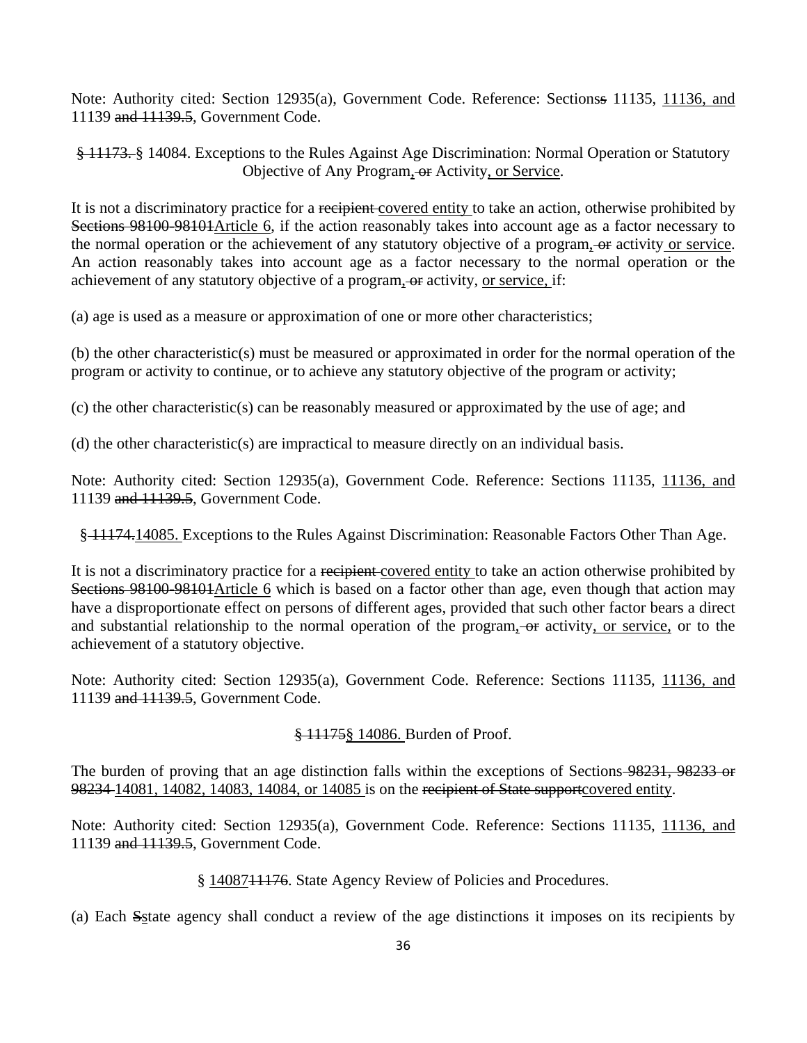Note: Authority cited: Section 12935(a), Government Code. Reference: Sectionss 11135, 11136, and 11139 and 11139.5, Government Code.

§ 11173. § 14084. Exceptions to the Rules Against Age Discrimination: Normal Operation or Statutory Objective of Any Program, or Activity, or Service.

It is not a discriminatory practice for a recipient covered entity to take an action, otherwise prohibited by Sections 98100-98101Article 6, if the action reasonably takes into account age as a factor necessary to the normal operation or the achievement of any statutory objective of a program, or activity or service. An action reasonably takes into account age as a factor necessary to the normal operation or the achievement of any statutory objective of a program, or activity, or service, if:

(a) age is used as a measure or approximation of one or more other characteristics;

(b) the other characteristic(s) must be measured or approximated in order for the normal operation of the program or activity to continue, or to achieve any statutory objective of the program or activity;

(c) the other characteristic(s) can be reasonably measured or approximated by the use of age; and

(d) the other characteristic(s) are impractical to measure directly on an individual basis.

Note: Authority cited: Section 12935(a), Government Code. Reference: Sections 11135, 11136, and 11139 and 11139.5, Government Code.

§ 11174.14085. Exceptions to the Rules Against Discrimination: Reasonable Factors Other Than Age.

It is not a discriminatory practice for a recipient covered entity to take an action otherwise prohibited by Sections 98100-98101Article 6 which is based on a factor other than age, even though that action may have a disproportionate effect on persons of different ages, provided that such other factor bears a direct and substantial relationship to the normal operation of the program, or activity, or service, or to the achievement of a statutory objective.

Note: Authority cited: Section 12935(a), Government Code. Reference: Sections 11135, 11136, and 11139 and 11139.5, Government Code.

§ 11175§ 14086. Burden of Proof.

The burden of proving that an age distinction falls within the exceptions of Sections 98231, 98233 or 98234 14081, 14082, 14083, 14084, or 14085 is on the recipient of State supportcovered entity.

Note: Authority cited: Section 12935(a), Government Code. Reference: Sections 11135, 11136, and 11139 and 11139.5, Government Code.

§ 1408711176. State Agency Review of Policies and Procedures.

(a) Each Sstate agency shall conduct a review of the age distinctions it imposes on its recipients by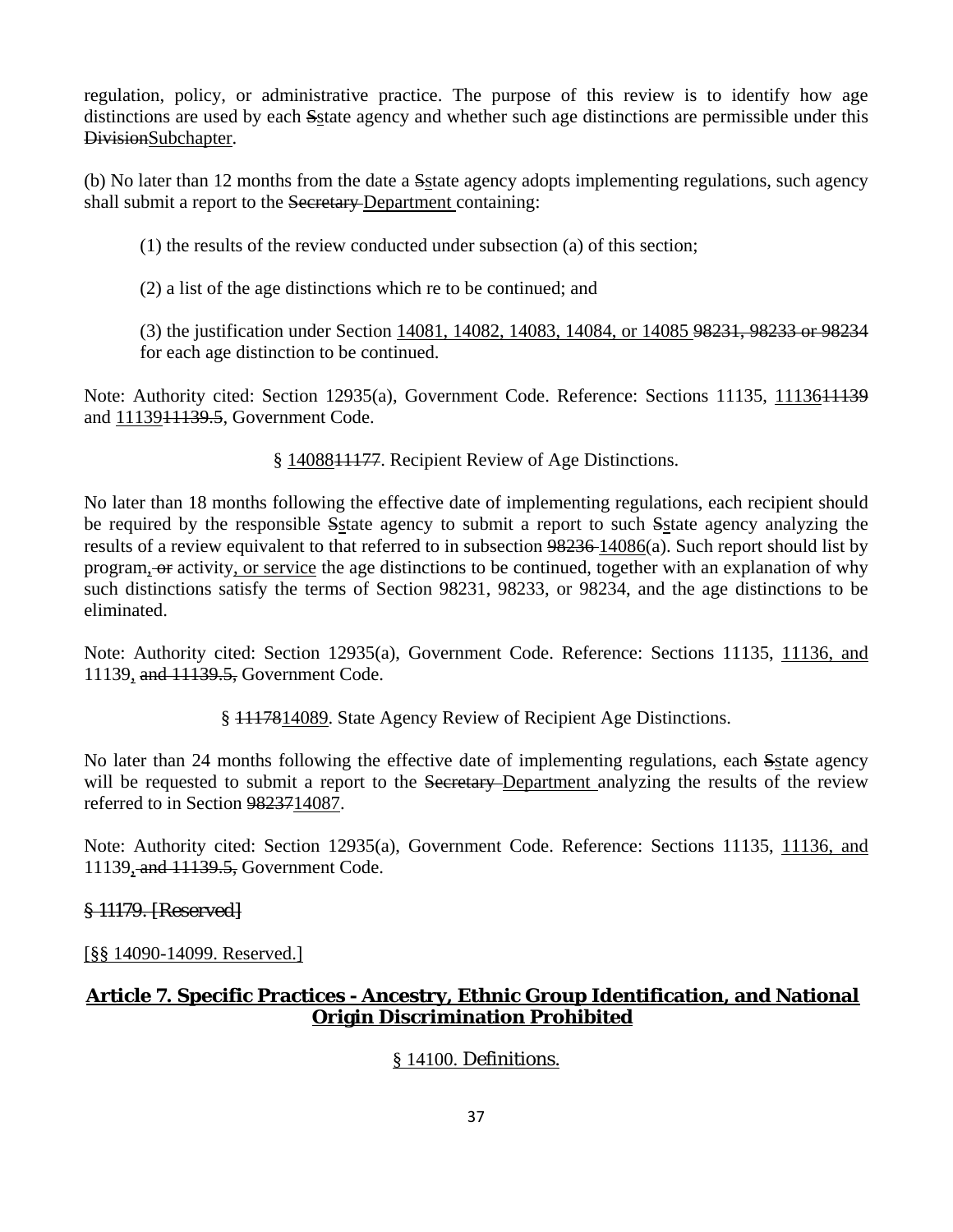regulation, policy, or administrative practice. The purpose of this review is to identify how age distinctions are used by each ~~S~~<u>s</u>tate agency and whether such age distinctions are permissible under this ~~Division~~<u>Subchapter</u>.

(b) No later than 12 months from the date a ~~S~~<u>s</u>tate agency adopts implementing regulations, such agency shall submit a report to the ~~Secretary~~ <u>Department</u> containing:

(1) the results of the review conducted under subsection (a) of this section;

(2) a list of the age distinctions which re to be continued; and

(3) the justification under Section <u>14081, 14082, 14083, 14084, or 14085</u> ~~98231, 98233 or 98234~~ for each age distinction to be continued.

Note: Authority cited: Section 12935(a), Government Code. Reference: Sections 11135, <u>11136</u>~~11139~~ and <u>11139</u>~~11139.5~~, Government Code.

§ <u>14088</u>~~11177~~. Recipient Review of Age Distinctions.

No later than 18 months following the effective date of implementing regulations, each recipient should be required by the responsible ~~S~~<u>s</u>tate agency to submit a report to such ~~S~~<u>s</u>tate agency analyzing the results of a review equivalent to that referred to in subsection ~~98236~~ <u>14086</u>(a). Such report should list by program<u>,</u> ~~or~~ activity<u>, or service</u> the age distinctions to be continued, together with an explanation of why such distinctions satisfy the terms of Section 98231, 98233, or 98234, and the age distinctions to be eliminated.

Note: Authority cited: Section 12935(a), Government Code. Reference: Sections 11135, <u>11136, and</u> 11139<u>,</u> ~~and 11139.5,~~ Government Code.

§ ~~11178~~<u>14089</u>. State Agency Review of Recipient Age Distinctions.

No later than 24 months following the effective date of implementing regulations, each ~~S~~<u>s</u>tate agency will be requested to submit a report to the ~~Secretary~~ <u>Department</u> analyzing the results of the review referred to in Section ~~98237~~<u>14087</u>.

Note: Authority cited: Section 12935(a), Government Code. Reference: Sections 11135, <u>11136, and</u> 11139~~, and 11139.5,~~ Government Code.

~~§ 11179. [Reserved]~~

<u>[§§ 14090-14099. Reserved.]</u>

## <u>**Article 7. Specific Practices - Ancestry, Ethnic Group Identification, and National Origin Discrimination Prohibited**</u>

<u>§ 14100. Definitions.</u>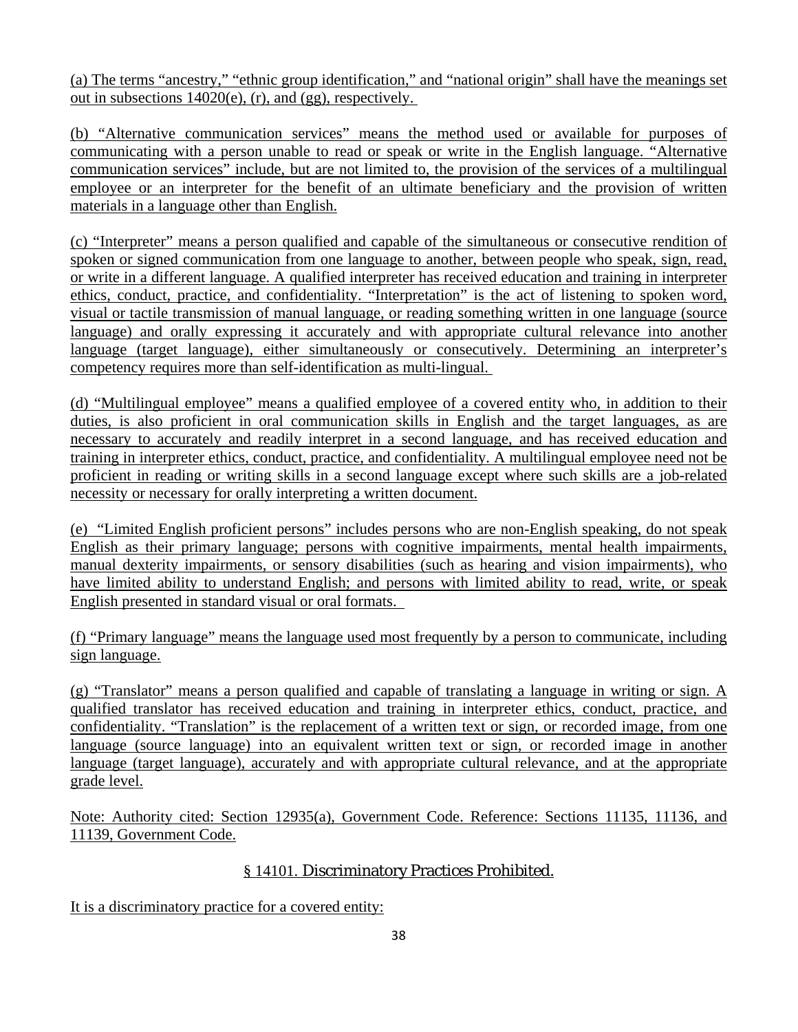(a) The terms "ancestry," "ethnic group identification," and "national origin" shall have the meanings set out in subsections 14020(e), (r), and (gg), respectively.

(b) "Alternative communication services" means the method used or available for purposes of communicating with a person unable to read or speak or write in the English language. "Alternative communication services" include, but are not limited to, the provision of the services of a multilingual employee or an interpreter for the benefit of an ultimate beneficiary and the provision of written materials in a language other than English.

(c) "Interpreter" means a person qualified and capable of the simultaneous or consecutive rendition of spoken or signed communication from one language to another, between people who speak, sign, read, or write in a different language. A qualified interpreter has received education and training in interpreter ethics, conduct, practice, and confidentiality. "Interpretation" is the act of listening to spoken word, visual or tactile transmission of manual language, or reading something written in one language (source language) and orally expressing it accurately and with appropriate cultural relevance into another language (target language), either simultaneously or consecutively. Determining an interpreter's competency requires more than self-identification as multi-lingual.

(d) "Multilingual employee" means a qualified employee of a covered entity who, in addition to their duties, is also proficient in oral communication skills in English and the target languages, as are necessary to accurately and readily interpret in a second language, and has received education and training in interpreter ethics, conduct, practice, and confidentiality. A multilingual employee need not be proficient in reading or writing skills in a second language except where such skills are a job-related necessity or necessary for orally interpreting a written document.

(e) "Limited English proficient persons" includes persons who are non-English speaking, do not speak English as their primary language; persons with cognitive impairments, mental health impairments, manual dexterity impairments, or sensory disabilities (such as hearing and vision impairments), who have limited ability to understand English; and persons with limited ability to read, write, or speak English presented in standard visual or oral formats.

(f) "Primary language" means the language used most frequently by a person to communicate, including sign language.

(g) "Translator" means a person qualified and capable of translating a language in writing or sign. A qualified translator has received education and training in interpreter ethics, conduct, practice, and confidentiality. "Translation" is the replacement of a written text or sign, or recorded image, from one language (source language) into an equivalent written text or sign, or recorded image in another language (target language), accurately and with appropriate cultural relevance, and at the appropriate grade level.

Note: Authority cited: Section 12935(a), Government Code. Reference: Sections 11135, 11136, and 11139, Government Code.

## § 14101. Discriminatory Practices Prohibited.

It is a discriminatory practice for a covered entity: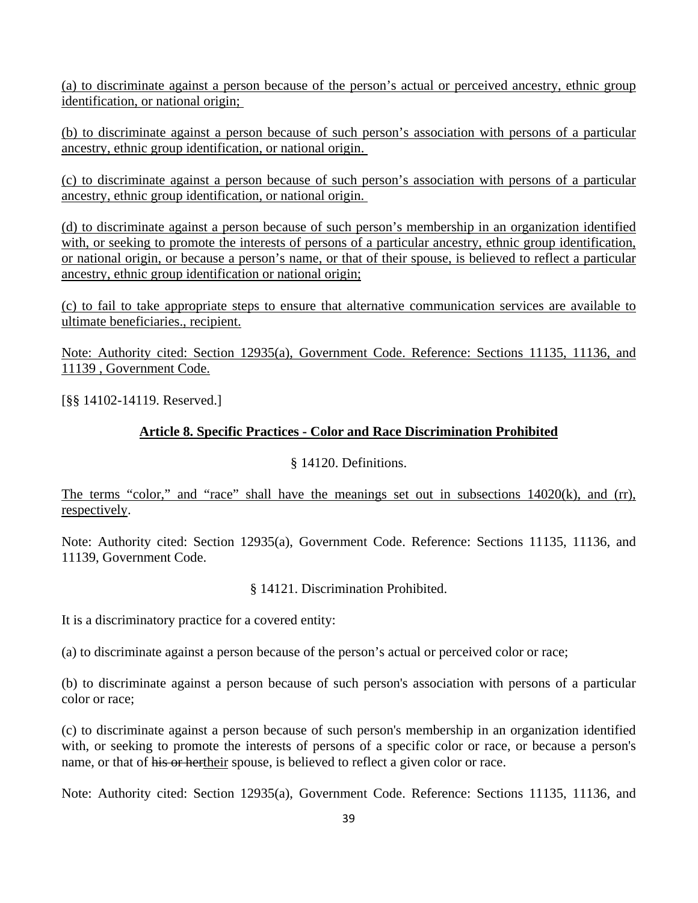<u>(a) to discriminate against a person because of the person’s actual or perceived ancestry, ethnic group identification, or national origin;</u>

<u>(b) to discriminate against a person because of such person’s association with persons of a particular ancestry, ethnic group identification, or national origin.</u>

<u>(c) to discriminate against a person because of such person’s association with persons of a particular ancestry, ethnic group identification, or national origin.</u>

<u>(d) to discriminate against a person because of such person’s membership in an organization identified with, or seeking to promote the interests of persons of a particular ancestry, ethnic group identification, or national origin, or because a person’s name, or that of their spouse, is believed to reflect a particular ancestry, ethnic group identification or national origin;</u>

<u>(c) to fail to take appropriate steps to ensure that alternative communication services are available to ultimate beneficiaries., recipient.</u>

<u>Note: Authority cited: Section 12935(a), Government Code. Reference: Sections 11135, 11136, and 11139 , Government Code.</u>

[§§ 14102-14119. Reserved.]

**<u>Article 8. Specific Practices - Color and Race Discrimination Prohibited</u>**

§ 14120. Definitions.

<u>The terms “color,” and “race” shall have the meanings set out in subsections 14020(k), and (rr), respectively</u>.

Note: Authority cited: Section 12935(a), Government Code. Reference: Sections 11135, 11136, and 11139, Government Code.

§ 14121. Discrimination Prohibited.

It is a discriminatory practice for a covered entity:

(a) to discriminate against a person because of the person’s actual or perceived color or race;

(b) to discriminate against a person because of such person's association with persons of a particular color or race;

(c) to discriminate against a person because of such person's membership in an organization identified with, or seeking to promote the interests of persons of a specific color or race, or because a person's name, or that of ~~his or her~~<u>their</u> spouse, is believed to reflect a given color or race.

Note: Authority cited: Section 12935(a), Government Code. Reference: Sections 11135, 11136, and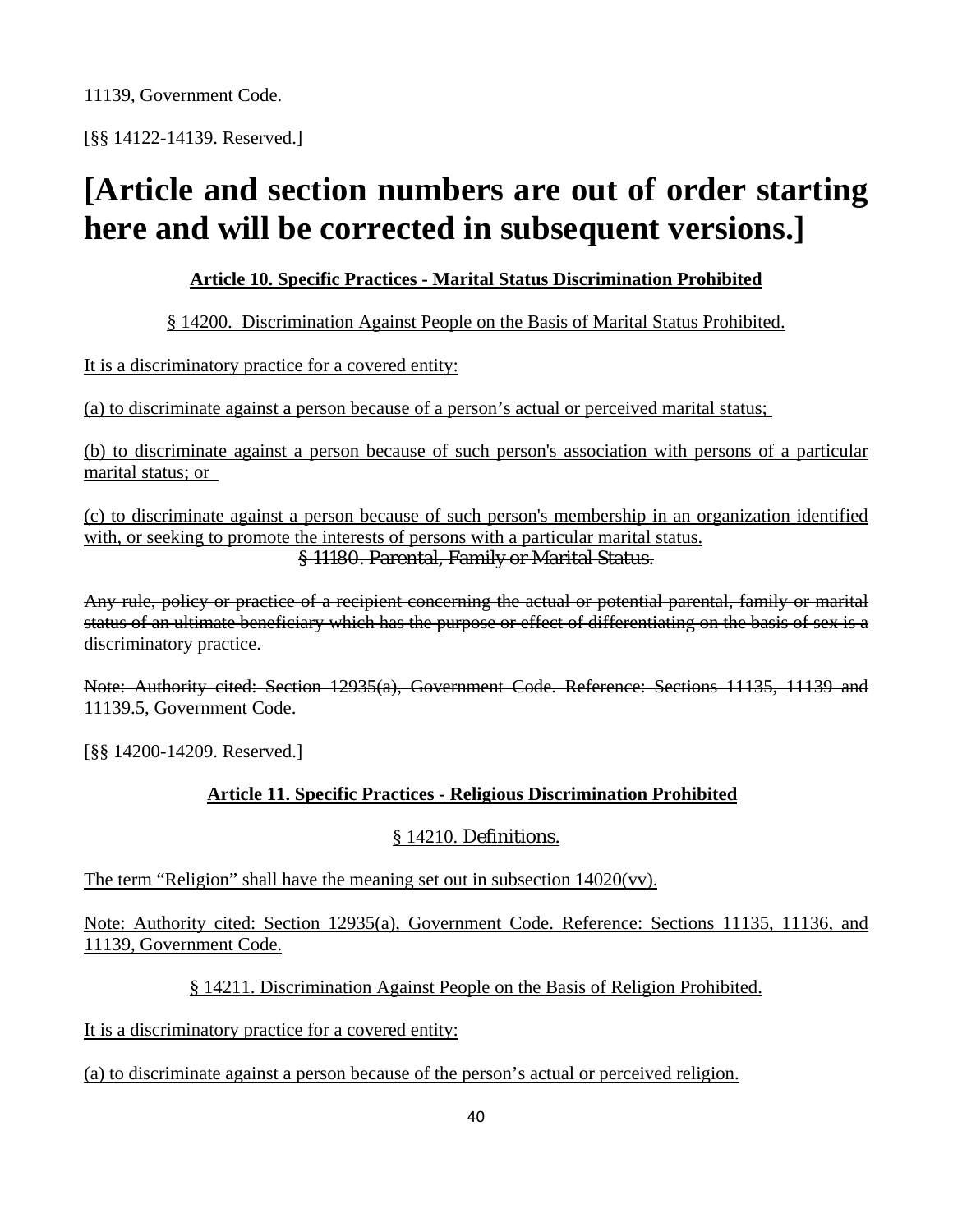11139, Government Code.

[§§ 14122-14139. Reserved.]

# [Article and section numbers are out of order starting here and will be corrected in subsequent versions.]

**Article 10. Specific Practices - Marital Status Discrimination Prohibited**

§ 14200. Discrimination Against People on the Basis of Marital Status Prohibited.

It is a discriminatory practice for a covered entity:

(a) to discriminate against a person because of a person's actual or perceived marital status;

(b) to discriminate against a person because of such person's association with persons of a particular marital status; or

(c) to discriminate against a person because of such person's membership in an organization identified with, or seeking to promote the interests of persons with a particular marital status.

~~§ 11180. Parental, Family or Marital Status.~~

~~Any rule, policy or practice of a recipient concerning the actual or potential parental, family or marital status of an ultimate beneficiary which has the purpose or effect of differentiating on the basis of sex is a discriminatory practice.~~

~~Note: Authority cited: Section 12935(a), Government Code. Reference: Sections 11135, 11139 and 11139.5, Government Code.~~

[§§ 14200-14209. Reserved.]

**Article 11. Specific Practices - Religious Discrimination Prohibited**

§ 14210. Definitions.

The term "Religion" shall have the meaning set out in subsection 14020(vv).

Note: Authority cited: Section 12935(a), Government Code. Reference: Sections 11135, 11136, and 11139, Government Code.

§ 14211. Discrimination Against People on the Basis of Religion Prohibited.

It is a discriminatory practice for a covered entity:

(a) to discriminate against a person because of the person's actual or perceived religion.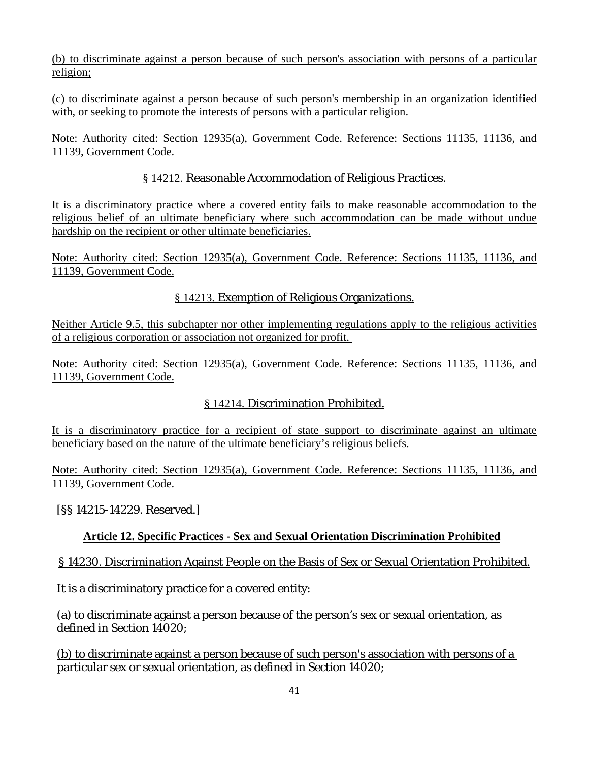(b) to discriminate against a person because of such person's association with persons of a particular religion;

(c) to discriminate against a person because of such person's membership in an organization identified with, or seeking to promote the interests of persons with a particular religion.

Note: Authority cited: Section 12935(a), Government Code. Reference: Sections 11135, 11136, and 11139, Government Code.

### § 14212. Reasonable Accommodation of Religious Practices.

It is a discriminatory practice where a covered entity fails to make reasonable accommodation to the religious belief of an ultimate beneficiary where such accommodation can be made without undue hardship on the recipient or other ultimate beneficiaries.

Note: Authority cited: Section 12935(a), Government Code. Reference: Sections 11135, 11136, and 11139, Government Code.

### § 14213. Exemption of Religious Organizations.

Neither Article 9.5, this subchapter nor other implementing regulations apply to the religious activities of a religious corporation or association not organized for profit.

Note: Authority cited: Section 12935(a), Government Code. Reference: Sections 11135, 11136, and 11139, Government Code.

### § 14214. Discrimination Prohibited.

It is a discriminatory practice for a recipient of state support to discriminate against an ultimate beneficiary based on the nature of the ultimate beneficiary's religious beliefs.

Note: Authority cited: Section 12935(a), Government Code. Reference: Sections 11135, 11136, and 11139, Government Code.

[§§ 14215-14229. Reserved.]

## Article 12. Specific Practices - Sex and Sexual Orientation Discrimination Prohibited

### § 14230. Discrimination Against People on the Basis of Sex or Sexual Orientation Prohibited.

It is a discriminatory practice for a covered entity:

(a) to discriminate against a person because of the person's sex or sexual orientation, as defined in Section 14020;

(b) to discriminate against a person because of such person's association with persons of a particular sex or sexual orientation, as defined in Section 14020;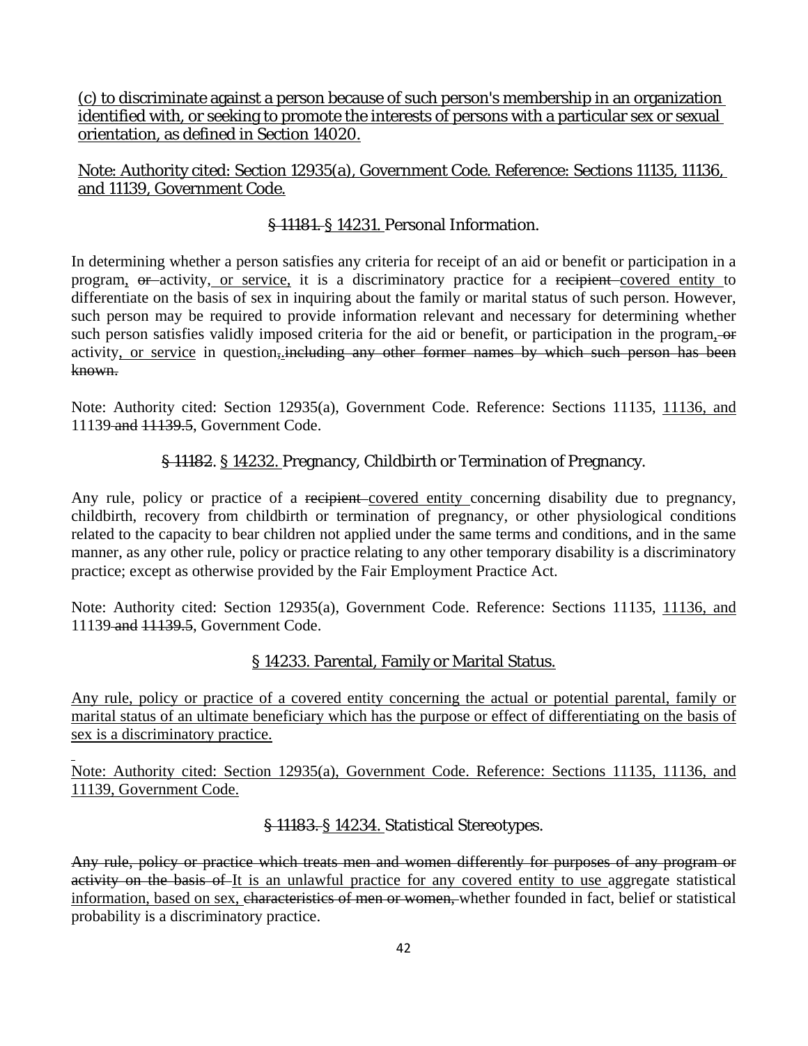(c) to discriminate against a person because of such person's membership in an organization identified with, or seeking to promote the interests of persons with a particular sex or sexual orientation, as defined in Section 14020.

Note: Authority cited: Section 12935(a), Government Code. Reference: Sections 11135, 11136, and 11139, Government Code.

### ~~§ 11181.~~ § 14231. Personal Information.

In determining whether a person satisfies any criteria for receipt of an aid or benefit or participation in a program, ~~or~~ activity, or service, it is a discriminatory practice for a ~~recipient~~ covered entity to differentiate on the basis of sex in inquiring about the family or marital status of such person. However, such person may be required to provide information relevant and necessary for determining whether such person satisfies validly imposed criteria for the aid or benefit, or participation in the program, ~~or~~ activity, or service in question~~,~~.~~including any other former names by which such person has been known.~~

Note: Authority cited: Section 12935(a), Government Code. Reference: Sections 11135, 11136, and 11139 ~~and 11139.5~~, Government Code.

### ~~§ 11182.~~ § 14232. Pregnancy, Childbirth or Termination of Pregnancy.

Any rule, policy or practice of a ~~recipient~~ covered entity concerning disability due to pregnancy, childbirth, recovery from childbirth or termination of pregnancy, or other physiological conditions related to the capacity to bear children not applied under the same terms and conditions, and in the same manner, as any other rule, policy or practice relating to any other temporary disability is a discriminatory practice; except as otherwise provided by the Fair Employment Practice Act.

Note: Authority cited: Section 12935(a), Government Code. Reference: Sections 11135, 11136, and 11139 ~~and 11139.5~~, Government Code.

### § 14233. Parental, Family or Marital Status.

Any rule, policy or practice of a covered entity concerning the actual or potential parental, family or marital status of an ultimate beneficiary which has the purpose or effect of differentiating on the basis of sex is a discriminatory practice.

Note: Authority cited: Section 12935(a), Government Code. Reference: Sections 11135, 11136, and 11139, Government Code.

### ~~§ 11183.~~ § 14234. Statistical Stereotypes.

~~Any rule, policy or practice which treats men and women differently for purposes of any program or activity on the basis of~~ It is an unlawful practice for any covered entity to use aggregate statistical information, based on sex, ~~characteristics of men or women,~~ whether founded in fact, belief or statistical probability is a discriminatory practice.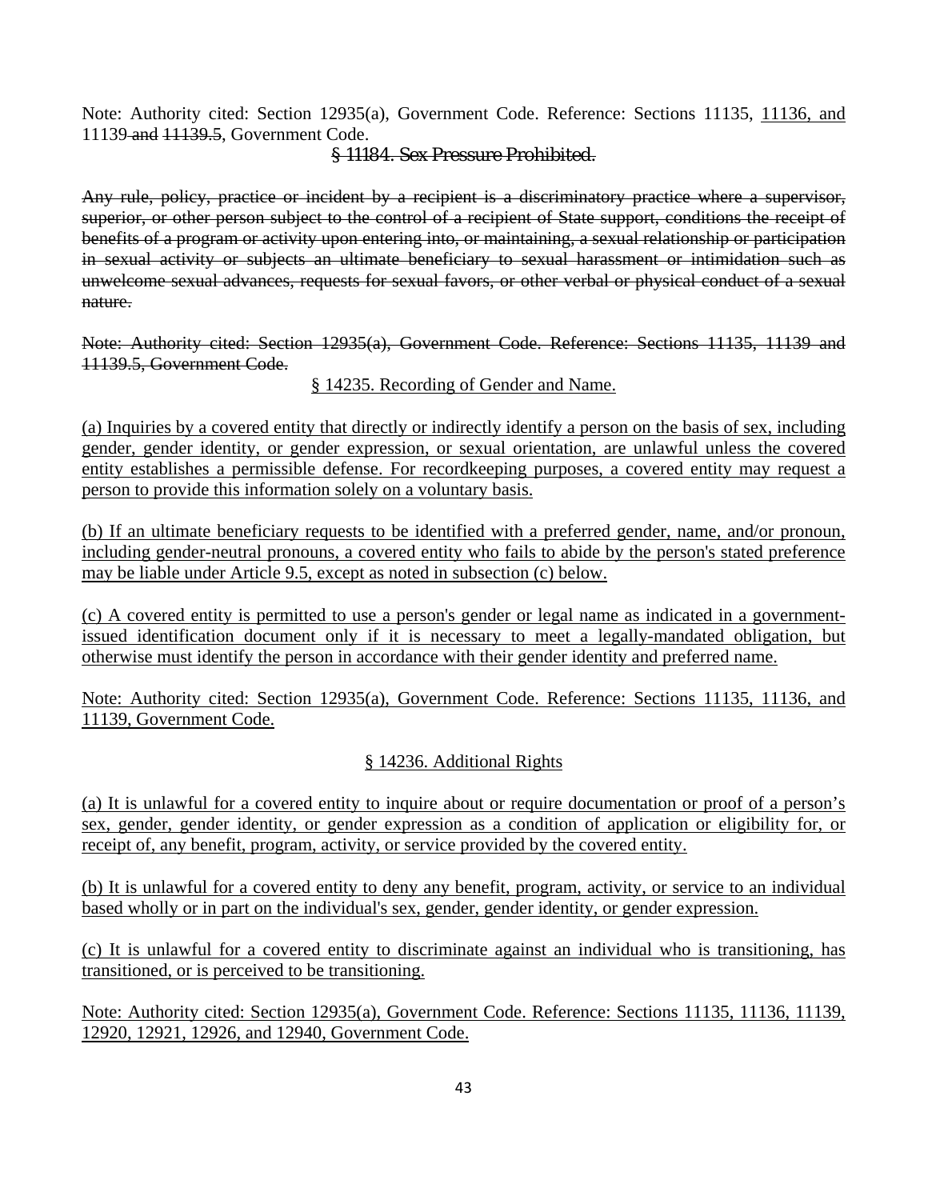Note: Authority cited: Section 12935(a), Government Code. Reference: Sections 11135, <u>11136, and</u> 11139~~ and~~ ~~11139.5~~, Government Code.

~~§ 11184. Sex Pressure Prohibited.~~

~~Any rule, policy, practice or incident by a recipient is a discriminatory practice where a supervisor, superior, or other person subject to the control of a recipient of State support, conditions the receipt of benefits of a program or activity upon entering into, or maintaining, a sexual relationship or participation in sexual activity or subjects an ultimate beneficiary to sexual harassment or intimidation such as unwelcome sexual advances, requests for sexual favors, or other verbal or physical conduct of a sexual nature.~~

~~Note: Authority cited: Section 12935(a), Government Code. Reference: Sections 11135, 11139 and 11139.5, Government Code.~~

<u>§ 14235. Recording of Gender and Name.</u>

<u>(a) Inquiries by a covered entity that directly or indirectly identify a person on the basis of sex, including gender, gender identity, or gender expression, or sexual orientation, are unlawful unless the covered entity establishes a permissible defense. For recordkeeping purposes, a covered entity may request a person to provide this information solely on a voluntary basis.</u>

<u>(b) If an ultimate beneficiary requests to be identified with a preferred gender, name, and/or pronoun, including gender-neutral pronouns, a covered entity who fails to abide by the person's stated preference may be liable under Article 9.5, except as noted in subsection (c) below.</u>

<u>(c) A covered entity is permitted to use a person's gender or legal name as indicated in a government-issued identification document only if it is necessary to meet a legally-mandated obligation, but otherwise must identify the person in accordance with their gender identity and preferred name.</u>

<u>Note: Authority cited: Section 12935(a), Government Code. Reference: Sections 11135, 11136, and 11139, Government Code.</u>

<u>§ 14236. Additional Rights</u>

<u>(a) It is unlawful for a covered entity to inquire about or require documentation or proof of a person's sex, gender, gender identity, or gender expression as a condition of application or eligibility for, or receipt of, any benefit, program, activity, or service provided by the covered entity.</u>

<u>(b) It is unlawful for a covered entity to deny any benefit, program, activity, or service to an individual based wholly or in part on the individual's sex, gender, gender identity, or gender expression.</u>

<u>(c) It is unlawful for a covered entity to discriminate against an individual who is transitioning, has transitioned, or is perceived to be transitioning.</u>

<u>Note: Authority cited: Section 12935(a), Government Code. Reference: Sections 11135, 11136, 11139, 12920, 12921, 12926, and 12940, Government Code.</u>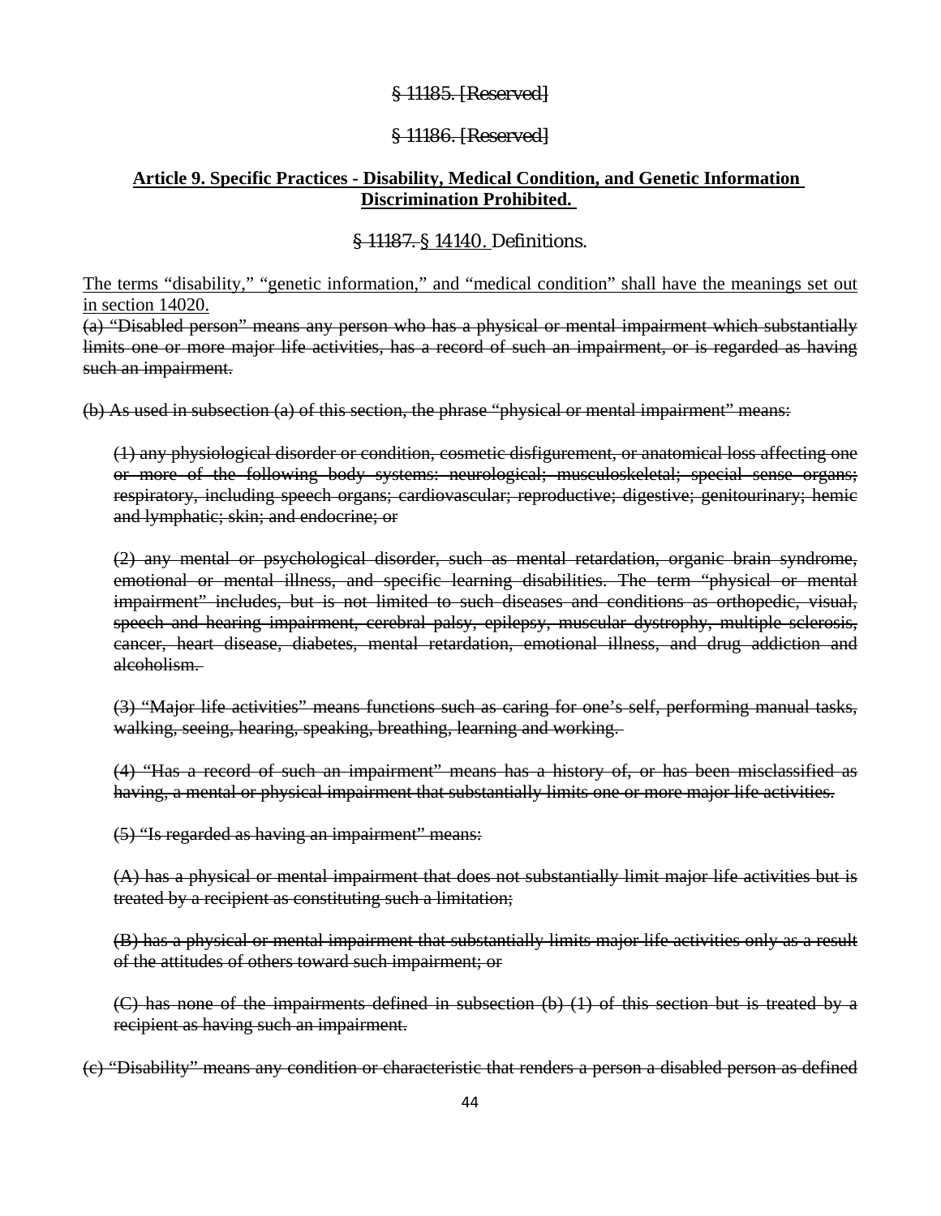~~§ 11185. [Reserved]~~

~~§ 11186. [Reserved]~~

**<u>Article 9. Specific Practices - Disability, Medical Condition, and Genetic Information Discrimination Prohibited.</u>**

~~§ 11187.~~ <u>§ 14140.</u> Definitions.

<u>The terms "disability," "genetic information," and "medical condition" shall have the meanings set out in section 14020.</u>

~~(a) "Disabled person" means any person who has a physical or mental impairment which substantially limits one or more major life activities, has a record of such an impairment, or is regarded as having such an impairment.~~

~~(b) As used in subsection (a) of this section, the phrase "physical or mental impairment" means:~~

~~(1) any physiological disorder or condition, cosmetic disfigurement, or anatomical loss affecting one or more of the following body systems: neurological; musculoskeletal; special sense organs; respiratory, including speech organs; cardiovascular; reproductive; digestive; genitourinary; hemic and lymphatic; skin; and endocrine; or~~

~~(2) any mental or psychological disorder, such as mental retardation, organic brain syndrome, emotional or mental illness, and specific learning disabilities. The term "physical or mental impairment" includes, but is not limited to such diseases and conditions as orthopedic, visual, speech and hearing impairment, cerebral palsy, epilepsy, muscular dystrophy, multiple sclerosis, cancer, heart disease, diabetes, mental retardation, emotional illness, and drug addiction and alcoholism.~~

~~(3) "Major life activities" means functions such as caring for one's self, performing manual tasks, walking, seeing, hearing, speaking, breathing, learning and working.~~

~~(4) "Has a record of such an impairment" means has a history of, or has been misclassified as having, a mental or physical impairment that substantially limits one or more major life activities.~~

~~(5) "Is regarded as having an impairment" means:~~

~~(A) has a physical or mental impairment that does not substantially limit major life activities but is treated by a recipient as constituting such a limitation;~~

~~(B) has a physical or mental impairment that substantially limits major life activities only as a result of the attitudes of others toward such impairment; or~~

~~(C) has none of the impairments defined in subsection (b) (1) of this section but is treated by a recipient as having such an impairment.~~

~~(c) "Disability" means any condition or characteristic that renders a person a disabled person as defined~~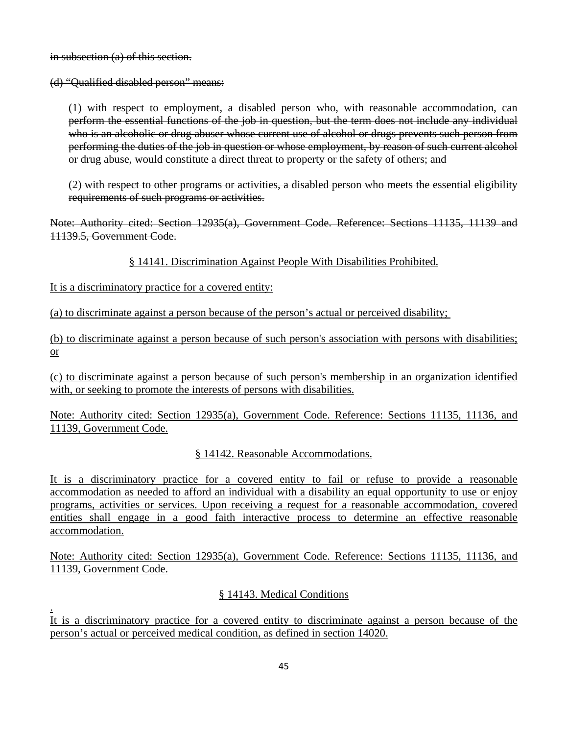~~in subsection (a) of this section.~~

~~(d) "Qualified disabled person" means:~~

> ~~(1) with respect to employment, a disabled person who, with reasonable accommodation, can perform the essential functions of the job in question, but the term does not include any individual who is an alcoholic or drug abuser whose current use of alcohol or drugs prevents such person from performing the duties of the job in question or whose employment, by reason of such current alcohol or drug abuse, would constitute a direct threat to property or the safety of others; and~~
>
> ~~(2) with respect to other programs or activities, a disabled person who meets the essential eligibility requirements of such programs or activities.~~

~~Note: Authority cited: Section 12935(a), Government Code. Reference: Sections 11135, 11139 and 11139.5, Government Code.~~

<u>§ 14141. Discrimination Against People With Disabilities Prohibited.</u>

<u>It is a discriminatory practice for a covered entity:</u>

<u>(a) to discriminate against a person because of the person's actual or perceived disability;</u>

<u>(b) to discriminate against a person because of such person's association with persons with disabilities; or</u>

<u>(c) to discriminate against a person because of such person's membership in an organization identified with, or seeking to promote the interests of persons with disabilities.</u>

<u>Note: Authority cited: Section 12935(a), Government Code. Reference: Sections 11135, 11136, and 11139, Government Code.</u>

<u>§ 14142. Reasonable Accommodations.</u>

<u>It is a discriminatory practice for a covered entity to fail or refuse to provide a reasonable accommodation as needed to afford an individual with a disability an equal opportunity to use or enjoy programs, activities or services. Upon receiving a request for a reasonable accommodation, covered entities shall engage in a good faith interactive process to determine an effective reasonable accommodation.</u>

<u>Note: Authority cited: Section 12935(a), Government Code. Reference: Sections 11135, 11136, and 11139, Government Code.</u>

<u>§ 14143. Medical Conditions</u>

<u>.</u>
<u>It is a discriminatory practice for a covered entity to discriminate against a person because of the person's actual or perceived medical condition, as defined in section 14020.</u>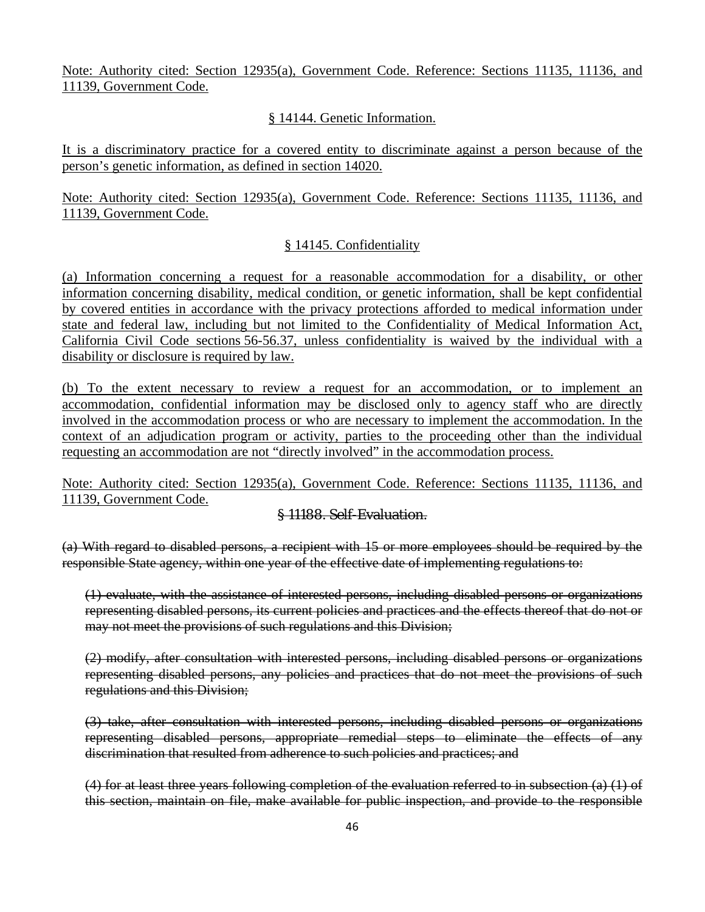<u>Note: Authority cited: Section 12935(a), Government Code. Reference: Sections 11135, 11136, and 11139, Government Code.</u>

<u>§ 14144. Genetic Information.</u>

<u>It is a discriminatory practice for a covered entity to discriminate against a person because of the person's genetic information, as defined in section 14020.</u>

<u>Note: Authority cited: Section 12935(a), Government Code. Reference: Sections 11135, 11136, and 11139, Government Code.</u>

<u>§ 14145. Confidentiality</u>

<u>(a) Information concerning a request for a reasonable accommodation for a disability, or other information concerning disability, medical condition, or genetic information, shall be kept confidential by covered entities in accordance with the privacy protections afforded to medical information under state and federal law, including but not limited to the Confidentiality of Medical Information Act, California Civil Code sections 56-56.37, unless confidentiality is waived by the individual with a disability or disclosure is required by law.</u>

<u>(b) To the extent necessary to review a request for an accommodation, or to implement an accommodation, confidential information may be disclosed only to agency staff who are directly involved in the accommodation process or who are necessary to implement the accommodation. In the context of an adjudication program or activity, parties to the proceeding other than the individual requesting an accommodation are not "directly involved" in the accommodation process.</u>

<u>Note: Authority cited: Section 12935(a), Government Code. Reference: Sections 11135, 11136, and 11139, Government Code.</u>

~~§ 11188. Self-Evaluation.~~

~~(a) With regard to disabled persons, a recipient with 15 or more employees should be required by the responsible State agency, within one year of the effective date of implementing regulations to:~~

~~(1) evaluate, with the assistance of interested persons, including disabled persons or organizations representing disabled persons, its current policies and practices and the effects thereof that do not or may not meet the provisions of such regulations and this Division;~~

~~(2) modify, after consultation with interested persons, including disabled persons or organizations representing disabled persons, any policies and practices that do not meet the provisions of such regulations and this Division;~~

~~(3) take, after consultation with interested persons, including disabled persons or organizations representing disabled persons, appropriate remedial steps to eliminate the effects of any discrimination that resulted from adherence to such policies and practices; and~~

~~(4) for at least three years following completion of the evaluation referred to in subsection (a) (1) of this section, maintain on file, make available for public inspection, and provide to the responsible~~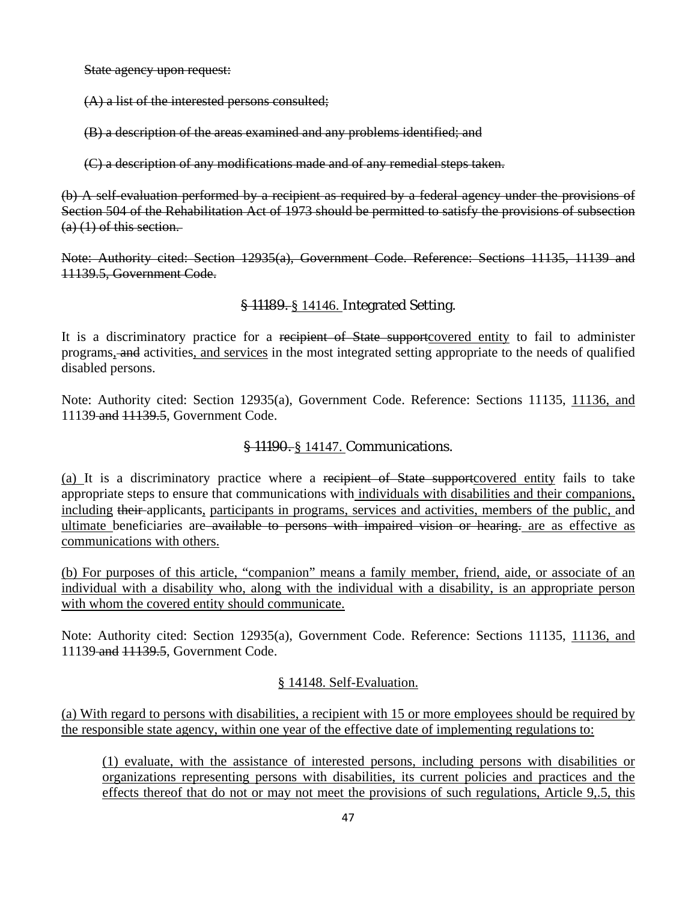~~State agency upon request:~~

~~(A) a list of the interested persons consulted;~~

~~(B) a description of the areas examined and any problems identified; and~~

~~(C) a description of any modifications made and of any remedial steps taken.~~

~~(b) A self-evaluation performed by a recipient as required by a federal agency under the provisions of Section 504 of the Rehabilitation Act of 1973 should be permitted to satisfy the provisions of subsection (a) (1) of this section.~~

~~Note: Authority cited: Section 12935(a), Government Code. Reference: Sections 11135, 11139 and 11139.5, Government Code.~~

### ~~§ 11189.~~ <u>§ 14146.</u> Integrated Setting.

It is a discriminatory practice for a ~~recipient of State support~~<u>covered entity</u> to fail to administer programs<u>,</u> ~~and~~ activities<u>, and services</u> in the most integrated setting appropriate to the needs of qualified disabled persons.

Note: Authority cited: Section 12935(a), Government Code. Reference: Sections 11135, <u>11136, and</u> 11139 ~~and 11139.5~~, Government Code.

### ~~§ 11190.~~ <u>§ 14147.</u> Communications.

<u>(a)</u> It is a discriminatory practice where a ~~recipient of State support~~<u>covered entity</u> fails to take appropriate steps to ensure that communications with <u>individuals with disabilities and their companions, including</u> ~~their~~ applicants<u>,</u> <u>participants in programs, services and activities, members of the public,</u> and <u>ultimate</u> beneficiaries are ~~available to persons with impaired vision or hearing.~~ <u>are as effective as communications with others.</u>

<u>(b) For purposes of this article, "companion" means a family member, friend, aide, or associate of an individual with a disability who, along with the individual with a disability, is an appropriate person with whom the covered entity should communicate.</u>

Note: Authority cited: Section 12935(a), Government Code. Reference: Sections 11135, <u>11136, and</u> 11139 ~~and 11139.5~~, Government Code.

### <u>§ 14148. Self-Evaluation.</u>

<u>(a) With regard to persons with disabilities, a recipient with 15 or more employees should be required by the responsible state agency, within one year of the effective date of implementing regulations to:</u>

<u>(1) evaluate, with the assistance of interested persons, including persons with disabilities or organizations representing persons with disabilities, its current policies and practices and the effects thereof that do not or may not meet the provisions of such regulations, Article 9,.5, this</u>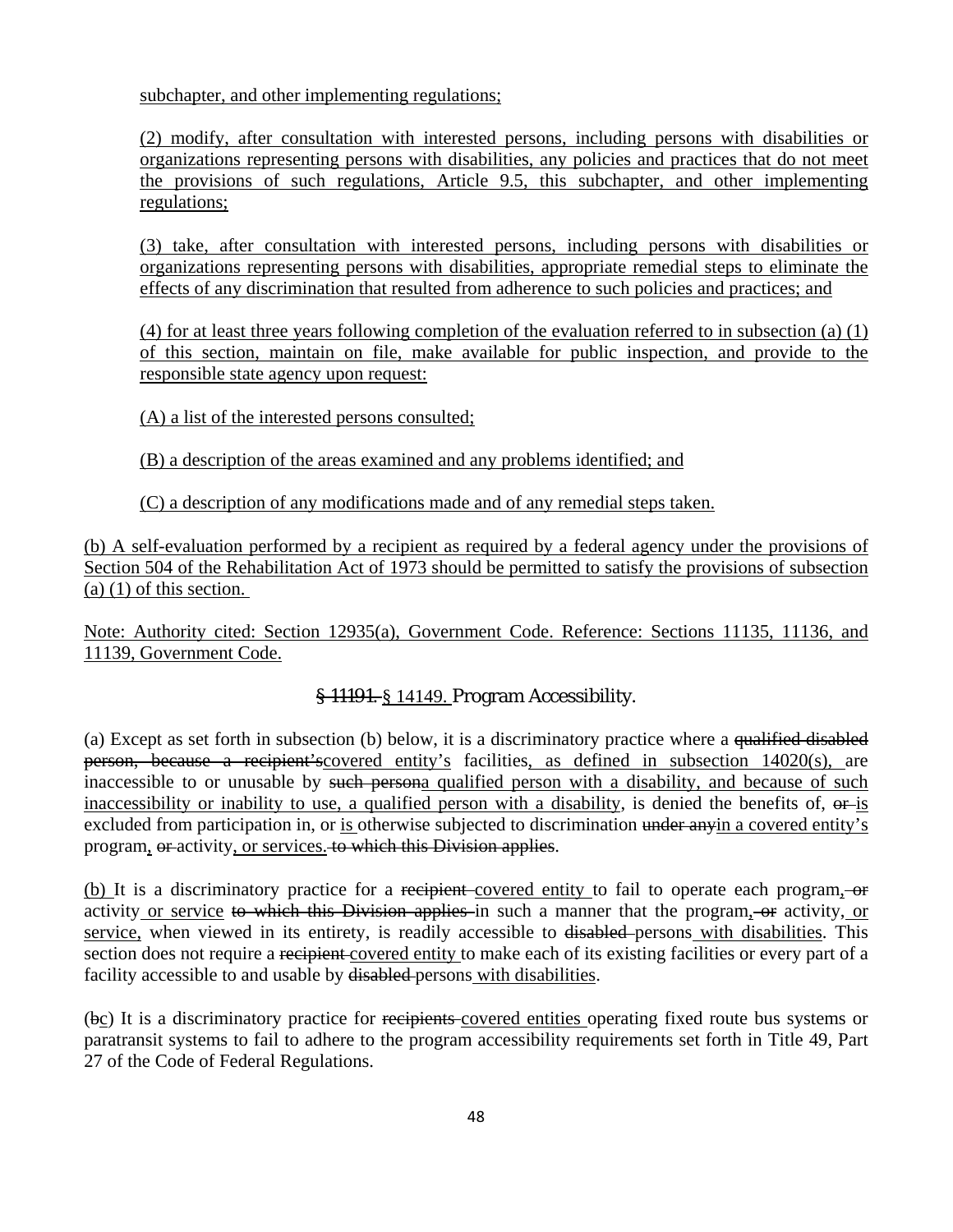subchapter, and other implementing regulations;

(2) modify, after consultation with interested persons, including persons with disabilities or organizations representing persons with disabilities, any policies and practices that do not meet the provisions of such regulations, Article 9.5, this subchapter, and other implementing regulations;

(3) take, after consultation with interested persons, including persons with disabilities or organizations representing persons with disabilities, appropriate remedial steps to eliminate the effects of any discrimination that resulted from adherence to such policies and practices; and

(4) for at least three years following completion of the evaluation referred to in subsection (a) (1) of this section, maintain on file, make available for public inspection, and provide to the responsible state agency upon request:

(A) a list of the interested persons consulted;

(B) a description of the areas examined and any problems identified; and

(C) a description of any modifications made and of any remedial steps taken.

(b) A self-evaluation performed by a recipient as required by a federal agency under the provisions of Section 504 of the Rehabilitation Act of 1973 should be permitted to satisfy the provisions of subsection (a) (1) of this section.

Note: Authority cited: Section 12935(a), Government Code. Reference: Sections 11135, 11136, and 11139, Government Code.

## ~~§ 11191.~~ § 14149. Program Accessibility.

(a) Except as set forth in subsection (b) below, it is a discriminatory practice where a ~~qualified disabled person, because a recipient's~~covered entity's facilities, as defined in subsection 14020(s), are inaccessible to or unusable by ~~such person~~a qualified person with a disability, and because of such inaccessibility or inability to use, a qualified person with a disability, is denied the benefits of, ~~or~~ is excluded from participation in, or is otherwise subjected to discrimination ~~under any~~in a covered entity's program, ~~or~~ activity, or services. ~~to which this Division applies~~.

(b) It is a discriminatory practice for a ~~recipient~~ covered entity to fail to operate each program, ~~or~~ activity or service ~~to which this Division applies~~ in such a manner that the program, ~~or~~ activity, or service, when viewed in its entirety, is readily accessible to ~~disabled~~ persons with disabilities. This section does not require a ~~recipient~~ covered entity to make each of its existing facilities or every part of a facility accessible to and usable by ~~disabled~~ persons with disabilities.

(~~b~~c) It is a discriminatory practice for ~~recipients~~ covered entities operating fixed route bus systems or paratransit systems to fail to adhere to the program accessibility requirements set forth in Title 49, Part 27 of the Code of Federal Regulations.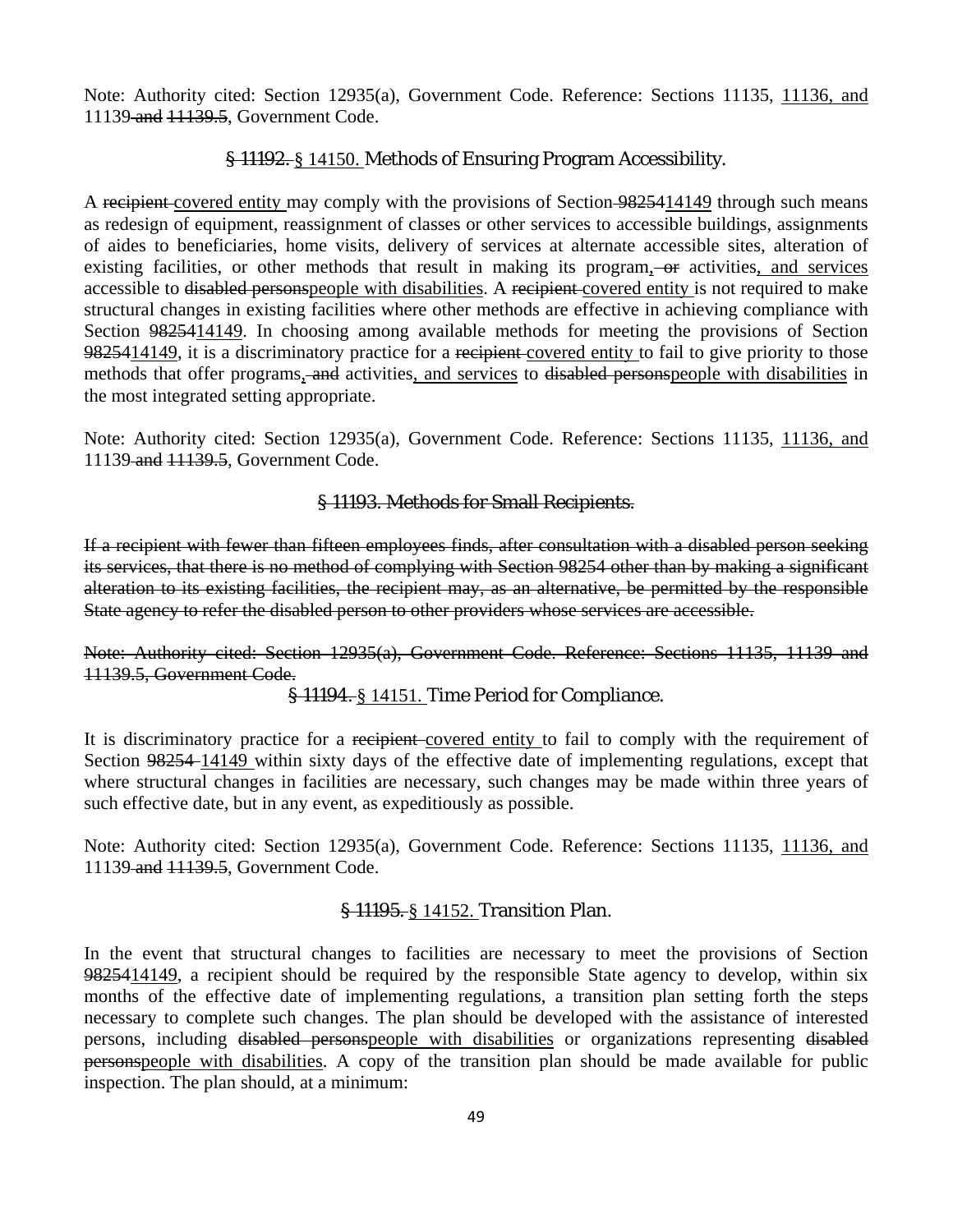Note: Authority cited: Section 12935(a), Government Code. Reference: Sections 11135, <u>11136, and</u> 11139~~ and~~ ~~11139.5~~, Government Code.

### ~~§ 11192.~~ <u>§ 14150.</u> Methods of Ensuring Program Accessibility.

A ~~recipient~~ <u>covered entity</u> may comply with the provisions of Section ~~98254~~<u>14149</u> through such means as redesign of equipment, reassignment of classes or other services to accessible buildings, assignments of aides to beneficiaries, home visits, delivery of services at alternate accessible sites, alteration of existing facilities, or other methods that result in making its program<u>,</u>~~ or~~ activities<u>, and services</u> accessible to ~~disabled persons~~<u>people with disabilities</u>. A ~~recipient~~ <u>covered entity</u> is not required to make structural changes in existing facilities where other methods are effective in achieving compliance with Section ~~98254~~<u>14149</u>. In choosing among available methods for meeting the provisions of Section ~~98254~~<u>14149</u>, it is a discriminatory practice for a ~~recipient~~ <u>covered entity</u> to fail to give priority to those methods that offer programs<u>,</u>~~ and~~ activities<u>, and services</u> to ~~disabled persons~~<u>people with disabilities</u> in the most integrated setting appropriate.

Note: Authority cited: Section 12935(a), Government Code. Reference: Sections 11135, <u>11136, and</u> 11139~~ and~~ ~~11139.5~~, Government Code.

### ~~§ 11193. Methods for Small Recipients.~~

~~If a recipient with fewer than fifteen employees finds, after consultation with a disabled person seeking its services, that there is no method of complying with Section 98254 other than by making a significant alteration to its existing facilities, the recipient may, as an alternative, be permitted by the responsible State agency to refer the disabled person to other providers whose services are accessible.~~

~~Note: Authority cited: Section 12935(a), Government Code. Reference: Sections 11135, 11139 and 11139.5, Government Code.~~

### ~~§ 11194.~~ <u>§ 14151.</u> Time Period for Compliance.

It is discriminatory practice for a ~~recipient~~ <u>covered entity</u> to fail to comply with the requirement of Section ~~98254~~ <u>14149</u> within sixty days of the effective date of implementing regulations, except that where structural changes in facilities are necessary, such changes may be made within three years of such effective date, but in any event, as expeditiously as possible.

Note: Authority cited: Section 12935(a), Government Code. Reference: Sections 11135, <u>11136, and</u> 11139~~ and~~ ~~11139.5~~, Government Code.

### ~~§ 11195.~~ <u>§ 14152.</u> Transition Plan.

In the event that structural changes to facilities are necessary to meet the provisions of Section ~~98254~~<u>14149</u>, a recipient should be required by the responsible State agency to develop, within six months of the effective date of implementing regulations, a transition plan setting forth the steps necessary to complete such changes. The plan should be developed with the assistance of interested persons, including ~~disabled persons~~<u>people with disabilities</u> or organizations representing ~~disabled persons~~<u>people with disabilities</u>. A copy of the transition plan should be made available for public inspection. The plan should, at a minimum: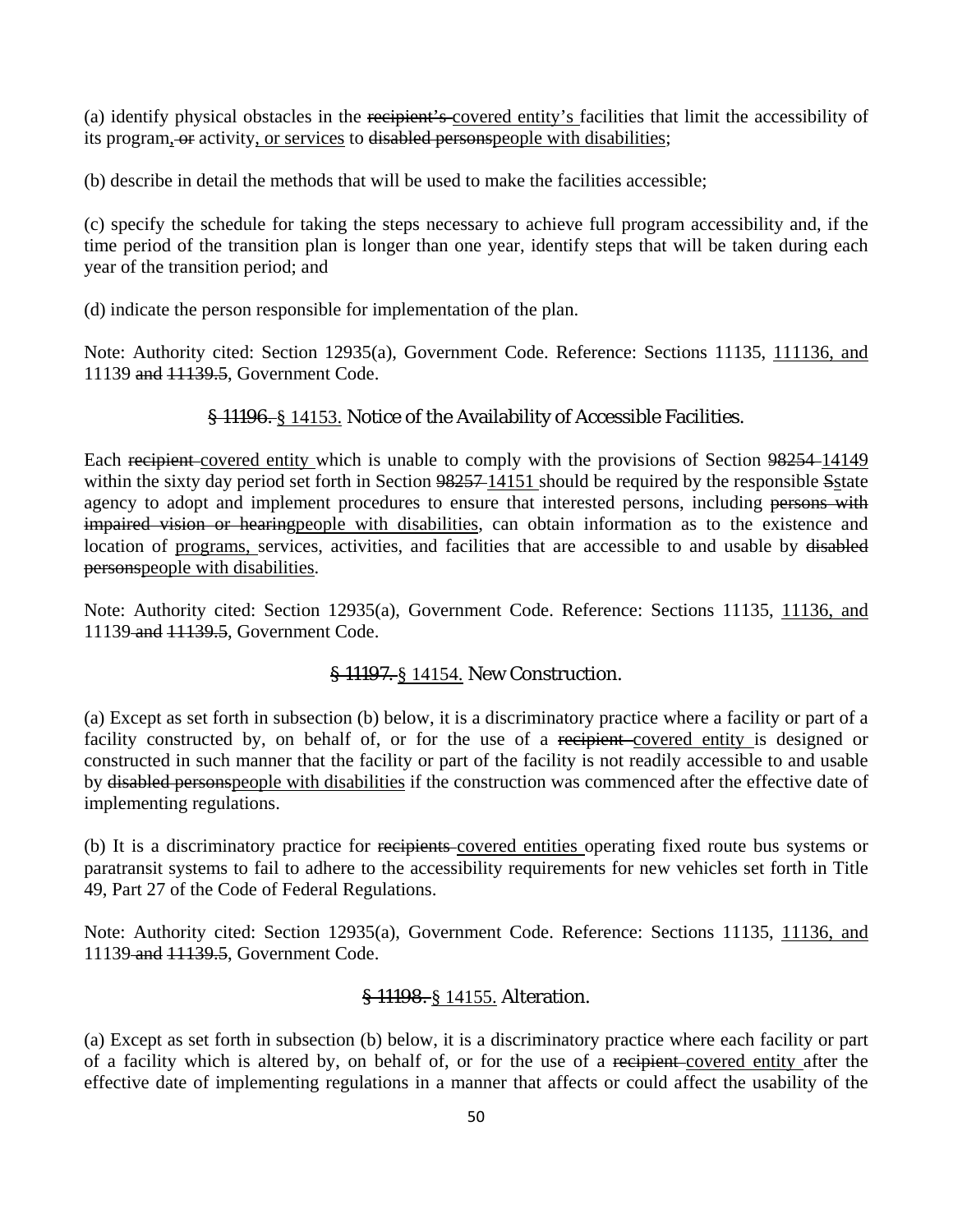(a) identify physical obstacles in the ~~recipient's~~ covered entity's facilities that limit the accessibility of its program~~, or~~ activity, or services to ~~disabled persons~~people with disabilities;

(b) describe in detail the methods that will be used to make the facilities accessible;

(c) specify the schedule for taking the steps necessary to achieve full program accessibility and, if the time period of the transition plan is longer than one year, identify steps that will be taken during each year of the transition period; and

(d) indicate the person responsible for implementation of the plan.

Note: Authority cited: Section 12935(a), Government Code. Reference: Sections 11135, 111136, and 11139 ~~and 11139.5~~, Government Code.

### ~~§ 11196.~~ § 14153. Notice of the Availability of Accessible Facilities.

Each ~~recipient~~ covered entity which is unable to comply with the provisions of Section ~~98254~~ 14149 within the sixty day period set forth in Section ~~98257~~ 14151 should be required by the responsible ~~S~~state agency to adopt and implement procedures to ensure that interested persons, including ~~persons with impaired vision or hearing~~people with disabilities, can obtain information as to the existence and location of programs, services, activities, and facilities that are accessible to and usable by ~~disabled persons~~people with disabilities.

Note: Authority cited: Section 12935(a), Government Code. Reference: Sections 11135, 11136, and 11139 ~~and 11139.5~~, Government Code.

### ~~§ 11197.~~ § 14154. New Construction.

(a) Except as set forth in subsection (b) below, it is a discriminatory practice where a facility or part of a facility constructed by, on behalf of, or for the use of a ~~recipient~~ covered entity is designed or constructed in such manner that the facility or part of the facility is not readily accessible to and usable by ~~disabled persons~~people with disabilities if the construction was commenced after the effective date of implementing regulations.

(b) It is a discriminatory practice for ~~recipients~~ covered entities operating fixed route bus systems or paratransit systems to fail to adhere to the accessibility requirements for new vehicles set forth in Title 49, Part 27 of the Code of Federal Regulations.

Note: Authority cited: Section 12935(a), Government Code. Reference: Sections 11135, 11136, and 11139 ~~and 11139.5~~, Government Code.

### ~~§ 11198.~~ § 14155. Alteration.

(a) Except as set forth in subsection (b) below, it is a discriminatory practice where each facility or part of a facility which is altered by, on behalf of, or for the use of a ~~recipient~~ covered entity after the effective date of implementing regulations in a manner that affects or could affect the usability of the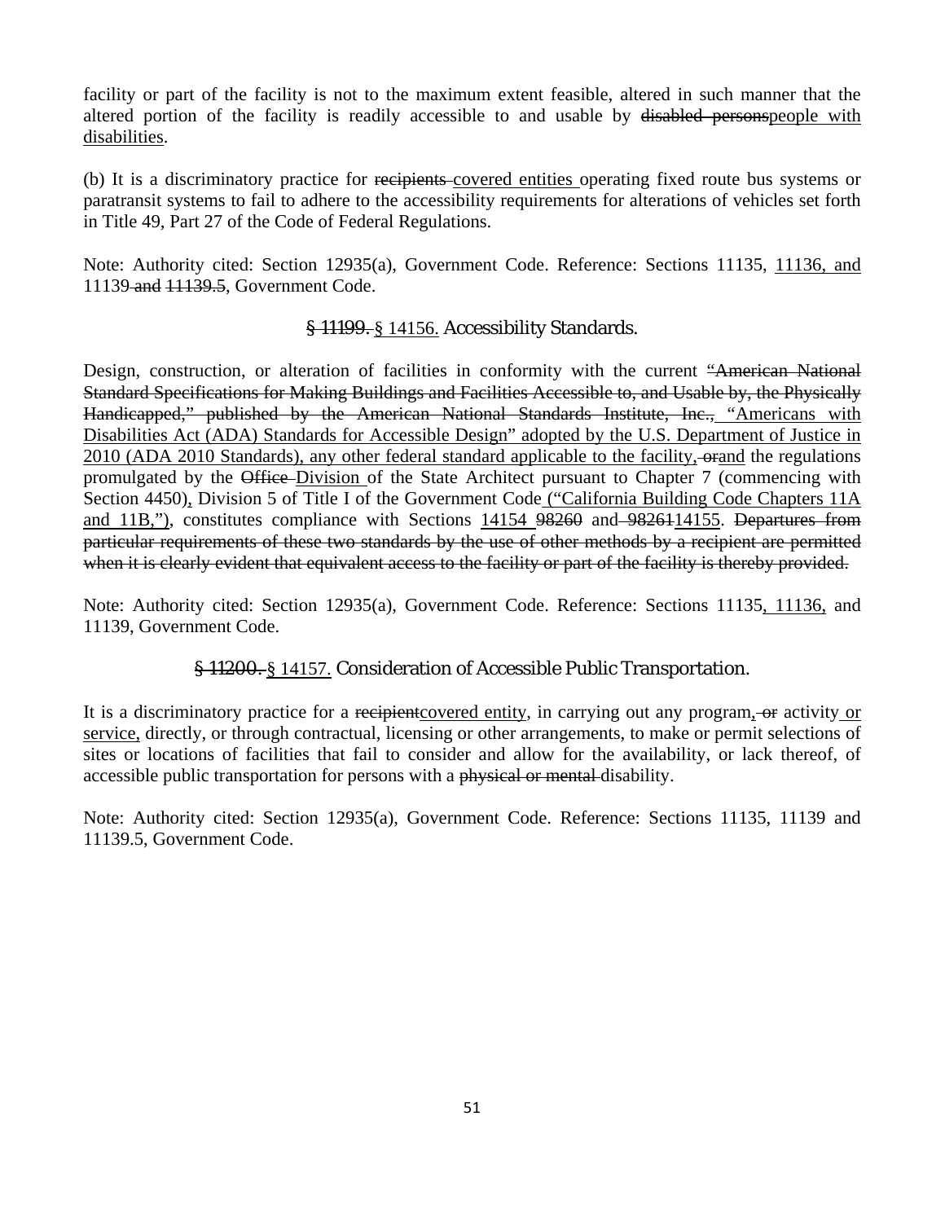facility or part of the facility is not to the maximum extent feasible, altered in such manner that the altered portion of the facility is readily accessible to and usable by ~~disabled persons~~<u>people with disabilities</u>.

(b) It is a discriminatory practice for ~~recipients~~ <u>covered entities</u> operating fixed route bus systems or paratransit systems to fail to adhere to the accessibility requirements for alterations of vehicles set forth in Title 49, Part 27 of the Code of Federal Regulations.

Note: Authority cited: Section 12935(a), Government Code. Reference: Sections 11135, <u>11136, and</u> 11139 ~~and 11139.5~~, Government Code.

### ~~§ 11199.~~ <u>§ 14156.</u> Accessibility Standards.

Design, construction, or alteration of facilities in conformity with the current ~~"American National Standard Specifications for Making Buildings and Facilities Accessible to, and Usable by, the Physically Handicapped," published by the American National Standards Institute, Inc.,~~ <u>"Americans with Disabilities Act (ADA) Standards for Accessible Design" adopted by the U.S. Department of Justice in 2010 (ADA 2010 Standards), any other federal standard applicable to the facility,</u> ~~or~~<u>and</u> the regulations promulgated by the ~~Office~~ <u>Division</u> of the State Architect pursuant to Chapter 7 (commencing with Section 4450)<u>,</u> Division 5 of Title I of the Government Code <u>("California Building Code Chapters 11A and 11B,")</u>, constitutes compliance with Sections <u>14154</u> ~~98260~~ and ~~98261~~<u>14155</u>. ~~Departures from particular requirements of these two standards by the use of other methods by a recipient are permitted when it is clearly evident that equivalent access to the facility or part of the facility is thereby provided.~~

Note: Authority cited: Section 12935(a), Government Code. Reference: Sections 11135<u>, 11136,</u> and 11139, Government Code.

### ~~§ 11200.~~ <u>§ 14157.</u> Consideration of Accessible Public Transportation.

It is a discriminatory practice for a ~~recipient~~<u>covered entity</u>, in carrying out any program<u>,</u> ~~or~~ activity <u>or service,</u> directly, or through contractual, licensing or other arrangements, to make or permit selections of sites or locations of facilities that fail to consider and allow for the availability, or lack thereof, of accessible public transportation for persons with a ~~physical or mental~~ disability.

Note: Authority cited: Section 12935(a), Government Code. Reference: Sections 11135, 11139 and 11139.5, Government Code.